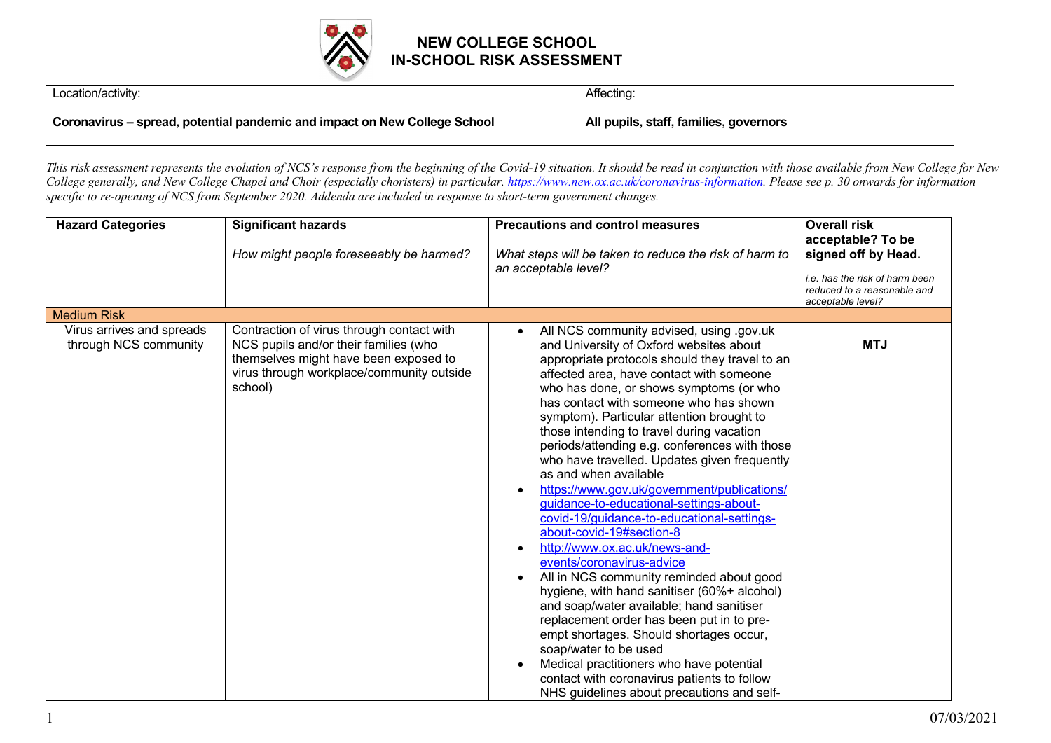# NEW COLLEGE SCHOOL
# IN-SCHOOL RISK ASSESSMENT

| Location/activity: | Affecting: |
|---|---|
| **Coronavirus – spread, potential pandemic and impact on New College School** | **All pupils, staff, families, governors** |

*This risk assessment represents the evolution of NCS's response from the beginning of the Covid-19 situation. It should be read in conjunction with those available from New College for New College generally, and New College Chapel and Choir (especially choristers) in particular. https://www.new.ox.ac.uk/coronavirus-information. Please see p. 30 onwards for information specific to re-opening of NCS from September 2020. Addenda are included in response to short-term government changes.*

| **Hazard Categories** | **Significant hazards**<br><br>*How might people foreseeably be harmed?* | **Precautions and control measures**<br><br>*What steps will be taken to reduce the risk of harm to an acceptable level?* | **Overall risk acceptable? To be signed off by Head.**<br><br>*i.e. has the risk of harm been reduced to a reasonable and acceptable level?* |
|---|---|---|---|
| Medium Risk | | | |
| Virus arrives and spreads through NCS community | Contraction of virus through contact with NCS pupils and/or their families (who themselves might have been exposed to virus through workplace/community outside school) | • All NCS community advised, using .gov.uk and University of Oxford websites about appropriate protocols should they travel to an affected area, have contact with someone who has done, or shows symptoms (or who has contact with someone who has shown symptom). Particular attention brought to those intending to travel during vacation periods/attending e.g. conferences with those who have travelled. Updates given frequently as and when available<br>• https://www.gov.uk/government/publications/guidance-to-educational-settings-about-covid-19/guidance-to-educational-settings-about-covid-19#section-8<br>• http://www.ox.ac.uk/news-and-events/coronavirus-advice<br>• All in NCS community reminded about good hygiene, with hand sanitiser (60%+ alcohol) and soap/water available; hand sanitiser replacement order has been put in to pre-empt shortages. Should shortages occur, soap/water to be used<br>• Medical practitioners who have potential contact with coronavirus patients to follow NHS guidelines about precautions and self- | **MTJ** |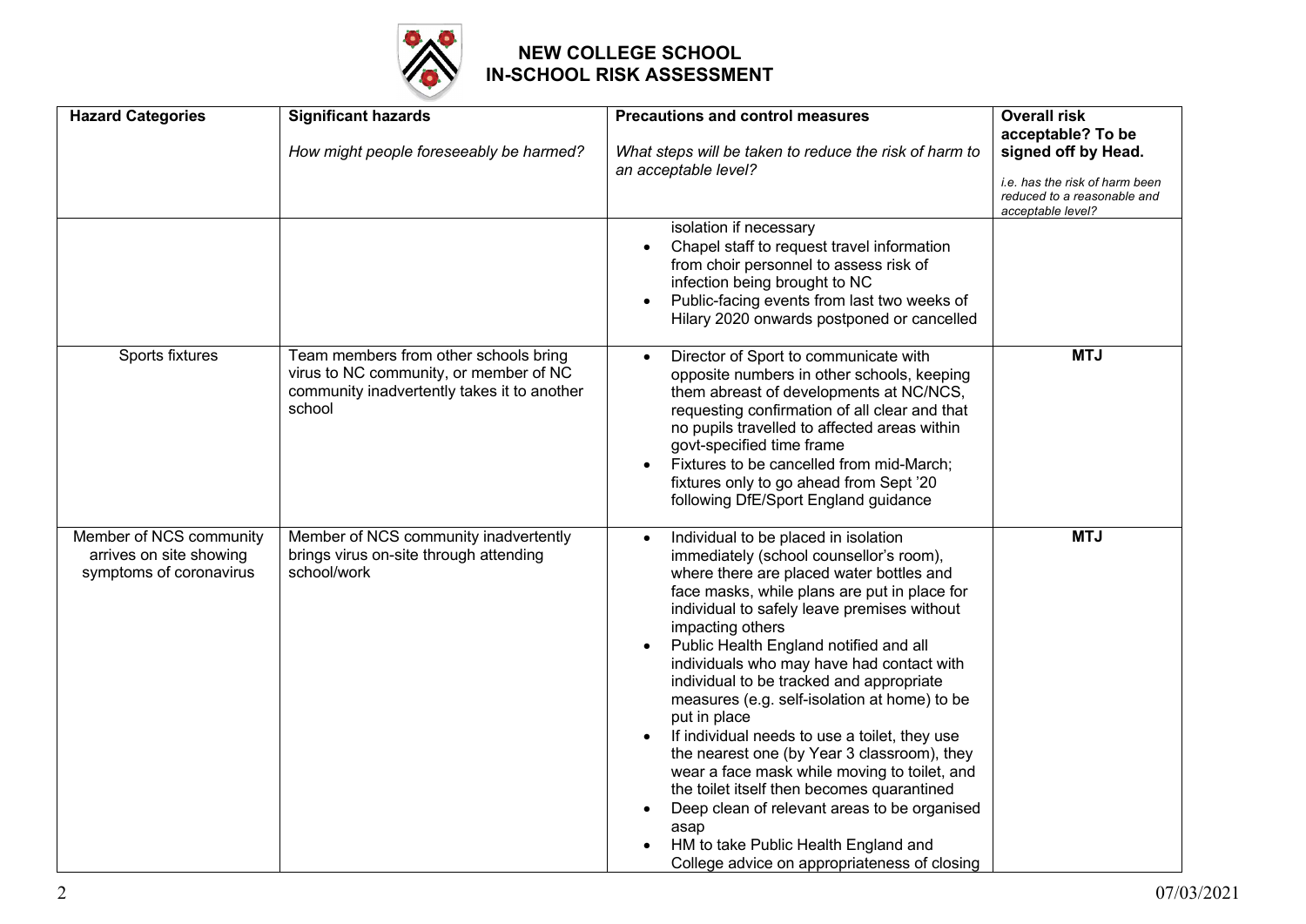# NEW COLLEGE SCHOOL
## IN-SCHOOL RISK ASSESSMENT

| Hazard Categories | Significant hazards<br><br>*How might people foreseeably be harmed?* | Precautions and control measures<br><br>*What steps will be taken to reduce the risk of harm to an acceptable level?* | Overall risk acceptable? To be signed off by Head.<br><br>*i.e. has the risk of harm been reduced to a reasonable and acceptable level?* |
|---|---|---|---|
| | | isolation if necessary<br>• Chapel staff to request travel information from choir personnel to assess risk of infection being brought to NC<br>• Public-facing events from last two weeks of Hilary 2020 onwards postponed or cancelled | |
| Sports fixtures | Team members from other schools bring virus to NC community, or member of NC community inadvertently takes it to another school | • Director of Sport to communicate with opposite numbers in other schools, keeping them abreast of developments at NC/NCS, requesting confirmation of all clear and that no pupils travelled to affected areas within govt-specified time frame<br>• Fixtures to be cancelled from mid-March; fixtures only to go ahead from Sept '20 following DfE/Sport England guidance | **MTJ** |
| Member of NCS community arrives on site showing symptoms of coronavirus | Member of NCS community inadvertently brings virus on-site through attending school/work | • Individual to be placed in isolation immediately (school counsellor's room), where there are placed water bottles and face masks, while plans are put in place for individual to safely leave premises without impacting others<br>• Public Health England notified and all individuals who may have had contact with individual to be tracked and appropriate measures (e.g. self-isolation at home) to be put in place<br>• If individual needs to use a toilet, they use the nearest one (by Year 3 classroom), they wear a face mask while moving to toilet, and the toilet itself then becomes quarantined<br>• Deep clean of relevant areas to be organised asap<br>• HM to take Public Health England and College advice on appropriateness of closing | **MTJ** |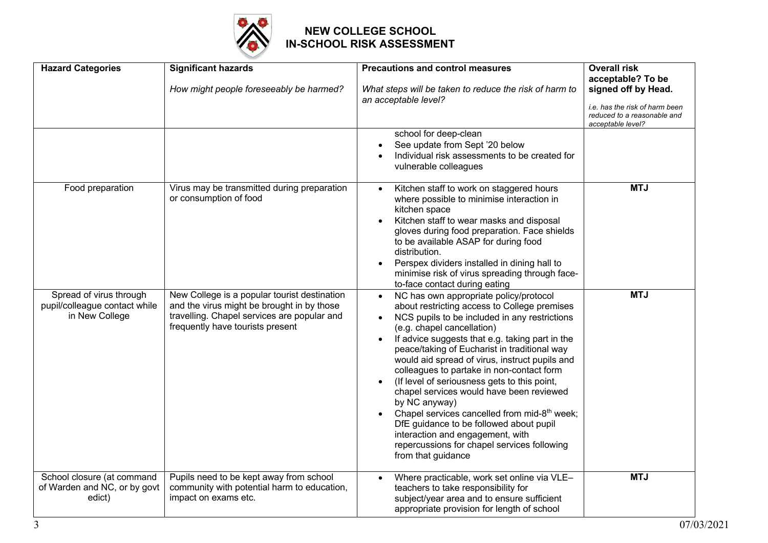**NEW COLLEGE SCHOOL**
**IN-SCHOOL RISK ASSESSMENT**

| Hazard Categories | Significant hazards<br><br>*How might people foreseeably be harmed?* | Precautions and control measures<br><br>*What steps will be taken to reduce the risk of harm to an acceptable level?* | Overall risk acceptable? To be signed off by Head.<br><br>*i.e. has the risk of harm been reduced to a reasonable and acceptable level?* |
|---|---|---|---|
| | | school for deep-clean<br>• See update from Sept '20 below<br>• Individual risk assessments to be created for vulnerable colleagues | |
| Food preparation | Virus may be transmitted during preparation or consumption of food | • Kitchen staff to work on staggered hours where possible to minimise interaction in kitchen space<br>• Kitchen staff to wear masks and disposal gloves during food preparation. Face shields to be available ASAP for during food distribution.<br>• Perspex dividers installed in dining hall to minimise risk of virus spreading through face-to-face contact during eating | **MTJ** |
| Spread of virus through pupil/colleague contact while in New College | New College is a popular tourist destination and the virus might be brought in by those travelling. Chapel services are popular and frequently have tourists present | • NC has own appropriate policy/protocol about restricting access to College premises<br>• NCS pupils to be included in any restrictions (e.g. chapel cancellation)<br>• If advice suggests that e.g. taking part in the peace/taking of Eucharist in traditional way would aid spread of virus, instruct pupils and colleagues to partake in non-contact form<br>• (If level of seriousness gets to this point, chapel services would have been reviewed by NC anyway)<br>• Chapel services cancelled from mid-8th week; DfE guidance to be followed about pupil interaction and engagement, with repercussions for chapel services following from that guidance | **MTJ** |
| School closure (at command of Warden and NC, or by govt edict) | Pupils need to be kept away from school community with potential harm to education, impact on exams etc. | • Where practicable, work set online via VLE– teachers to take responsibility for subject/year area and to ensure sufficient appropriate provision for length of school | **MTJ** |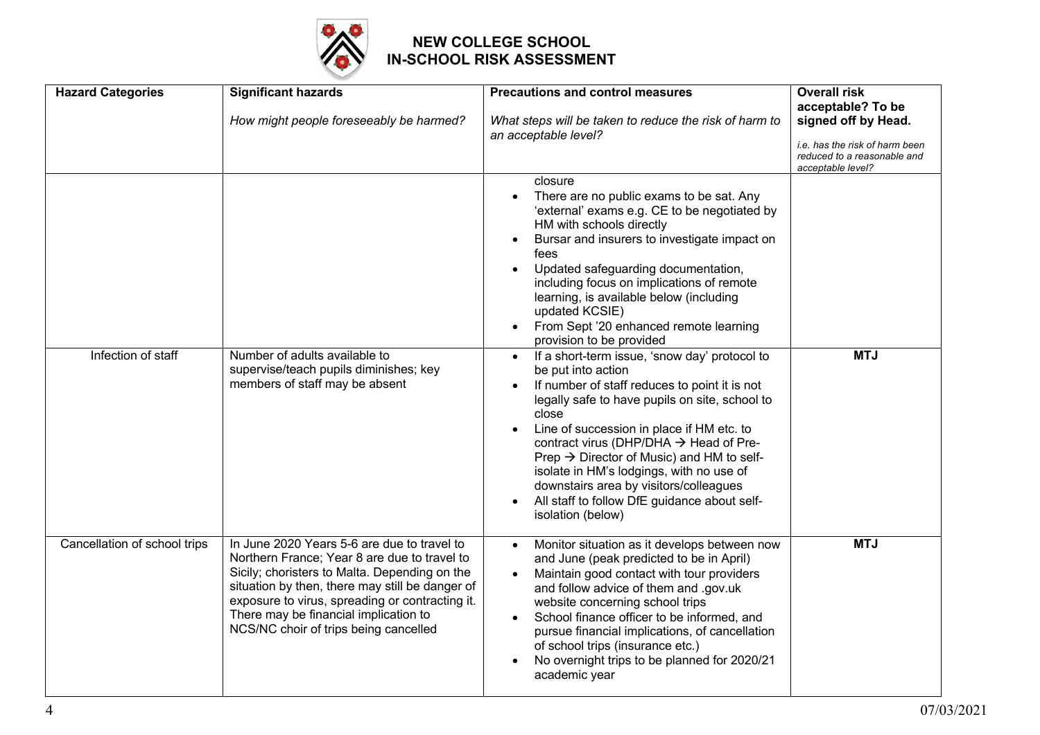# NEW COLLEGE SCHOOL
## IN-SCHOOL RISK ASSESSMENT

| Hazard Categories | Significant hazards<br><br>*How might people foreseeably be harmed?* | Precautions and control measures<br><br>*What steps will be taken to reduce the risk of harm to an acceptable level?* | Overall risk acceptable? To be signed off by Head.<br><br>*i.e. has the risk of harm been reduced to a reasonable and acceptable level?* |
|---|---|---|---|
| | | closure<br>• There are no public exams to be sat. Any 'external' exams e.g. CE to be negotiated by HM with schools directly<br>• Bursar and insurers to investigate impact on fees<br>• Updated safeguarding documentation, including focus on implications of remote learning, is available below (including updated KCSIE)<br>• From Sept '20 enhanced remote learning provision to be provided | |
| Infection of staff | Number of adults available to supervise/teach pupils diminishes; key members of staff may be absent | • If a short-term issue, 'snow day' protocol to be put into action<br>• If number of staff reduces to point it is not legally safe to have pupils on site, school to close<br>• Line of succession in place if HM etc. to contract virus (DHP/DHA → Head of Pre-Prep → Director of Music) and HM to self-isolate in HM's lodgings, with no use of downstairs area by visitors/colleagues<br>• All staff to follow DfE guidance about self-isolation (below) | **MTJ** |
| Cancellation of school trips | In June 2020 Years 5-6 are due to travel to Northern France; Year 8 are due to travel to Sicily; choristers to Malta. Depending on the situation by then, there may still be danger of exposure to virus, spreading or contracting it. There may be financial implication to NCS/NC choir of trips being cancelled | • Monitor situation as it develops between now and June (peak predicted to be in April)<br>• Maintain good contact with tour providers and follow advice of them and .gov.uk website concerning school trips<br>• School finance officer to be informed, and pursue financial implications, of cancellation of school trips (insurance etc.)<br>• No overnight trips to be planned for 2020/21 academic year | **MTJ** |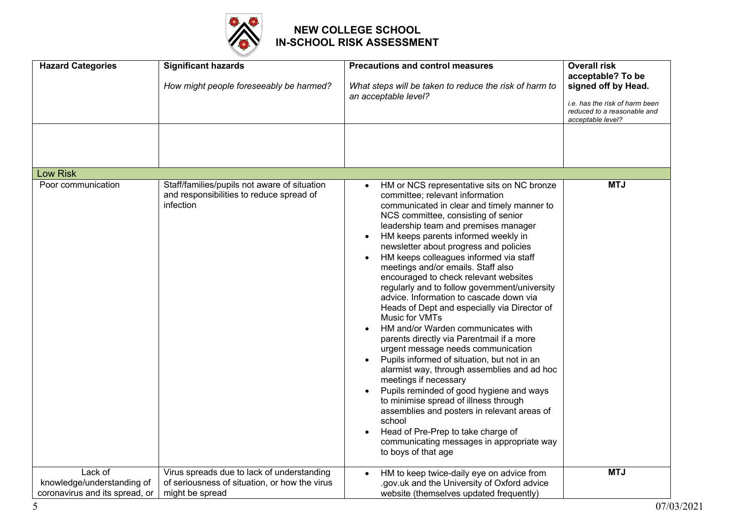# NEW COLLEGE SCHOOL
## IN-SCHOOL RISK ASSESSMENT

| Hazard Categories | Significant hazards<br><br>*How might people foreseeably be harmed?* | Precautions and control measures<br><br>*What steps will be taken to reduce the risk of harm to an acceptable level?* | Overall risk acceptable? To be signed off by Head.<br><br>*i.e. has the risk of harm been reduced to a reasonable and acceptable level?* |
|---|---|---|---|
| | | | |
| **Low Risk** | | | |
| Poor communication | Staff/families/pupils not aware of situation and responsibilities to reduce spread of infection | • HM or NCS representative sits on NC bronze committee; relevant information communicated in clear and timely manner to NCS committee, consisting of senior leadership team and premises manager<br>• HM keeps parents informed weekly in newsletter about progress and policies<br>• HM keeps colleagues informed via staff meetings and/or emails. Staff also encouraged to check relevant websites regularly and to follow government/university advice. Information to cascade down via Heads of Dept and especially via Director of Music for VMTs<br>• HM and/or Warden communicates with parents directly via Parentmail if a more urgent message needs communication<br>• Pupils informed of situation, but not in an alarmist way, through assemblies and ad hoc meetings if necessary<br>• Pupils reminded of good hygiene and ways to minimise spread of illness through assemblies and posters in relevant areas of school<br>• Head of Pre-Prep to take charge of communicating messages in appropriate way to boys of that age | **MTJ** |
| Lack of knowledge/understanding of coronavirus and its spread, or | Virus spreads due to lack of understanding of seriousness of situation, or how the virus might be spread | • HM to keep twice-daily eye on advice from .gov.uk and the University of Oxford advice website (themselves updated frequently) | **MTJ** |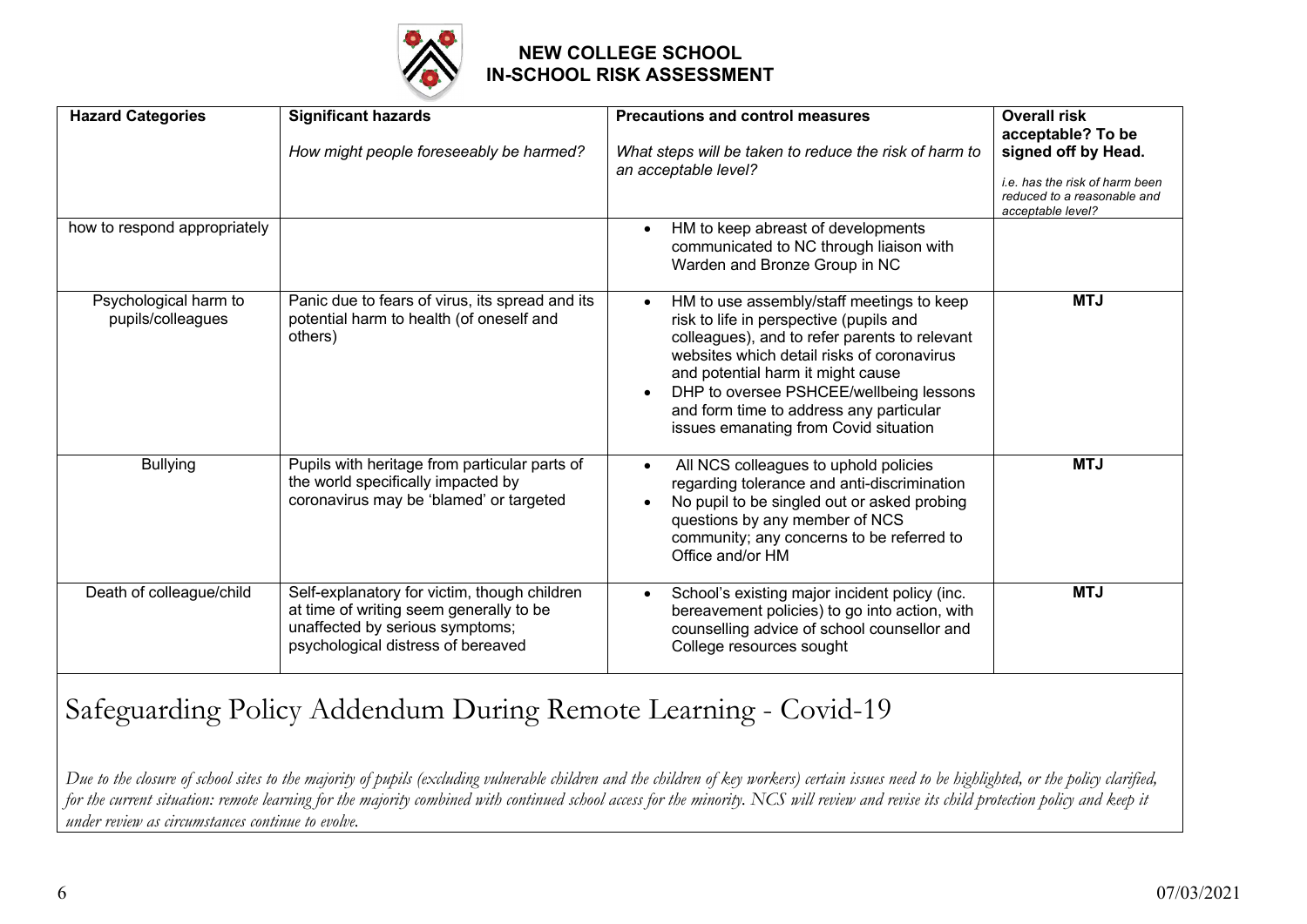**NEW COLLEGE SCHOOL**
**IN-SCHOOL RISK ASSESSMENT**

| **Hazard Categories** | **Significant hazards**<br><br>*How might people foreseeably be harmed?* | **Precautions and control measures**<br><br>*What steps will be taken to reduce the risk of harm to an acceptable level?* | **Overall risk acceptable? To be signed off by Head.**<br><br>*i.e. has the risk of harm been reduced to a reasonable and acceptable level?* |
|---|---|---|---|
| how to respond appropriately | | • HM to keep abreast of developments communicated to NC through liaison with Warden and Bronze Group in NC | |
| Psychological harm to pupils/colleagues | Panic due to fears of virus, its spread and its potential harm to health (of oneself and others) | • HM to use assembly/staff meetings to keep risk to life in perspective (pupils and colleagues), and to refer parents to relevant websites which detail risks of coronavirus and potential harm it might cause<br>• DHP to oversee PSHCEE/wellbeing lessons and form time to address any particular issues emanating from Covid situation | **MTJ** |
| Bullying | Pupils with heritage from particular parts of the world specifically impacted by coronavirus may be 'blamed' or targeted | • All NCS colleagues to uphold policies regarding tolerance and anti-discrimination<br>• No pupil to be singled out or asked probing questions by any member of NCS community; any concerns to be referred to Office and/or HM | **MTJ** |
| Death of colleague/child | Self-explanatory for victim, though children at time of writing seem generally to be unaffected by serious symptoms; psychological distress of bereaved | • School's existing major incident policy (inc. bereavement policies) to go into action, with counselling advice of school counsellor and College resources sought | **MTJ** |

# Safeguarding Policy Addendum During Remote Learning - Covid-19

*Due to the closure of school sites to the majority of pupils (excluding vulnerable children and the children of key workers) certain issues need to be highlighted, or the policy clarified, for the current situation: remote learning for the majority combined with continued school access for the minority. NCS will review and revise its child protection policy and keep it under review as circumstances continue to evolve.*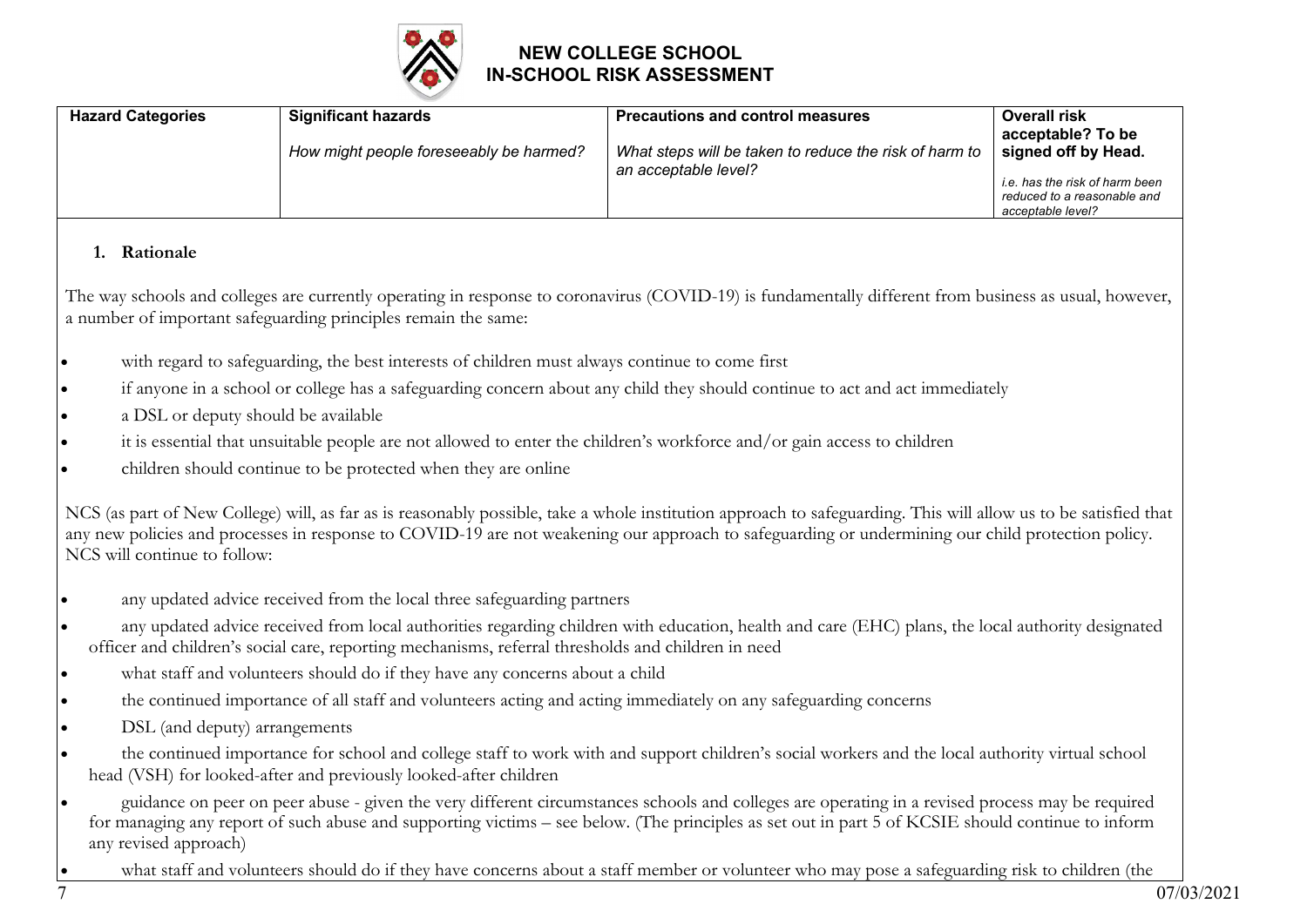## NEW COLLEGE SCHOOL
## IN-SCHOOL RISK ASSESSMENT

| Hazard Categories | Significant hazards<br><br>*How might people foreseeably be harmed?* | Precautions and control measures<br><br>*What steps will be taken to reduce the risk of harm to an acceptable level?* | Overall risk acceptable? To be signed off by Head.<br><br>*i.e. has the risk of harm been reduced to a reasonable and acceptable level?* |
|---|---|---|---|

### 1. Rationale

The way schools and colleges are currently operating in response to coronavirus (COVID-19) is fundamentally different from business as usual, however, a number of important safeguarding principles remain the same:

- with regard to safeguarding, the best interests of children must always continue to come first
- if anyone in a school or college has a safeguarding concern about any child they should continue to act and act immediately
- a DSL or deputy should be available
- it is essential that unsuitable people are not allowed to enter the children's workforce and/or gain access to children
- children should continue to be protected when they are online

NCS (as part of New College) will, as far as is reasonably possible, take a whole institution approach to safeguarding. This will allow us to be satisfied that any new policies and processes in response to COVID-19 are not weakening our approach to safeguarding or undermining our child protection policy. NCS will continue to follow:

- any updated advice received from the local three safeguarding partners
- any updated advice received from local authorities regarding children with education, health and care (EHC) plans, the local authority designated officer and children's social care, reporting mechanisms, referral thresholds and children in need
- what staff and volunteers should do if they have any concerns about a child
- the continued importance of all staff and volunteers acting and acting immediately on any safeguarding concerns
- DSL (and deputy) arrangements
- the continued importance for school and college staff to work with and support children's social workers and the local authority virtual school head (VSH) for looked-after and previously looked-after children
- guidance on peer on peer abuse - given the very different circumstances schools and colleges are operating in a revised process may be required for managing any report of such abuse and supporting victims – see below. (The principles as set out in part 5 of KCSIE should continue to inform any revised approach)
- what staff and volunteers should do if they have concerns about a staff member or volunteer who may pose a safeguarding risk to children (the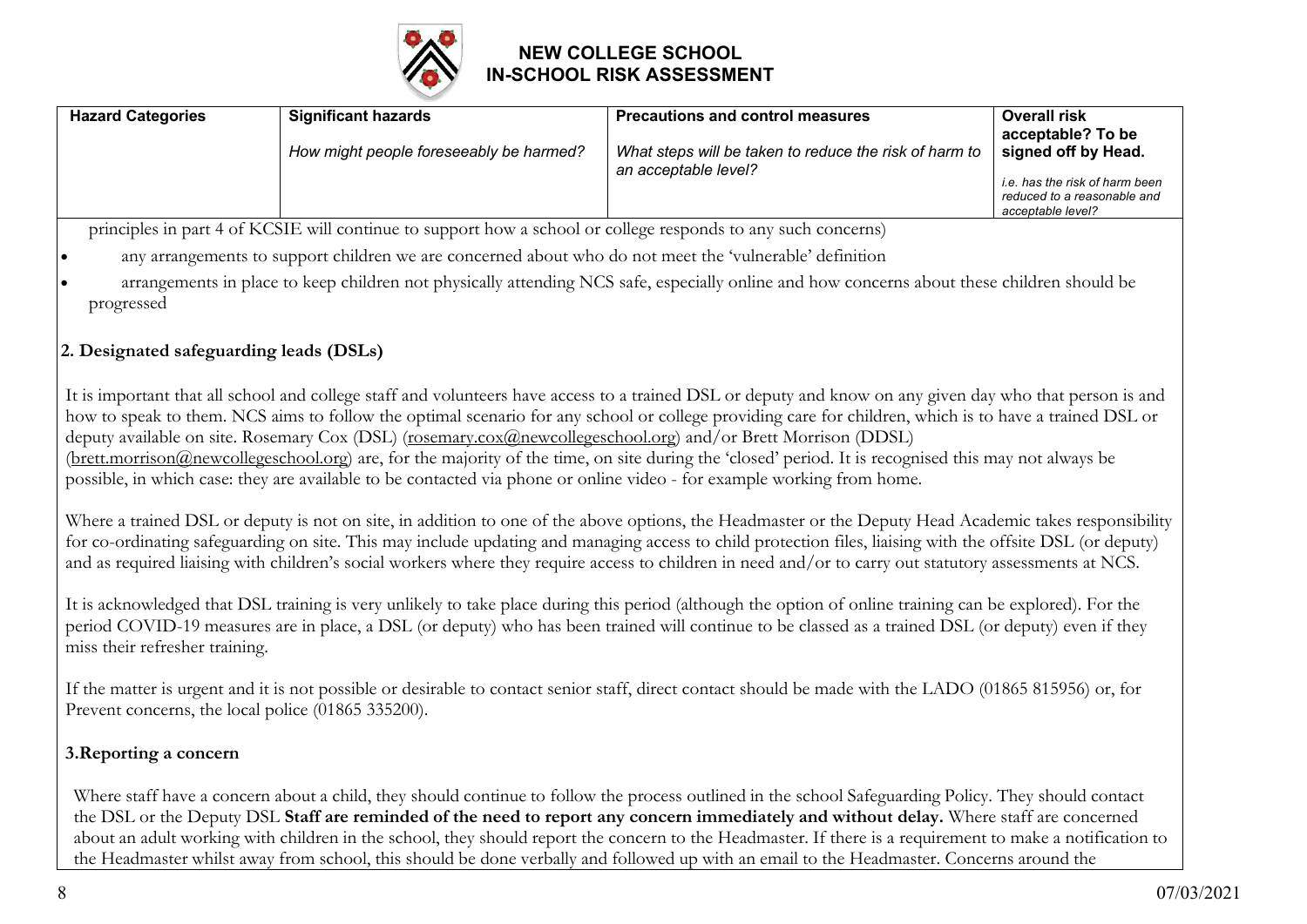| Hazard Categories | Significant hazards<br><br>*How might people foreseeably be harmed?* | Precautions and control measures<br><br>*What steps will be taken to reduce the risk of harm to an acceptable level?* | Overall risk acceptable? To be signed off by Head.<br><br>*i.e. has the risk of harm been reduced to a reasonable and acceptable level?* |
|---|---|---|---|

principles in part 4 of KCSIE will continue to support how a school or college responds to any such concerns)

- any arrangements to support children we are concerned about who do not meet the 'vulnerable' definition
- arrangements in place to keep children not physically attending NCS safe, especially online and how concerns about these children should be progressed

**2. Designated safeguarding leads (DSLs)**

It is important that all school and college staff and volunteers have access to a trained DSL or deputy and know on any given day who that person is and how to speak to them. NCS aims to follow the optimal scenario for any school or college providing care for children, which is to have a trained DSL or deputy available on site. Rosemary Cox (DSL) (rosemary.cox@newcollegeschool.org) and/or Brett Morrison (DDSL) (brett.morrison@newcollegeschool.org) are, for the majority of the time, on site during the 'closed' period. It is recognised this may not always be possible, in which case: they are available to be contacted via phone or online video - for example working from home.

Where a trained DSL or deputy is not on site, in addition to one of the above options, the Headmaster or the Deputy Head Academic takes responsibility for co-ordinating safeguarding on site. This may include updating and managing access to child protection files, liaising with the offsite DSL (or deputy) and as required liaising with children's social workers where they require access to children in need and/or to carry out statutory assessments at NCS.

It is acknowledged that DSL training is very unlikely to take place during this period (although the option of online training can be explored). For the period COVID-19 measures are in place, a DSL (or deputy) who has been trained will continue to be classed as a trained DSL (or deputy) even if they miss their refresher training.

If the matter is urgent and it is not possible or desirable to contact senior staff, direct contact should be made with the LADO (01865 815956) or, for Prevent concerns, the local police (01865 335200).

**3.Reporting a concern**

Where staff have a concern about a child, they should continue to follow the process outlined in the school Safeguarding Policy. They should contact the DSL or the Deputy DSL **Staff are reminded of the need to report any concern immediately and without delay.** Where staff are concerned about an adult working with children in the school, they should report the concern to the Headmaster. If there is a requirement to make a notification to the Headmaster whilst away from school, this should be done verbally and followed up with an email to the Headmaster. Concerns around the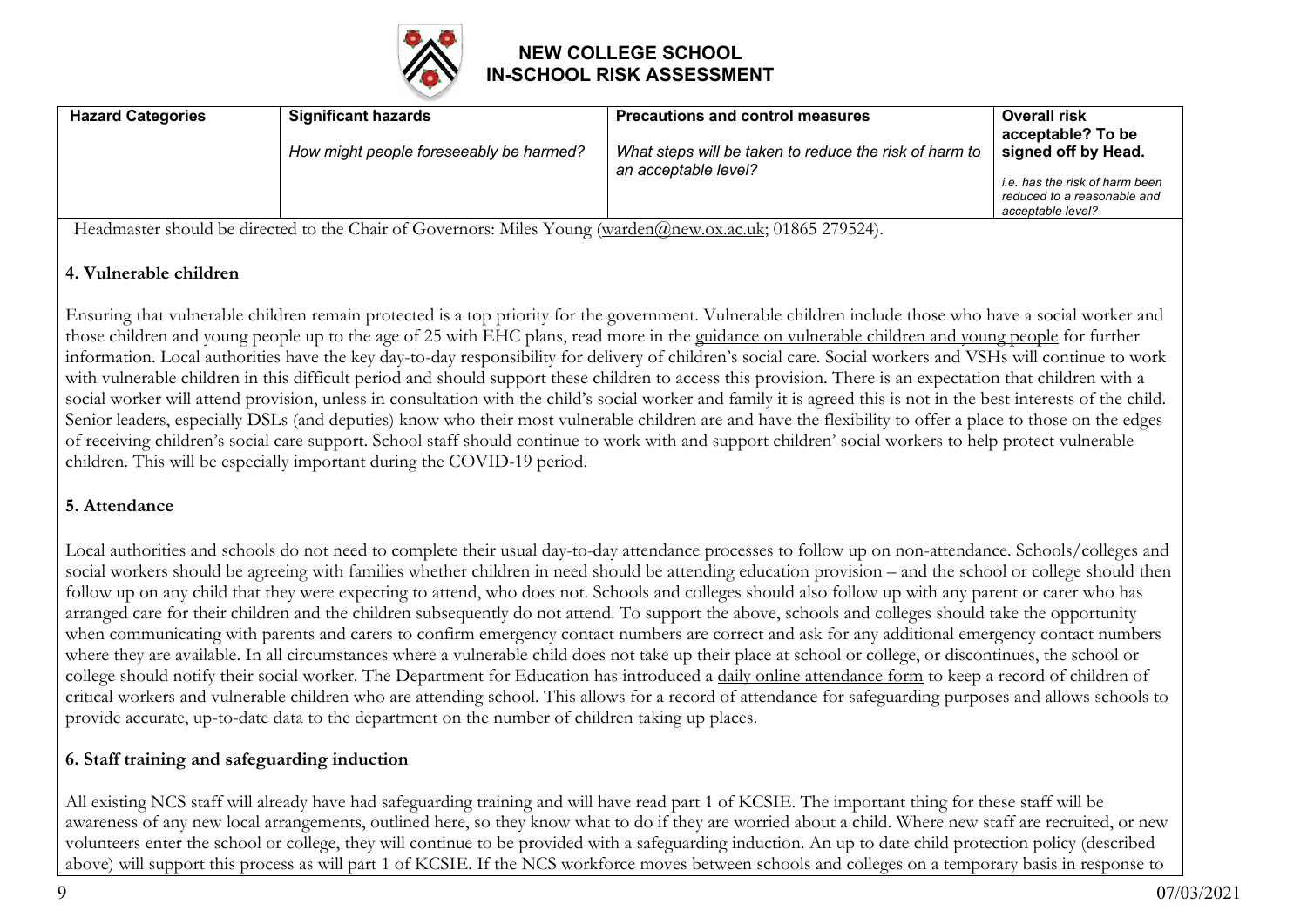| Hazard Categories | Significant hazards<br><br>*How might people foreseeably be harmed?* | Precautions and control measures<br><br>*What steps will be taken to reduce the risk of harm to an acceptable level?* | Overall risk acceptable? To be signed off by Head.<br><br>*i.e. has the risk of harm been reduced to a reasonable and acceptable level?* |
| --- | --- | --- | --- |

Headmaster should be directed to the Chair of Governors: Miles Young (warden@new.ox.ac.uk; 01865 279524).

**4. Vulnerable children**

Ensuring that vulnerable children remain protected is a top priority for the government. Vulnerable children include those who have a social worker and those children and young people up to the age of 25 with EHC plans, read more in the guidance on vulnerable children and young people for further information. Local authorities have the key day-to-day responsibility for delivery of children's social care. Social workers and VSHs will continue to work with vulnerable children in this difficult period and should support these children to access this provision. There is an expectation that children with a social worker will attend provision, unless in consultation with the child's social worker and family it is agreed this is not in the best interests of the child. Senior leaders, especially DSLs (and deputies) know who their most vulnerable children are and have the flexibility to offer a place to those on the edges of receiving children's social care support. School staff should continue to work with and support children' social workers to help protect vulnerable children. This will be especially important during the COVID-19 period.

**5. Attendance**

Local authorities and schools do not need to complete their usual day-to-day attendance processes to follow up on non-attendance. Schools/colleges and social workers should be agreeing with families whether children in need should be attending education provision – and the school or college should then follow up on any child that they were expecting to attend, who does not. Schools and colleges should also follow up with any parent or carer who has arranged care for their children and the children subsequently do not attend. To support the above, schools and colleges should take the opportunity when communicating with parents and carers to confirm emergency contact numbers are correct and ask for any additional emergency contact numbers where they are available. In all circumstances where a vulnerable child does not take up their place at school or college, or discontinues, the school or college should notify their social worker. The Department for Education has introduced a daily online attendance form to keep a record of children of critical workers and vulnerable children who are attending school. This allows for a record of attendance for safeguarding purposes and allows schools to provide accurate, up-to-date data to the department on the number of children taking up places.

**6. Staff training and safeguarding induction**

All existing NCS staff will already have had safeguarding training and will have read part 1 of KCSIE. The important thing for these staff will be awareness of any new local arrangements, outlined here, so they know what to do if they are worried about a child. Where new staff are recruited, or new volunteers enter the school or college, they will continue to be provided with a safeguarding induction. An up to date child protection policy (described above) will support this process as will part 1 of KCSIE. If the NCS workforce moves between schools and colleges on a temporary basis in response to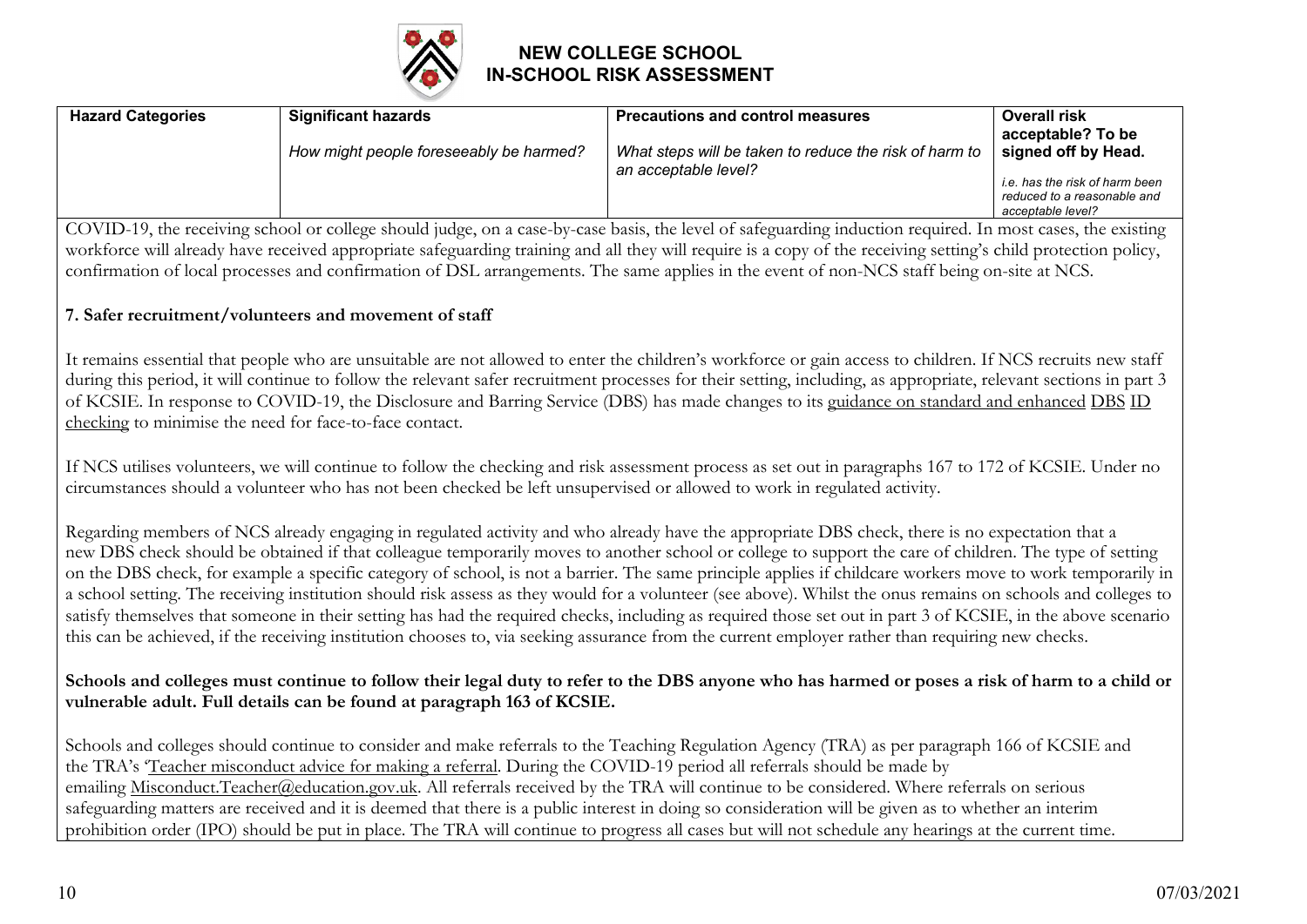# NEW COLLEGE SCHOOL
# IN-SCHOOL RISK ASSESSMENT

| Hazard Categories | Significant hazards | Precautions and control measures | Overall risk acceptable? To be signed off by Head. |
|---|---|---|---|
| | *How might people foreseeably be harmed?* | *What steps will be taken to reduce the risk of harm to an acceptable level?* | *i.e. has the risk of harm been reduced to a reasonable and acceptable level?* |

COVID-19, the receiving school or college should judge, on a case-by-case basis, the level of safeguarding induction required. In most cases, the existing workforce will already have received appropriate safeguarding training and all they will require is a copy of the receiving setting's child protection policy, confirmation of local processes and confirmation of DSL arrangements. The same applies in the event of non-NCS staff being on-site at NCS.

**7. Safer recruitment/volunteers and movement of staff**

It remains essential that people who are unsuitable are not allowed to enter the children's workforce or gain access to children. If NCS recruits new staff during this period, it will continue to follow the relevant safer recruitment processes for their setting, including, as appropriate, relevant sections in part 3 of KCSIE. In response to COVID-19, the Disclosure and Barring Service (DBS) has made changes to its guidance on standard and enhanced DBS ID checking to minimise the need for face-to-face contact.

If NCS utilises volunteers, we will continue to follow the checking and risk assessment process as set out in paragraphs 167 to 172 of KCSIE. Under no circumstances should a volunteer who has not been checked be left unsupervised or allowed to work in regulated activity.

Regarding members of NCS already engaging in regulated activity and who already have the appropriate DBS check, there is no expectation that a new DBS check should be obtained if that colleague temporarily moves to another school or college to support the care of children. The type of setting on the DBS check, for example a specific category of school, is not a barrier. The same principle applies if childcare workers move to work temporarily in a school setting. The receiving institution should risk assess as they would for a volunteer (see above). Whilst the onus remains on schools and colleges to satisfy themselves that someone in their setting has had the required checks, including as required those set out in part 3 of KCSIE, in the above scenario this can be achieved, if the receiving institution chooses to, via seeking assurance from the current employer rather than requiring new checks.

**Schools and colleges must continue to follow their legal duty to refer to the DBS anyone who has harmed or poses a risk of harm to a child or vulnerable adult. Full details can be found at paragraph 163 of KCSIE.**

Schools and colleges should continue to consider and make referrals to the Teaching Regulation Agency (TRA) as per paragraph 166 of KCSIE and the TRA's 'Teacher misconduct advice for making a referral. During the COVID-19 period all referrals should be made by emailing Misconduct.Teacher@education.gov.uk. All referrals received by the TRA will continue to be considered. Where referrals on serious safeguarding matters are received and it is deemed that there is a public interest in doing so consideration will be given as to whether an interim prohibition order (IPO) should be put in place. The TRA will continue to progress all cases but will not schedule any hearings at the current time.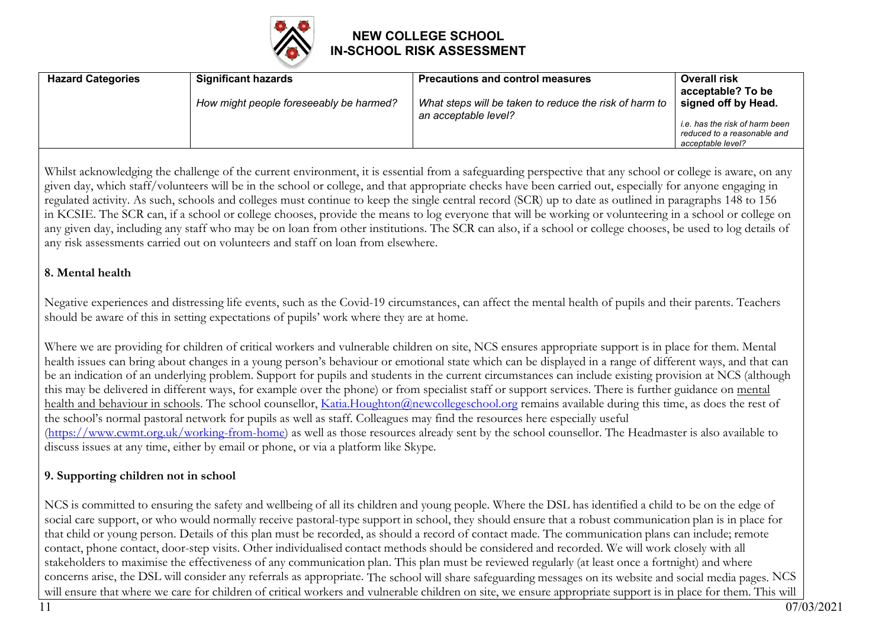| Hazard Categories | Significant hazards<br><br>*How might people foreseeably be harmed?* | Precautions and control measures<br><br>*What steps will be taken to reduce the risk of harm to an acceptable level?* | Overall risk acceptable? To be signed off by Head.<br><br>*i.e. has the risk of harm been reduced to a reasonable and acceptable level?* |
|---|---|---|---|

Whilst acknowledging the challenge of the current environment, it is essential from a safeguarding perspective that any school or college is aware, on any given day, which staff/volunteers will be in the school or college, and that appropriate checks have been carried out, especially for anyone engaging in regulated activity. As such, schools and colleges must continue to keep the single central record (SCR) up to date as outlined in paragraphs 148 to 156 in KCSIE. The SCR can, if a school or college chooses, provide the means to log everyone that will be working or volunteering in a school or college on any given day, including any staff who may be on loan from other institutions. The SCR can also, if a school or college chooses, be used to log details of any risk assessments carried out on volunteers and staff on loan from elsewhere.

**8. Mental health**

Negative experiences and distressing life events, such as the Covid-19 circumstances, can affect the mental health of pupils and their parents. Teachers should be aware of this in setting expectations of pupils' work where they are at home.

Where we are providing for children of critical workers and vulnerable children on site, NCS ensures appropriate support is in place for them. Mental health issues can bring about changes in a young person's behaviour or emotional state which can be displayed in a range of different ways, and that can be an indication of an underlying problem. Support for pupils and students in the current circumstances can include existing provision at NCS (although this may be delivered in different ways, for example over the phone) or from specialist staff or support services. There is further guidance on [mental health and behaviour in schools](). The school counsellor, [Katia.Houghton@newcollegeschool.org](mailto:Katia.Houghton@newcollegeschool.org) remains available during this time, as does the rest of the school's normal pastoral network for pupils as well as staff. Colleagues may find the resources here especially useful ([https://www.cwmt.org.uk/working-from-home](https://www.cwmt.org.uk/working-from-home)) as well as those resources already sent by the school counsellor. The Headmaster is also available to discuss issues at any time, either by email or phone, or via a platform like Skype.

**9. Supporting children not in school**

NCS is committed to ensuring the safety and wellbeing of all its children and young people. Where the DSL has identified a child to be on the edge of social care support, or who would normally receive pastoral-type support in school, they should ensure that a robust communication plan is in place for that child or young person. Details of this plan must be recorded, as should a record of contact made. The communication plans can include; remote contact, phone contact, door-step visits. Other individualised contact methods should be considered and recorded. We will work closely with all stakeholders to maximise the effectiveness of any communication plan. This plan must be reviewed regularly (at least once a fortnight) and where concerns arise, the DSL will consider any referrals as appropriate. The school will share safeguarding messages on its website and social media pages. NCS will ensure that where we care for children of critical workers and vulnerable children on site, we ensure appropriate support is in place for them. This will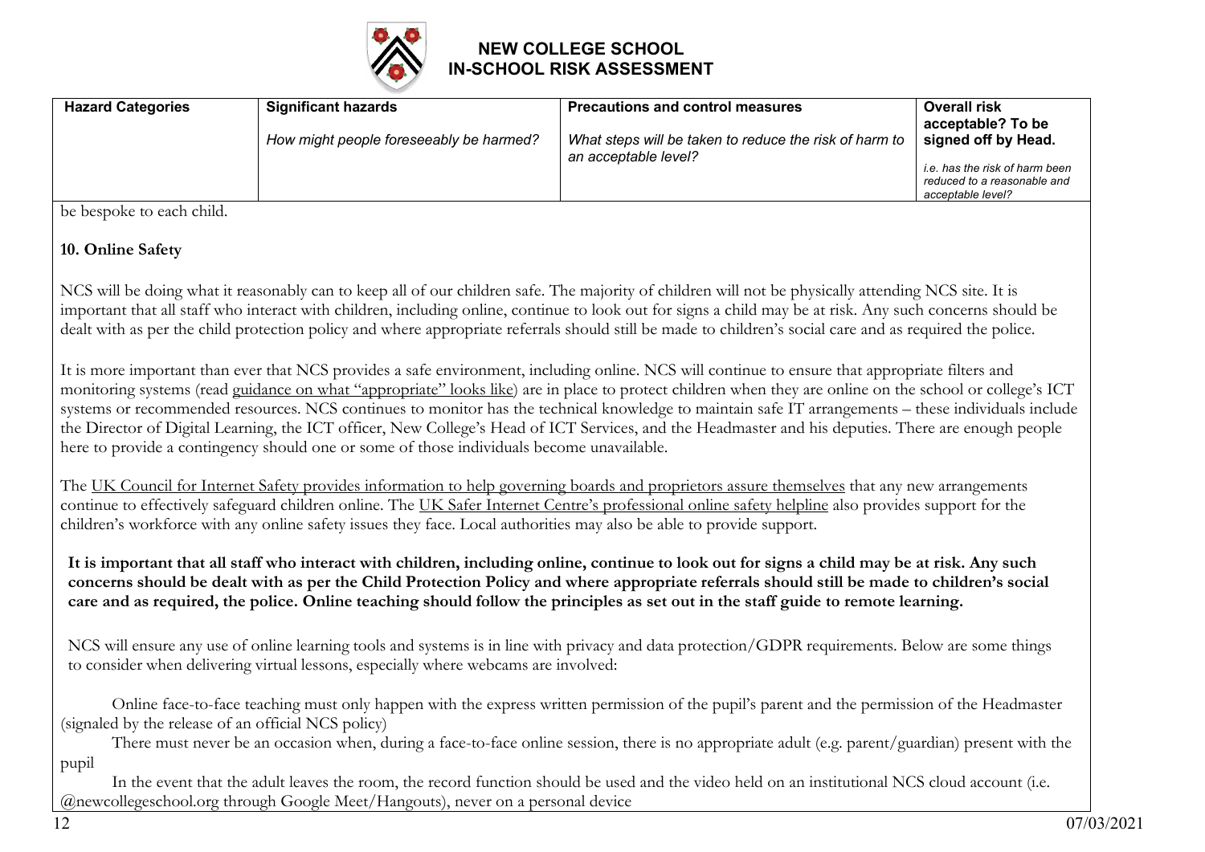| Hazard Categories | Significant hazards<br><br>*How might people foreseeably be harmed?* | Precautions and control measures<br><br>*What steps will be taken to reduce the risk of harm to an acceptable level?* | Overall risk acceptable? To be signed off by Head.<br><br>*i.e. has the risk of harm been reduced to a reasonable and acceptable level?* |
|---|---|---|---|

be bespoke to each child.

**10. Online Safety**

NCS will be doing what it reasonably can to keep all of our children safe. The majority of children will not be physically attending NCS site. It is important that all staff who interact with children, including online, continue to look out for signs a child may be at risk. Any such concerns should be dealt with as per the child protection policy and where appropriate referrals should still be made to children's social care and as required the police.

It is more important than ever that NCS provides a safe environment, including online. NCS will continue to ensure that appropriate filters and monitoring systems (read guidance on what "appropriate" looks like) are in place to protect children when they are online on the school or college's ICT systems or recommended resources. NCS continues to monitor has the technical knowledge to maintain safe IT arrangements – these individuals include the Director of Digital Learning, the ICT officer, New College's Head of ICT Services, and the Headmaster and his deputies. There are enough people here to provide a contingency should one or some of those individuals become unavailable.

The UK Council for Internet Safety provides information to help governing boards and proprietors assure themselves that any new arrangements continue to effectively safeguard children online. The UK Safer Internet Centre's professional online safety helpline also provides support for the children's workforce with any online safety issues they face. Local authorities may also be able to provide support.

**It is important that all staff who interact with children, including online, continue to look out for signs a child may be at risk. Any such concerns should be dealt with as per the Child Protection Policy and where appropriate referrals should still be made to children's social care and as required, the police. Online teaching should follow the principles as set out in the staff guide to remote learning.**

NCS will ensure any use of online learning tools and systems is in line with privacy and data protection/GDPR requirements. Below are some things to consider when delivering virtual lessons, especially where webcams are involved:

- Online face-to-face teaching must only happen with the express written permission of the pupil's parent and the permission of the Headmaster (signaled by the release of an official NCS policy)
- There must never be an occasion when, during a face-to-face online session, there is no appropriate adult (e.g. parent/guardian) present with the pupil
- In the event that the adult leaves the room, the record function should be used and the video held on an institutional NCS cloud account (i.e. @newcollegeschool.org through Google Meet/Hangouts), never on a personal device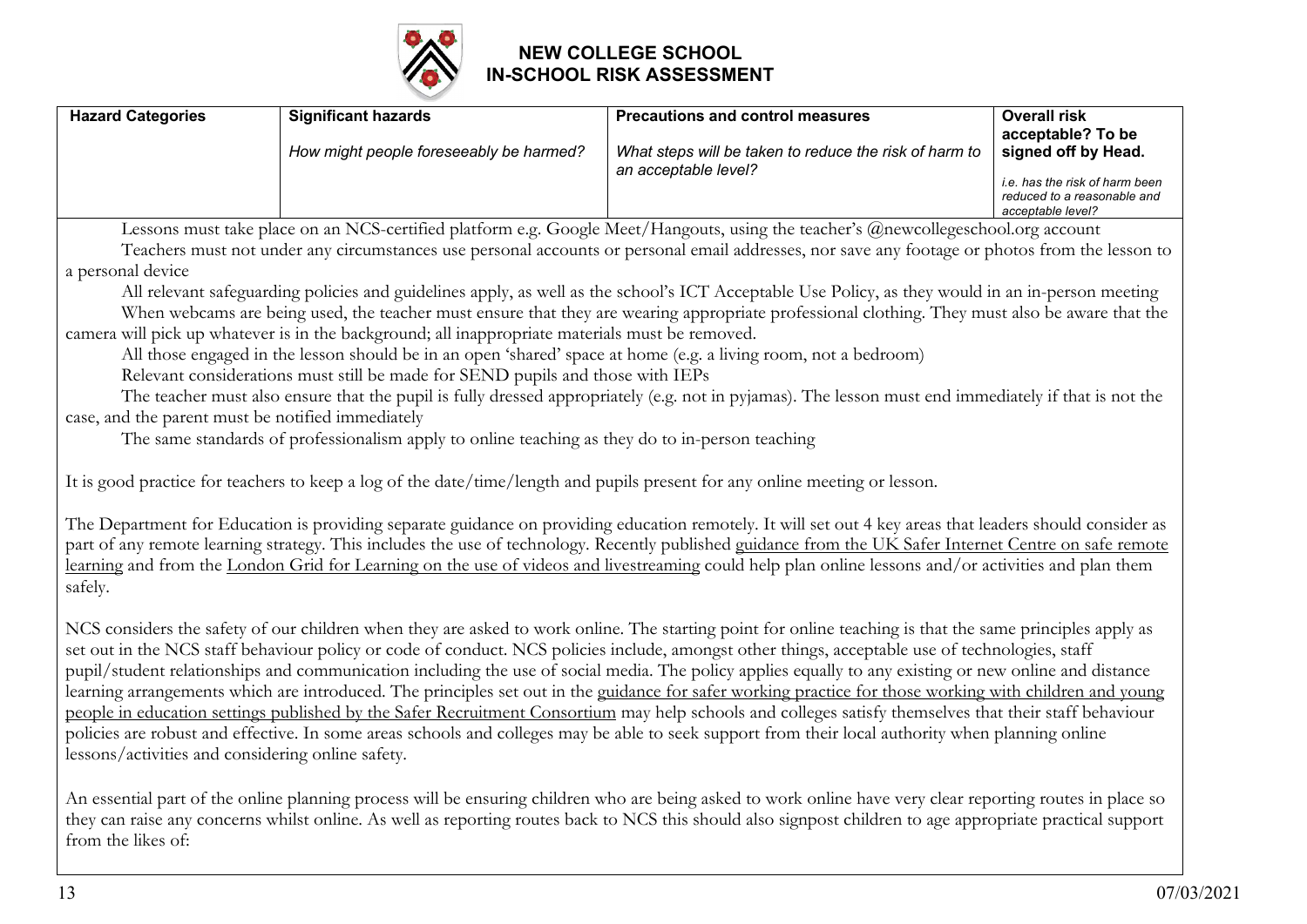# NEW COLLEGE SCHOOL
## IN-SCHOOL RISK ASSESSMENT

| Hazard Categories | Significant hazards<br><br>*How might people foreseeably be harmed?* | Precautions and control measures<br><br>*What steps will be taken to reduce the risk of harm to an acceptable level?* | Overall risk acceptable? To be signed off by Head.<br><br>*i.e. has the risk of harm been reduced to a reasonable and acceptable level?* |
|---|---|---|---|

- Lessons must take place on an NCS-certified platform e.g. Google Meet/Hangouts, using the teacher's @newcollegeschool.org account
- Teachers must not under any circumstances use personal accounts or personal email addresses, nor save any footage or photos from the lesson to a personal device
- All relevant safeguarding policies and guidelines apply, as well as the school's ICT Acceptable Use Policy, as they would in an in-person meeting
- When webcams are being used, the teacher must ensure that they are wearing appropriate professional clothing. They must also be aware that the camera will pick up whatever is in the background; all inappropriate materials must be removed.
- All those engaged in the lesson should be in an open 'shared' space at home (e.g. a living room, not a bedroom)
- Relevant considerations must still be made for SEND pupils and those with IEPs
- The teacher must also ensure that the pupil is fully dressed appropriately (e.g. not in pyjamas). The lesson must end immediately if that is not the case, and the parent must be notified immediately
- The same standards of professionalism apply to online teaching as they do to in-person teaching

It is good practice for teachers to keep a log of the date/time/length and pupils present for any online meeting or lesson.

The Department for Education is providing separate guidance on providing education remotely. It will set out 4 key areas that leaders should consider as part of any remote learning strategy. This includes the use of technology. Recently published guidance from the UK Safer Internet Centre on safe remote learning and from the London Grid for Learning on the use of videos and livestreaming could help plan online lessons and/or activities and plan them safely.

NCS considers the safety of our children when they are asked to work online. The starting point for online teaching is that the same principles apply as set out in the NCS staff behaviour policy or code of conduct. NCS policies include, amongst other things, acceptable use of technologies, staff pupil/student relationships and communication including the use of social media. The policy applies equally to any existing or new online and distance learning arrangements which are introduced. The principles set out in the guidance for safer working practice for those working with children and young people in education settings published by the Safer Recruitment Consortium may help schools and colleges satisfy themselves that their staff behaviour policies are robust and effective. In some areas schools and colleges may be able to seek support from their local authority when planning online lessons/activities and considering online safety.

An essential part of the online planning process will be ensuring children who are being asked to work online have very clear reporting routes in place so they can raise any concerns whilst online. As well as reporting routes back to NCS this should also signpost children to age appropriate practical support from the likes of: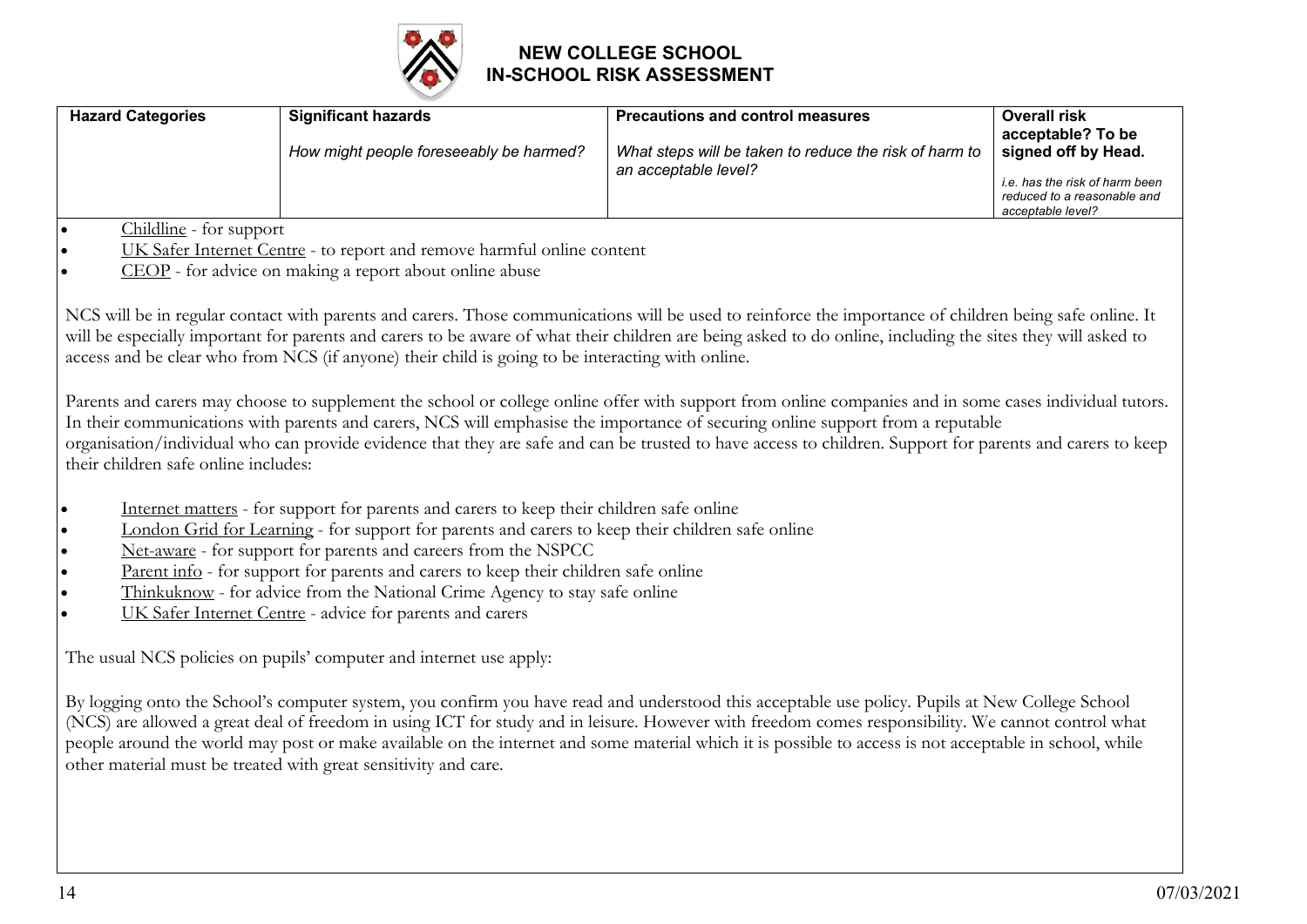# NEW COLLEGE SCHOOL
## IN-SCHOOL RISK ASSESSMENT

| Hazard Categories | Significant hazards<br><br>*How might people foreseeably be harmed?* | Precautions and control measures<br><br>*What steps will be taken to reduce the risk of harm to an acceptable level?* | Overall risk acceptable? To be signed off by Head.<br><br>*i.e. has the risk of harm been reduced to a reasonable and acceptable level?* |
|---|---|---|---|

- Childline - for support
- UK Safer Internet Centre - to report and remove harmful online content
- CEOP - for advice on making a report about online abuse

NCS will be in regular contact with parents and carers. Those communications will be used to reinforce the importance of children being safe online. It will be especially important for parents and carers to be aware of what their children are being asked to do online, including the sites they will asked to access and be clear who from NCS (if anyone) their child is going to be interacting with online.

Parents and carers may choose to supplement the school or college online offer with support from online companies and in some cases individual tutors. In their communications with parents and carers, NCS will emphasise the importance of securing online support from a reputable organisation/individual who can provide evidence that they are safe and can be trusted to have access to children. Support for parents and carers to keep their children safe online includes:

- Internet matters - for support for parents and carers to keep their children safe online
- London Grid for Learning - for support for parents and carers to keep their children safe online
- Net-aware - for support for parents and careers from the NSPCC
- Parent info - for support for parents and carers to keep their children safe online
- Thinkuknow - for advice from the National Crime Agency to stay safe online
- UK Safer Internet Centre - advice for parents and carers

The usual NCS policies on pupils' computer and internet use apply:

By logging onto the School's computer system, you confirm you have read and understood this acceptable use policy. Pupils at New College School (NCS) are allowed a great deal of freedom in using ICT for study and in leisure. However with freedom comes responsibility. We cannot control what people around the world may post or make available on the internet and some material which it is possible to access is not acceptable in school, while other material must be treated with great sensitivity and care.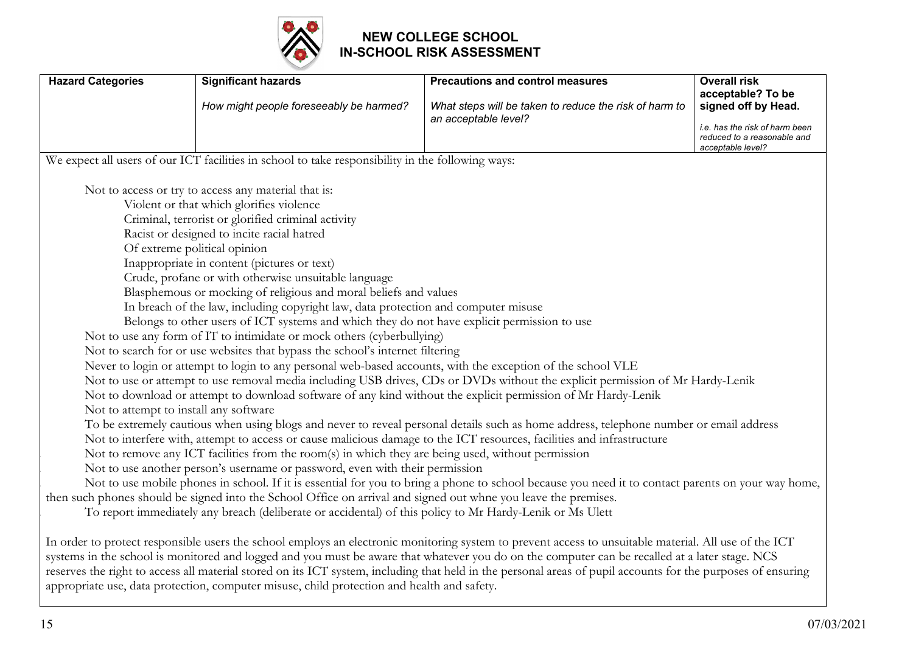# NEW COLLEGE SCHOOL
## IN-SCHOOL RISK ASSESSMENT

| Hazard Categories | Significant hazards<br><br>*How might people foreseeably be harmed?* | Precautions and control measures<br><br>*What steps will be taken to reduce the risk of harm to an acceptable level?* | Overall risk acceptable? To be signed off by Head.<br><br>*i.e. has the risk of harm been reduced to a reasonable and acceptable level?* |
|---|---|---|---|

We expect all users of our ICT facilities in school to take responsibility in the following ways:

- Not to access or try to access any material that is:
  - Violent or that which glorifies violence
  - Criminal, terrorist or glorified criminal activity
  - Racist or designed to incite racial hatred
  - Of extreme political opinion
  - Inappropriate in content (pictures or text)
  - Crude, profane or with otherwise unsuitable language
  - Blasphemous or mocking of religious and moral beliefs and values
  - In breach of the law, including copyright law, data protection and computer misuse
  - Belongs to other users of ICT systems and which they do not have explicit permission to use
- Not to use any form of IT to intimidate or mock others (cyberbullying)
- Not to search for or use websites that bypass the school's internet filtering
- Never to login or attempt to login to any personal web-based accounts, with the exception of the school VLE
- Not to use or attempt to use removal media including USB drives, CDs or DVDs without the explicit permission of Mr Hardy-Lenik
- Not to download or attempt to download software of any kind without the explicit permission of Mr Hardy-Lenik
- Not to attempt to install any software
- To be extremely cautious when using blogs and never to reveal personal details such as home address, telephone number or email address
- Not to interfere with, attempt to access or cause malicious damage to the ICT resources, facilities and infrastructure
- Not to remove any ICT facilities from the room(s) in which they are being used, without permission
- Not to use another person's username or password, even with their permission
- Not to use mobile phones in school. If it is essential for you to bring a phone to school because you need it to contact parents on your way home, then such phones should be signed into the School Office on arrival and signed out whne you leave the premises.
- To report immediately any breach (deliberate or accidental) of this policy to Mr Hardy-Lenik or Ms Ulett

In order to protect responsible users the school employs an electronic monitoring system to prevent access to unsuitable material. All use of the ICT systems in the school is monitored and logged and you must be aware that whatever you do on the computer can be recalled at a later stage. NCS reserves the right to access all material stored on its ICT system, including that held in the personal areas of pupil accounts for the purposes of ensuring appropriate use, data protection, computer misuse, child protection and health and safety.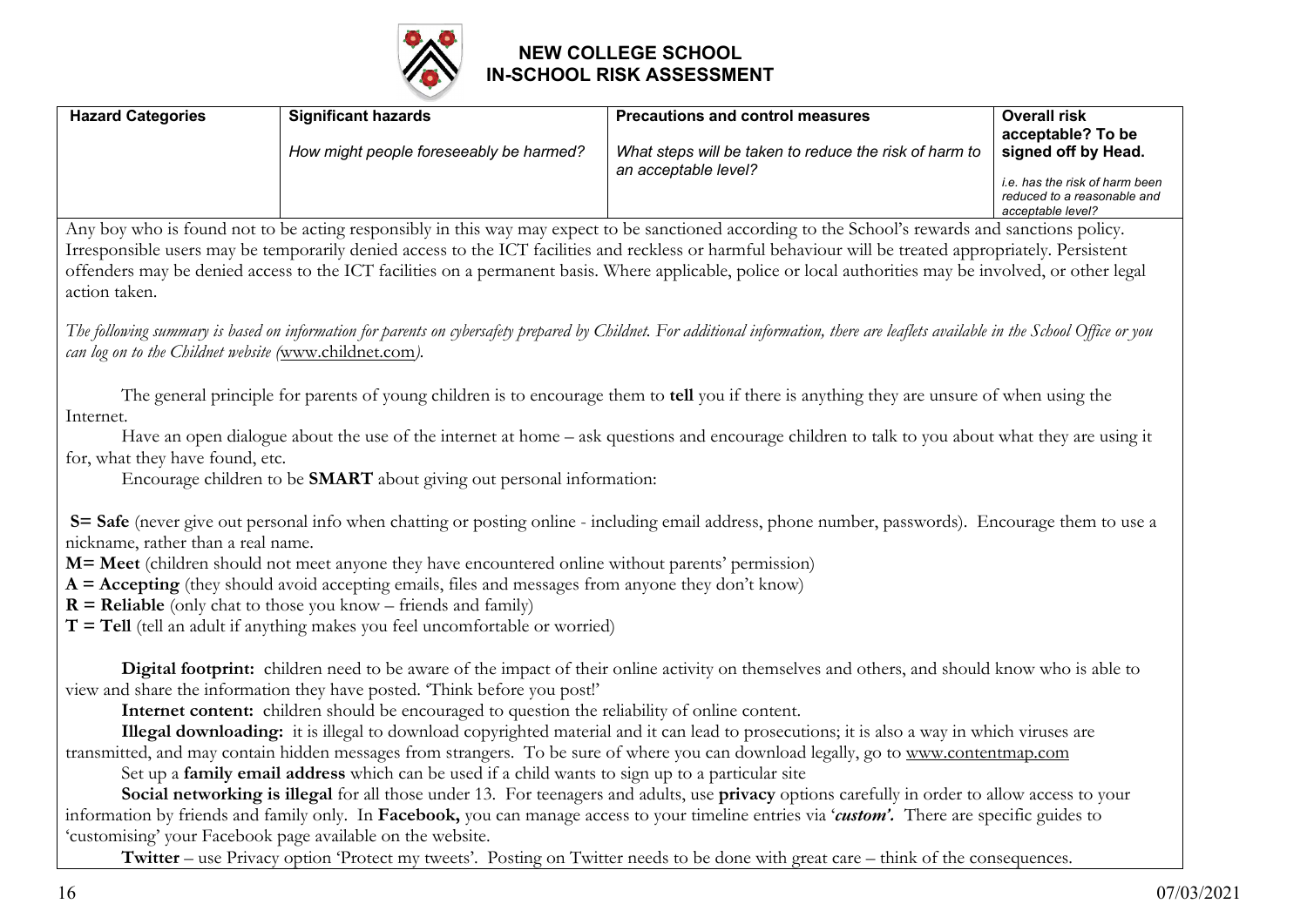# NEW COLLEGE SCHOOL
## IN-SCHOOL RISK ASSESSMENT

| Hazard Categories | Significant hazards<br><br>*How might people foreseeably be harmed?* | Precautions and control measures<br><br>*What steps will be taken to reduce the risk of harm to an acceptable level?* | Overall risk acceptable? To be signed off by Head.<br><br>*i.e. has the risk of harm been reduced to a reasonable and acceptable level?* |
|---|---|---|---|

Any boy who is found not to be acting responsibly in this way may expect to be sanctioned according to the School's rewards and sanctions policy. Irresponsible users may be temporarily denied access to the ICT facilities and reckless or harmful behaviour will be treated appropriately. Persistent offenders may be denied access to the ICT facilities on a permanent basis. Where applicable, police or local authorities may be involved, or other legal action taken.

*The following summary is based on information for parents on cybersafety prepared by Childnet. For additional information, there are leaflets available in the School Office or you can log on to the Childnet website (www.childnet.com).*

The general principle for parents of young children is to encourage them to **tell** you if there is anything they are unsure of when using the Internet.

Have an open dialogue about the use of the internet at home – ask questions and encourage children to talk to you about what they are using it for, what they have found, etc.

Encourage children to be **SMART** about giving out personal information:

**S= Safe** (never give out personal info when chatting or posting online - including email address, phone number, passwords). Encourage them to use a nickname, rather than a real name.
**M= Meet** (children should not meet anyone they have encountered online without parents' permission)
**A = Accepting** (they should avoid accepting emails, files and messages from anyone they don't know)
**R = Reliable** (only chat to those you know – friends and family)
**T = Tell** (tell an adult if anything makes you feel uncomfortable or worried)

**Digital footprint:** children need to be aware of the impact of their online activity on themselves and others, and should know who is able to view and share the information they have posted. 'Think before you post!'

**Internet content:** children should be encouraged to question the reliability of online content.

**Illegal downloading:** it is illegal to download copyrighted material and it can lead to prosecutions; it is also a way in which viruses are transmitted, and may contain hidden messages from strangers. To be sure of where you can download legally, go to www.contentmap.com

Set up a **family email address** which can be used if a child wants to sign up to a particular site

**Social networking is illegal** for all those under 13. For teenagers and adults, use **privacy** options carefully in order to allow access to your information by friends and family only. In **Facebook,** you can manage access to your timeline entries via '***custom'***. There are specific guides to 'customising' your Facebook page available on the website.

**Twitter** – use Privacy option 'Protect my tweets'. Posting on Twitter needs to be done with great care – think of the consequences.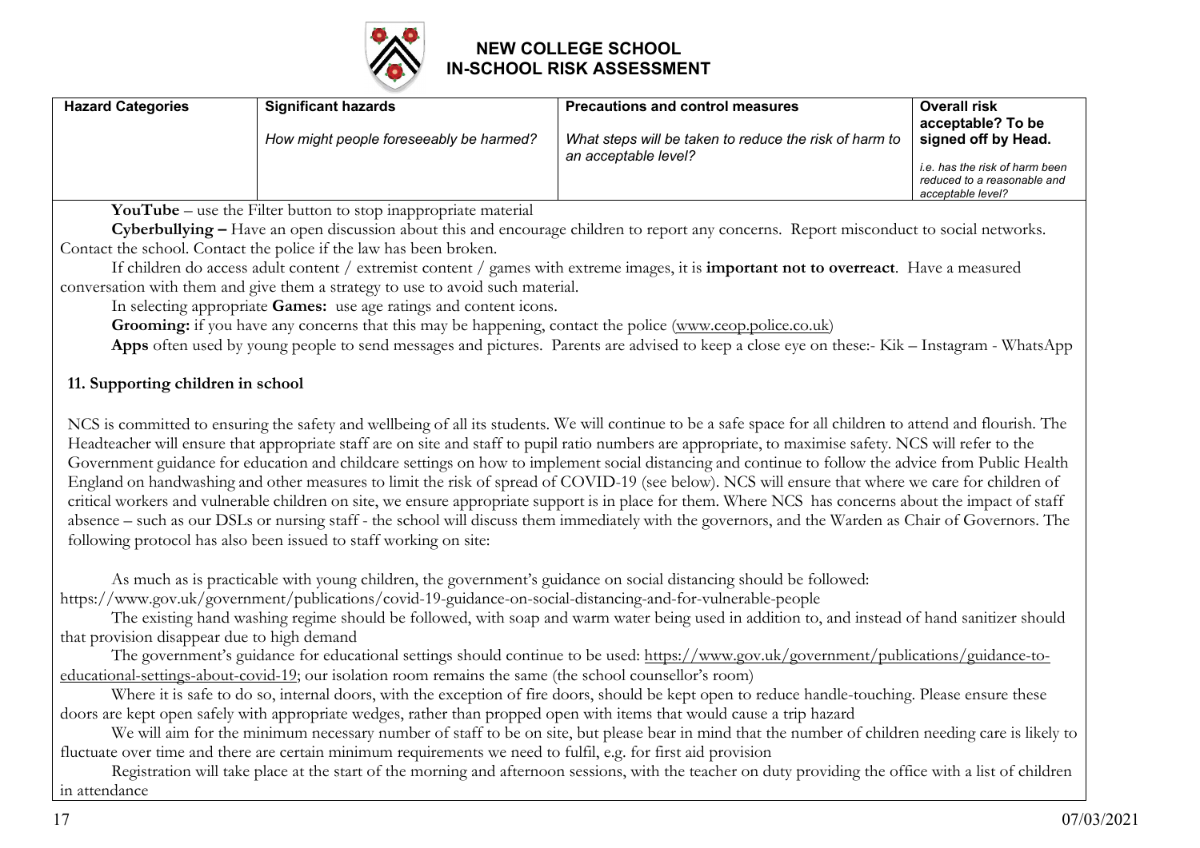| Hazard Categories | Significant hazards<br><br>*How might people foreseeably be harmed?* | Precautions and control measures<br><br>*What steps will be taken to reduce the risk of harm to an acceptable level?* | Overall risk acceptable? To be signed off by Head.<br><br>*i.e. has the risk of harm been reduced to a reasonable and acceptable level?* |
|---|---|---|---|

**YouTube** – use the Filter button to stop inappropriate material

**Cyberbullying –** Have an open discussion about this and encourage children to report any concerns. Report misconduct to social networks. Contact the school. Contact the police if the law has been broken.

If children do access adult content / extremist content / games with extreme images, it is **important not to overreact**. Have a measured conversation with them and give them a strategy to use to avoid such material.

In selecting appropriate **Games:** use age ratings and content icons.

**Grooming:** if you have any concerns that this may be happening, contact the police (www.ceop.police.co.uk)

**Apps** often used by young people to send messages and pictures. Parents are advised to keep a close eye on these:- Kik – Instagram - WhatsApp

**11. Supporting children in school**

NCS is committed to ensuring the safety and wellbeing of all its students. We will continue to be a safe space for all children to attend and flourish. The Headteacher will ensure that appropriate staff are on site and staff to pupil ratio numbers are appropriate, to maximise safety. NCS will refer to the Government guidance for education and childcare settings on how to implement social distancing and continue to follow the advice from Public Health England on handwashing and other measures to limit the risk of spread of COVID-19 (see below). NCS will ensure that where we care for children of critical workers and vulnerable children on site, we ensure appropriate support is in place for them. Where NCS has concerns about the impact of staff absence – such as our DSLs or nursing staff - the school will discuss them immediately with the governors, and the Warden as Chair of Governors. The following protocol has also been issued to staff working on site:

As much as is practicable with young children, the government's guidance on social distancing should be followed: https://www.gov.uk/government/publications/covid-19-guidance-on-social-distancing-and-for-vulnerable-people

The existing hand washing regime should be followed, with soap and warm water being used in addition to, and instead of hand sanitizer should that provision disappear due to high demand

The government's guidance for educational settings should continue to be used: https://www.gov.uk/government/publications/guidance-to-educational-settings-about-covid-19; our isolation room remains the same (the school counsellor's room)

Where it is safe to do so, internal doors, with the exception of fire doors, should be kept open to reduce handle-touching. Please ensure these doors are kept open safely with appropriate wedges, rather than propped open with items that would cause a trip hazard

We will aim for the minimum necessary number of staff to be on site, but please bear in mind that the number of children needing care is likely to fluctuate over time and there are certain minimum requirements we need to fulfil, e.g. for first aid provision

Registration will take place at the start of the morning and afternoon sessions, with the teacher on duty providing the office with a list of children in attendance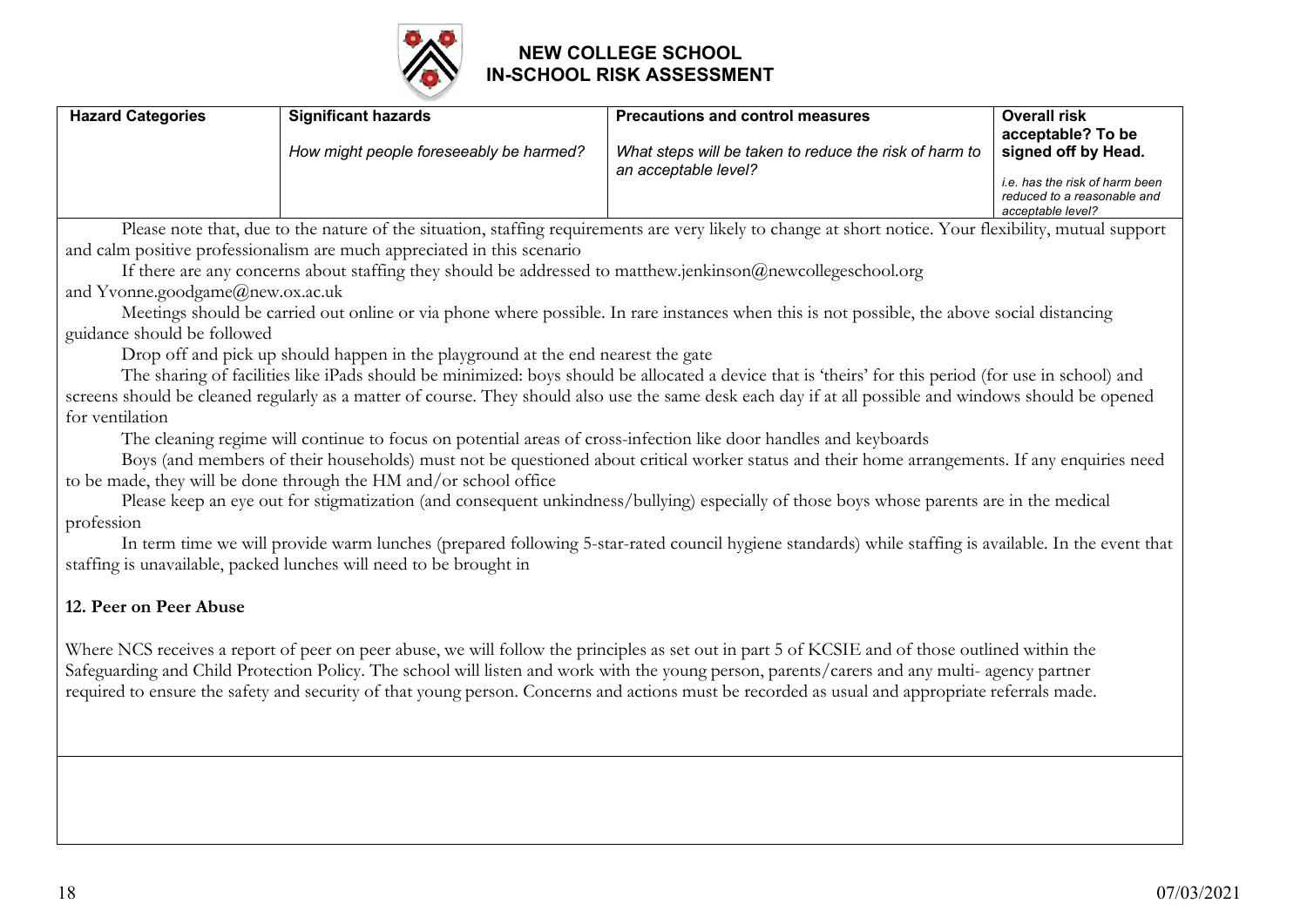# NEW COLLEGE SCHOOL
# IN-SCHOOL RISK ASSESSMENT

| Hazard Categories | Significant hazards<br><br>*How might people foreseeably be harmed?* | Precautions and control measures<br><br>*What steps will be taken to reduce the risk of harm to an acceptable level?* | Overall risk acceptable? To be signed off by Head.<br><br>*i.e. has the risk of harm been reduced to a reasonable and acceptable level?* |
|---|---|---|---|

Please note that, due to the nature of the situation, staffing requirements are very likely to change at short notice. Your flexibility, mutual support and calm positive professionalism are much appreciated in this scenario

If there are any concerns about staffing they should be addressed to matthew.jenkinson@newcollegeschool.org and Yvonne.goodgame@new.ox.ac.uk

Meetings should be carried out online or via phone where possible. In rare instances when this is not possible, the above social distancing guidance should be followed

Drop off and pick up should happen in the playground at the end nearest the gate

The sharing of facilities like iPads should be minimized: boys should be allocated a device that is 'theirs' for this period (for use in school) and screens should be cleaned regularly as a matter of course. They should also use the same desk each day if at all possible and windows should be opened for ventilation

The cleaning regime will continue to focus on potential areas of cross-infection like door handles and keyboards

Boys (and members of their households) must not be questioned about critical worker status and their home arrangements. If any enquiries need to be made, they will be done through the HM and/or school office

Please keep an eye out for stigmatization (and consequent unkindness/bullying) especially of those boys whose parents are in the medical profession

In term time we will provide warm lunches (prepared following 5-star-rated council hygiene standards) while staffing is available. In the event that staffing is unavailable, packed lunches will need to be brought in

**12. Peer on Peer Abuse**

Where NCS receives a report of peer on peer abuse, we will follow the principles as set out in part 5 of KCSIE and of those outlined within the Safeguarding and Child Protection Policy. The school will listen and work with the young person, parents/carers and any multi- agency partner required to ensure the safety and security of that young person. Concerns and actions must be recorded as usual and appropriate referrals made.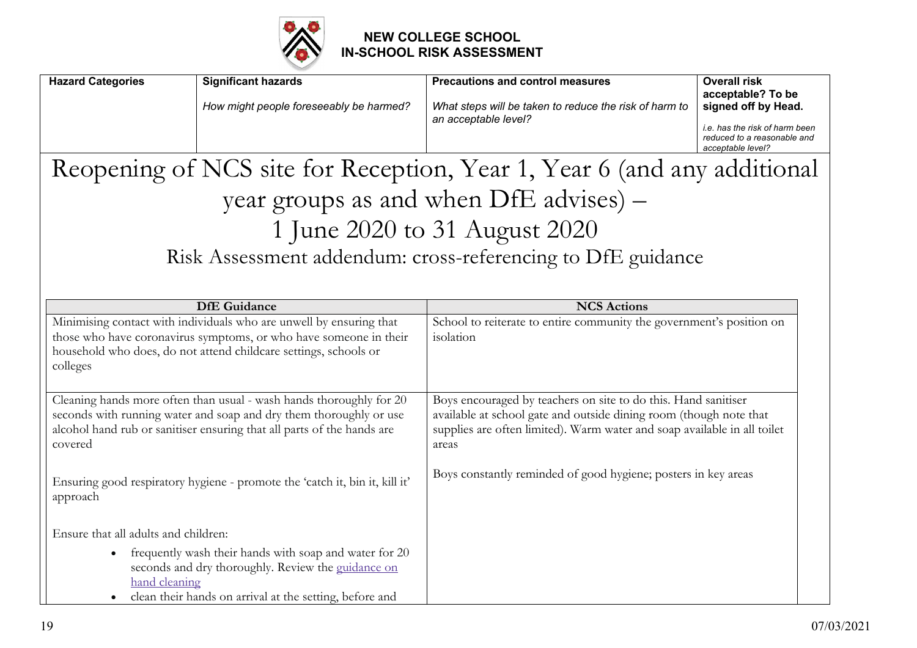**NEW COLLEGE SCHOOL**
**IN-SCHOOL RISK ASSESSMENT**

| **Hazard Categories** | **Significant hazards**<br><br>*How might people foreseeably be harmed?* | **Precautions and control measures**<br><br>*What steps will be taken to reduce the risk of harm to an acceptable level?* | **Overall risk acceptable? To be signed off by Head.**<br><br>*i.e. has the risk of harm been reduced to a reasonable and acceptable level?* |
|---|---|---|---|

# Reopening of NCS site for Reception, Year 1, Year 6 (and any additional year groups as and when DfE advises) – 1 June 2020 to 31 August 2020

## Risk Assessment addendum: cross-referencing to DfE guidance

| DfE Guidance | NCS Actions |
|---|---|
| Minimising contact with individuals who are unwell by ensuring that those who have coronavirus symptoms, or who have someone in their household who does, do not attend childcare settings, schools or colleges | School to reiterate to entire community the government's position on isolation |
| Cleaning hands more often than usual - wash hands thoroughly for 20 seconds with running water and soap and dry them thoroughly or use alcohol hand rub or sanitiser ensuring that all parts of the hands are covered<br><br>Ensuring good respiratory hygiene - promote the 'catch it, bin it, kill it' approach<br><br>Ensure that all adults and children:<br>• frequently wash their hands with soap and water for 20 seconds and dry thoroughly. Review the guidance on hand cleaning<br>• clean their hands on arrival at the setting, before and | Boys encouraged by teachers on site to do this. Hand sanitiser available at school gate and outside dining room (though note that supplies are often limited). Warm water and soap available in all toilet areas<br><br>Boys constantly reminded of good hygiene; posters in key areas |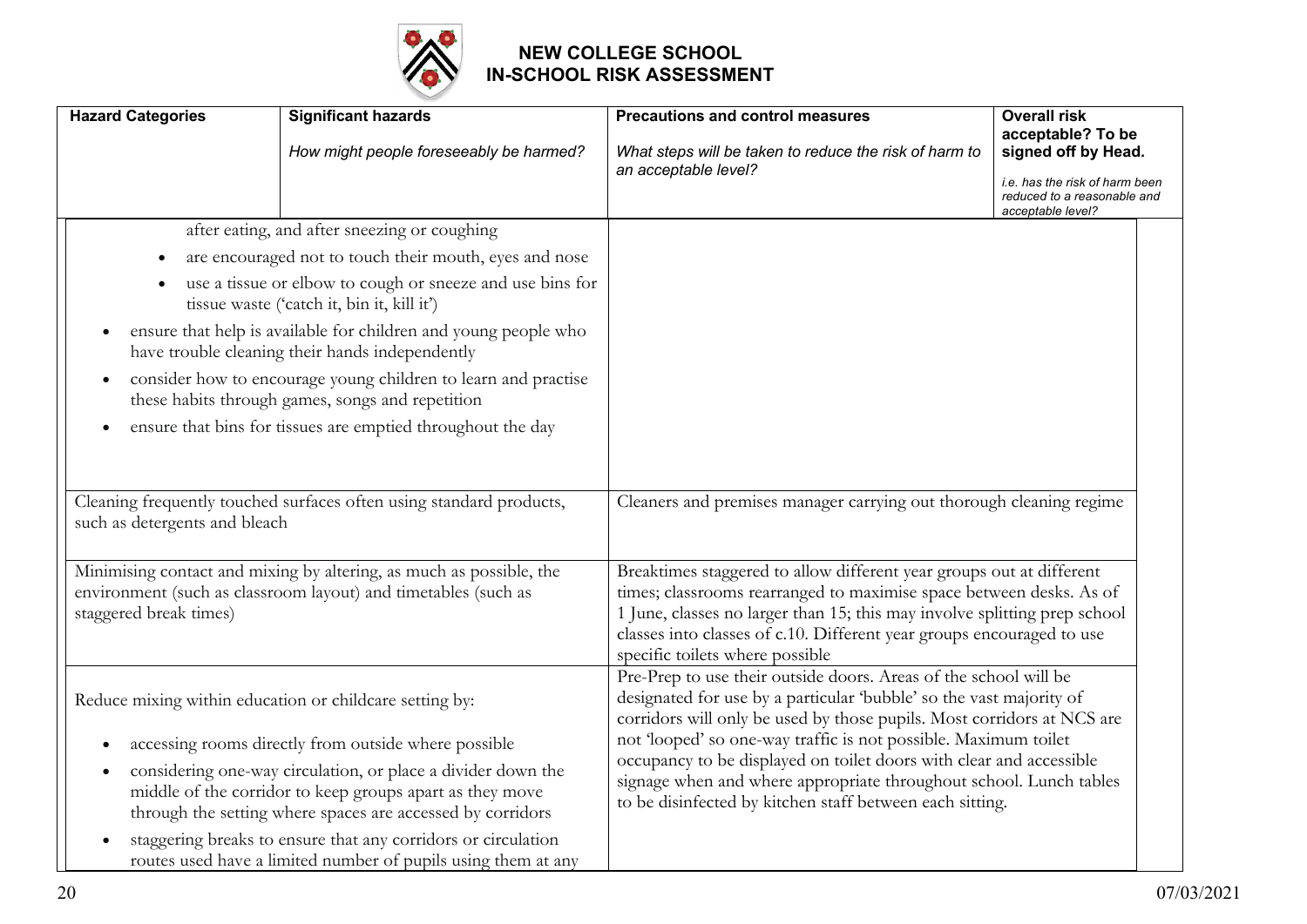# NEW COLLEGE SCHOOL
## IN-SCHOOL RISK ASSESSMENT

| Hazard Categories | Significant hazards<br><br>*How might people foreseeably be harmed?* | Precautions and control measures<br><br>*What steps will be taken to reduce the risk of harm to an acceptable level?* | Overall risk acceptable? To be signed off by Head.<br><br>*i.e. has the risk of harm been reduced to a reasonable and acceptable level?* |
|---|---|---|---|
| after eating, and after sneezing or coughing<br>• are encouraged not to touch their mouth, eyes and nose<br>• use a tissue or elbow to cough or sneeze and use bins for tissue waste ('catch it, bin it, kill it')<br>• ensure that help is available for children and young people who have trouble cleaning their hands independently<br>• consider how to encourage young children to learn and practise these habits through games, songs and repetition<br>• ensure that bins for tissues are emptied throughout the day | | | |
| Cleaning frequently touched surfaces often using standard products, such as detergents and bleach | | Cleaners and premises manager carrying out thorough cleaning regime | |
| Minimising contact and mixing by altering, as much as possible, the environment (such as classroom layout) and timetables (such as staggered break times) | | Breaktimes staggered to allow different year groups out at different times; classrooms rearranged to maximise space between desks. As of 1 June, classes no larger than 15; this may involve splitting prep school classes into classes of c.10. Different year groups encouraged to use specific toilets where possible | |
| Reduce mixing within education or childcare setting by:<br>• accessing rooms directly from outside where possible<br>• considering one-way circulation, or place a divider down the middle of the corridor to keep groups apart as they move through the setting where spaces are accessed by corridors<br>• staggering breaks to ensure that any corridors or circulation routes used have a limited number of pupils using them at any | | Pre-Prep to use their outside doors. Areas of the school will be designated for use by a particular 'bubble' so the vast majority of corridors will only be used by those pupils. Most corridors at NCS are not 'looped' so one-way traffic is not possible. Maximum toilet occupancy to be displayed on toilet doors with clear and accessible signage when and where appropriate throughout school. Lunch tables to be disinfected by kitchen staff between each sitting. | |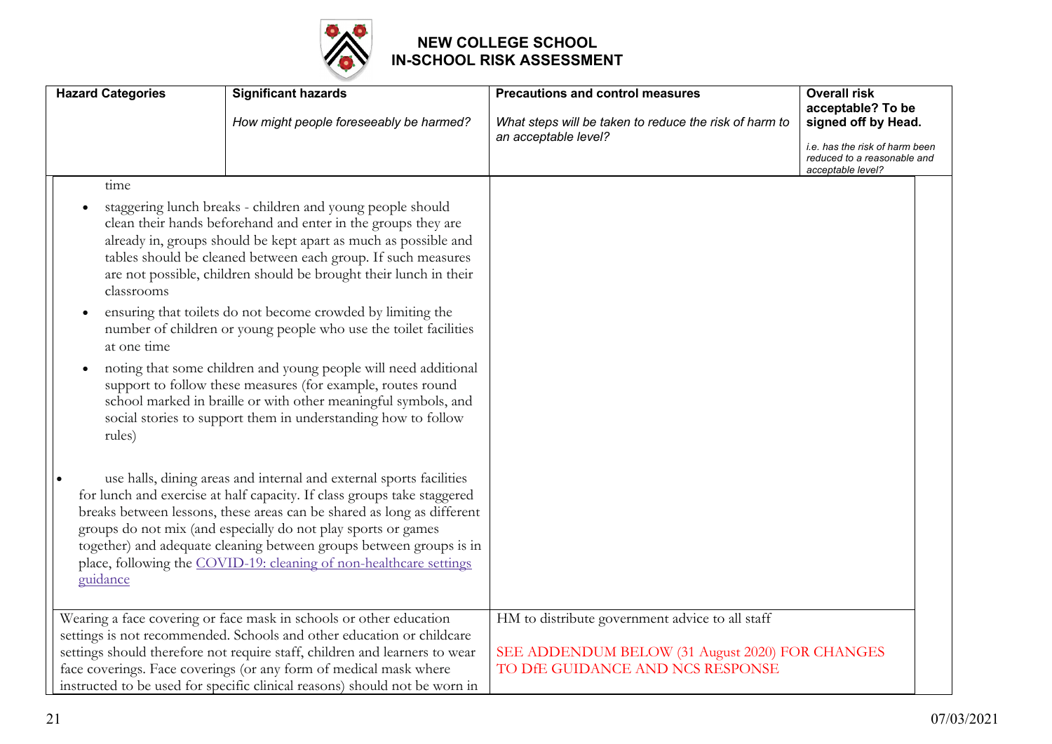# NEW COLLEGE SCHOOL
# IN-SCHOOL RISK ASSESSMENT

| Hazard Categories | Significant hazards<br><br>*How might people foreseeably be harmed?* | Precautions and control measures<br><br>*What steps will be taken to reduce the risk of harm to an acceptable level?* | Overall risk acceptable? To be signed off by Head.<br><br>*i.e. has the risk of harm been reduced to a reasonable and acceptable level?* |
|---|---|---|---|
| time<br><br>• staggering lunch breaks - children and young people should clean their hands beforehand and enter in the groups they are already in, groups should be kept apart as much as possible and tables should be cleaned between each group. If such measures are not possible, children should be brought their lunch in their classrooms<br><br>• ensuring that toilets do not become crowded by limiting the number of children or young people who use the toilet facilities at one time<br><br>• noting that some children and young people will need additional support to follow these measures (for example, routes round school marked in braille or with other meaningful symbols, and social stories to support them in understanding how to follow rules)<br><br>• use halls, dining areas and internal and external sports facilities for lunch and exercise at half capacity. If class groups take staggered breaks between lessons, these areas can be shared as long as different groups do not mix (and especially do not play sports or games together) and adequate cleaning between groups between groups is in place, following the [COVID-19: cleaning of non-healthcare settings guidance]() | | | |
| Wearing a face covering or face mask in schools or other education settings is not recommended. Schools and other education or childcare settings should therefore not require staff, children and learners to wear face coverings. Face coverings (or any form of medical mask where instructed to be used for specific clinical reasons) should not be worn in | | HM to distribute government advice to all staff<br><br>SEE ADDENDUM BELOW (31 August 2020) FOR CHANGES TO DfE GUIDANCE AND NCS RESPONSE | |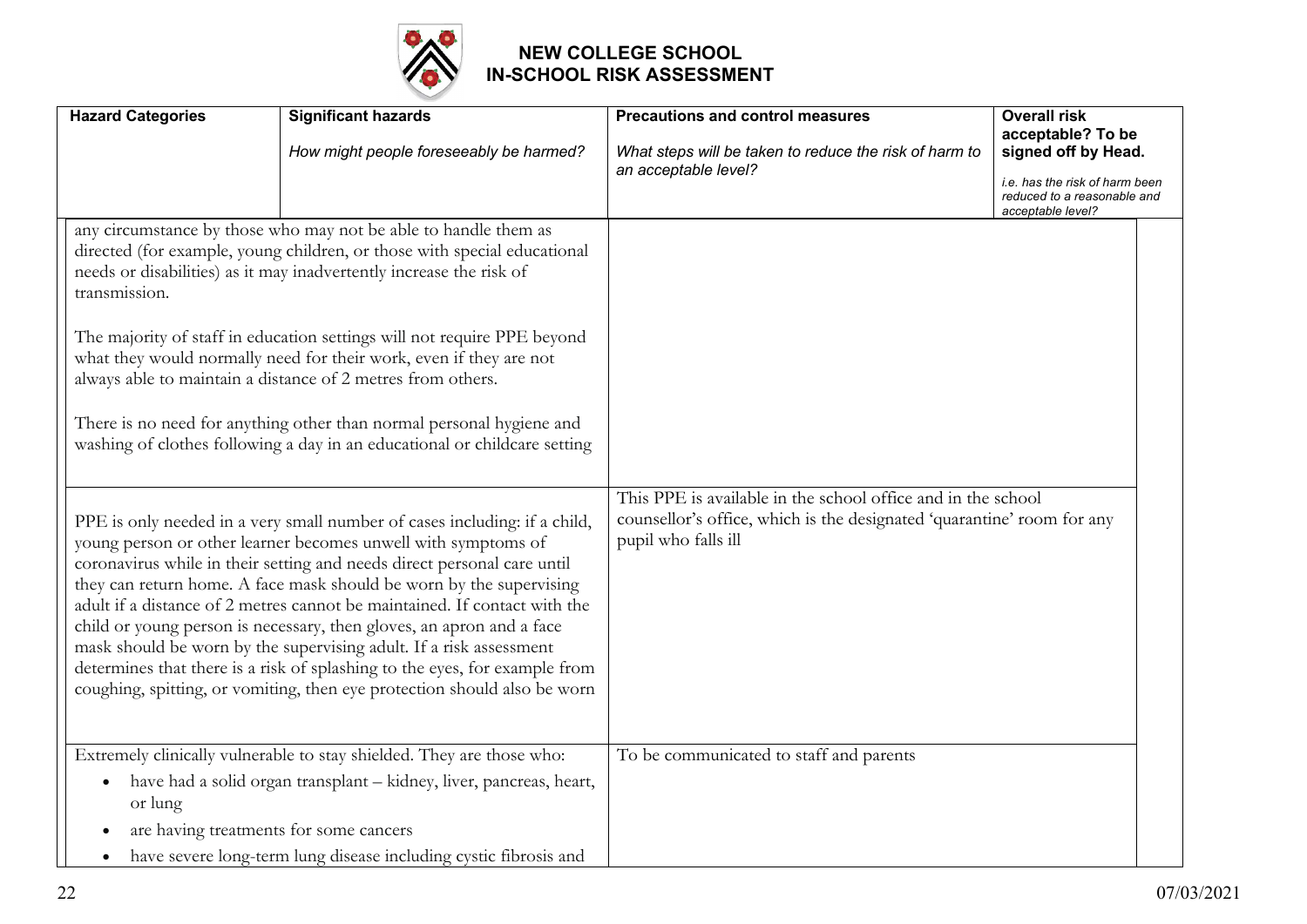# NEW COLLEGE SCHOOL
## IN-SCHOOL RISK ASSESSMENT

| Hazard Categories | Significant hazards<br><br>*How might people foreseeably be harmed?* | Precautions and control measures<br><br>*What steps will be taken to reduce the risk of harm to an acceptable level?* | Overall risk acceptable? To be signed off by Head.<br><br>*i.e. has the risk of harm been reduced to a reasonable and acceptable level?* |
|---|---|---|---|
| any circumstance by those who may not be able to handle them as directed (for example, young children, or those with special educational needs or disabilities) as it may inadvertently increase the risk of transmission.<br><br>The majority of staff in education settings will not require PPE beyond what they would normally need for their work, even if they are not always able to maintain a distance of 2 metres from others.<br><br>There is no need for anything other than normal personal hygiene and washing of clothes following a day in an educational or childcare setting | | | |
| PPE is only needed in a very small number of cases including: if a child, young person or other learner becomes unwell with symptoms of coronavirus while in their setting and needs direct personal care until they can return home. A face mask should be worn by the supervising adult if a distance of 2 metres cannot be maintained. If contact with the child or young person is necessary, then gloves, an apron and a face mask should be worn by the supervising adult. If a risk assessment determines that there is a risk of splashing to the eyes, for example from coughing, spitting, or vomiting, then eye protection should also be worn | | This PPE is available in the school office and in the school counsellor's office, which is the designated 'quarantine' room for any pupil who falls ill | |
| Extremely clinically vulnerable to stay shielded. They are those who:<br>• have had a solid organ transplant – kidney, liver, pancreas, heart, or lung<br>• are having treatments for some cancers<br>• have severe long-term lung disease including cystic fibrosis and | | To be communicated to staff and parents | |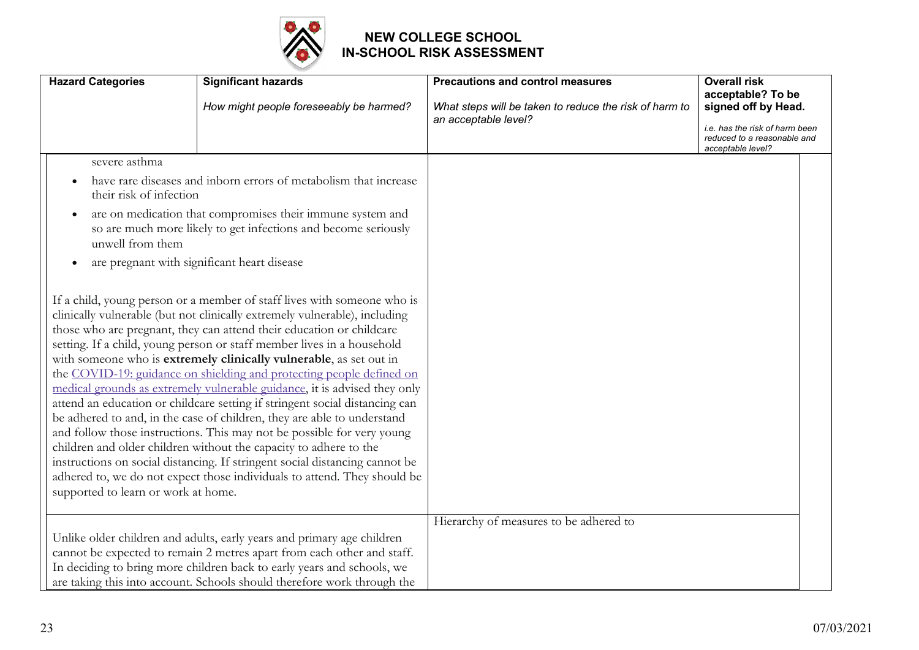# NEW COLLEGE SCHOOL
## IN-SCHOOL RISK ASSESSMENT

| Hazard Categories | Significant hazards<br><br>*How might people foreseeably be harmed?* | Precautions and control measures<br><br>*What steps will be taken to reduce the risk of harm to an acceptable level?* | Overall risk acceptable? To be signed off by Head.<br><br>*i.e. has the risk of harm been reduced to a reasonable and acceptable level?* |
|---|---|---|---|
| severe asthma<br><br>• have rare diseases and inborn errors of metabolism that increase their risk of infection<br>• are on medication that compromises their immune system and so are much more likely to get infections and become seriously unwell from them<br>• are pregnant with significant heart disease<br><br>If a child, young person or a member of staff lives with someone who is clinically vulnerable (but not clinically extremely vulnerable), including those who are pregnant, they can attend their education or childcare setting. If a child, young person or staff member lives in a household with someone who is **extremely clinically vulnerable**, as set out in the [COVID-19: guidance on shielding and protecting people defined on medical grounds as extremely vulnerable guidance](), it is advised they only attend an education or childcare setting if stringent social distancing can be adhered to and, in the case of children, they are able to understand and follow those instructions. This may not be possible for very young children and older children without the capacity to adhere to the instructions on social distancing. If stringent social distancing cannot be adhered to, we do not expect those individuals to attend. They should be supported to learn or work at home. | | | |
| Unlike older children and adults, early years and primary age children cannot be expected to remain 2 metres apart from each other and staff. In deciding to bring more children back to early years and schools, we are taking this into account. Schools should therefore work through the | | Hierarchy of measures to be adhered to | |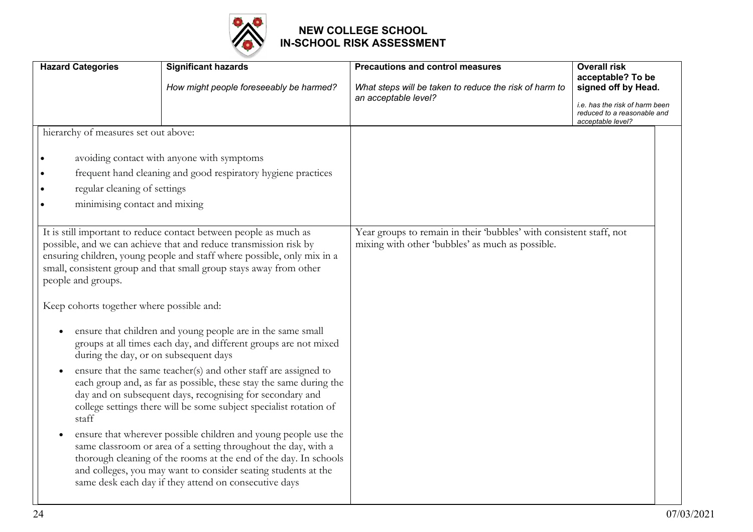# NEW COLLEGE SCHOOL
## IN-SCHOOL RISK ASSESSMENT

| Hazard Categories | Significant hazards<br>*How might people foreseeably be harmed?* | Precautions and control measures<br>*What steps will be taken to reduce the risk of harm to an acceptable level?* | Overall risk acceptable? To be signed off by Head.<br>*i.e. has the risk of harm been reduced to a reasonable and acceptable level?* |
|---|---|---|---|
| hierarchy of measures set out above:<br>• avoiding contact with anyone with symptoms<br>• frequent hand cleaning and good respiratory hygiene practices<br>• regular cleaning of settings<br>• minimising contact and mixing | | | |
| It is still important to reduce contact between people as much as possible, and we can achieve that and reduce transmission risk by ensuring children, young people and staff where possible, only mix in a small, consistent group and that small group stays away from other people and groups.<br><br>Keep cohorts together where possible and:<br>• ensure that children and young people are in the same small groups at all times each day, and different groups are not mixed during the day, or on subsequent days<br>• ensure that the same teacher(s) and other staff are assigned to each group and, as far as possible, these stay the same during the day and on subsequent days, recognising for secondary and college settings there will be some subject specialist rotation of staff<br>• ensure that wherever possible children and young people use the same classroom or area of a setting throughout the day, with a thorough cleaning of the rooms at the end of the day. In schools and colleges, you may want to consider seating students at the same desk each day if they attend on consecutive days | | Year groups to remain in their 'bubbles' with consistent staff, not mixing with other 'bubbles' as much as possible. | |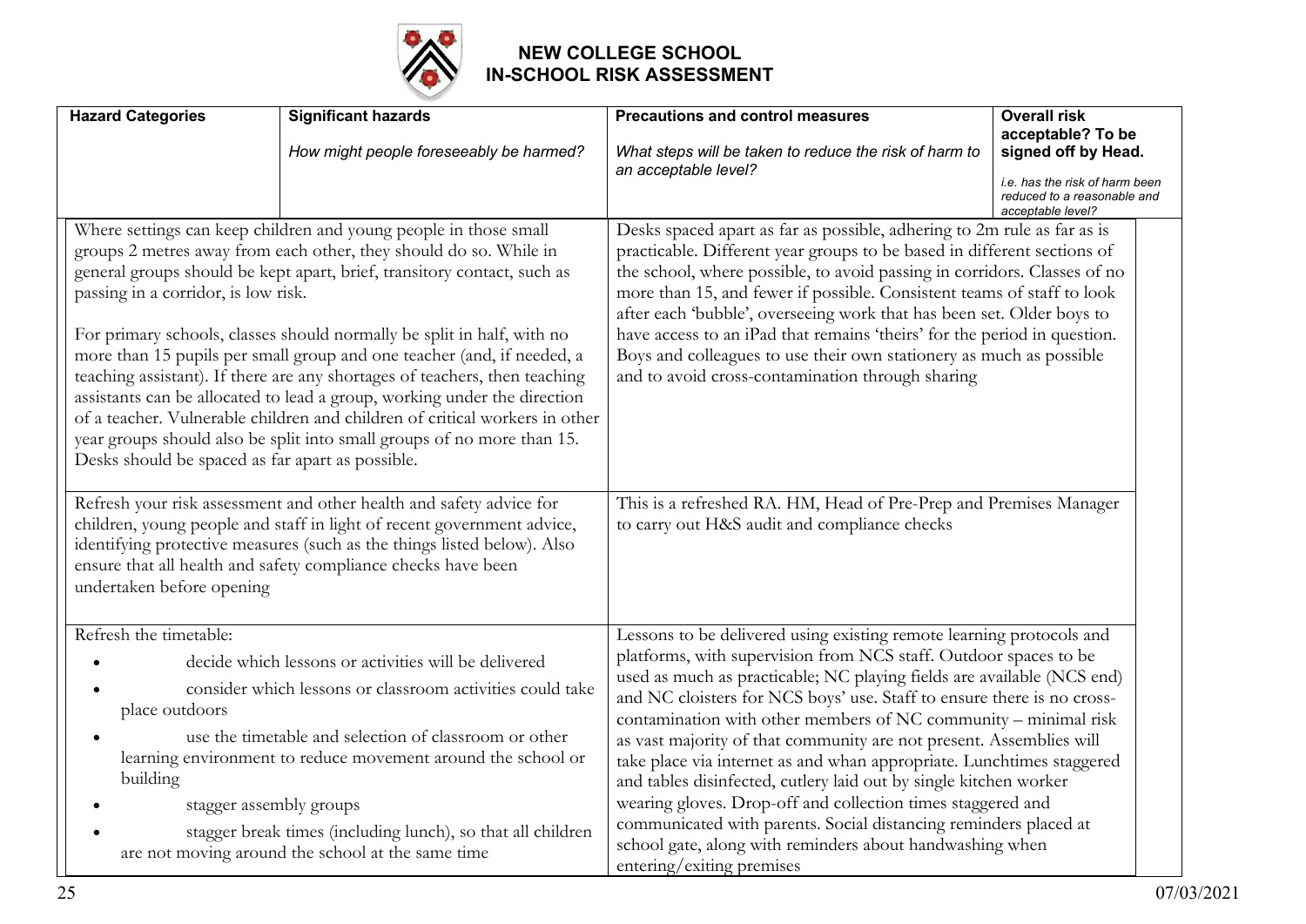# NEW COLLEGE SCHOOL
## IN-SCHOOL RISK ASSESSMENT

| Hazard Categories | Significant hazards<br><br>*How might people foreseeably be harmed?* | Precautions and control measures<br><br>*What steps will be taken to reduce the risk of harm to an acceptable level?* | Overall risk acceptable? To be signed off by Head.<br><br>*i.e. has the risk of harm been reduced to a reasonable and acceptable level?* |
|---|---|---|---|
| Where settings can keep children and young people in those small groups 2 metres away from each other, they should do so. While in general groups should be kept apart, brief, transitory contact, such as passing in a corridor, is low risk.<br><br>For primary schools, classes should normally be split in half, with no more than 15 pupils per small group and one teacher (and, if needed, a teaching assistant). If there are any shortages of teachers, then teaching assistants can be allocated to lead a group, working under the direction of a teacher. Vulnerable children and children of critical workers in other year groups should also be split into small groups of no more than 15. Desks should be spaced as far apart as possible. | | Desks spaced apart as far as possible, adhering to 2m rule as far as is practicable. Different year groups to be based in different sections of the school, where possible, to avoid passing in corridors. Classes of no more than 15, and fewer if possible. Consistent teams of staff to look after each 'bubble', overseeing work that has been set. Older boys to have access to an iPad that remains 'theirs' for the period in question. Boys and colleagues to use their own stationery as much as possible and to avoid cross-contamination through sharing | |
| Refresh your risk assessment and other health and safety advice for children, young people and staff in light of recent government advice, identifying protective measures (such as the things listed below). Also ensure that all health and safety compliance checks have been undertaken before opening | | This is a refreshed RA. HM, Head of Pre-Prep and Premises Manager to carry out H&S audit and compliance checks | |
| Refresh the timetable:<br>• decide which lessons or activities will be delivered<br>• consider which lessons or classroom activities could take place outdoors<br>• use the timetable and selection of classroom or other learning environment to reduce movement around the school or building<br>• stagger assembly groups<br>• stagger break times (including lunch), so that all children are not moving around the school at the same time | | Lessons to be delivered using existing remote learning protocols and platforms, with supervision from NCS staff. Outdoor spaces to be used as much as practicable; NC playing fields are available (NCS end) and NC cloisters for NCS boys' use. Staff to ensure there is no cross-contamination with other members of NC community – minimal risk as vast majority of that community are not present. Assemblies will take place via internet as and whan appropriate. Lunchtimes staggered and tables disinfected, cutlery laid out by single kitchen worker wearing gloves. Drop-off and collection times staggered and communicated with parents. Social distancing reminders placed at school gate, along with reminders about handwashing when entering/exiting premises | |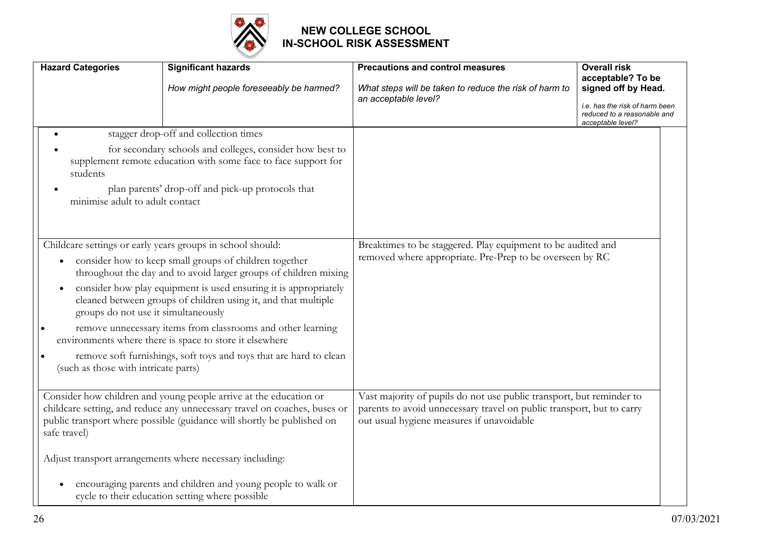# NEW COLLEGE SCHOOL
# IN-SCHOOL RISK ASSESSMENT

| Hazard Categories | Significant hazards<br>*How might people foreseeably be harmed?* | Precautions and control measures<br>*What steps will be taken to reduce the risk of harm to an acceptable level?* | Overall risk acceptable? To be signed off by Head.<br>*i.e. has the risk of harm been reduced to a reasonable and acceptable level?* |
|---|---|---|---|
| • stagger drop-off and collection times<br>• for secondary schools and colleges, consider how best to supplement remote education with some face to face support for students<br>• plan parents' drop-off and pick-up protocols that minimise adult to adult contact | | | |
| Childcare settings or early years groups in school should:<br>• consider how to keep small groups of children together throughout the day and to avoid larger groups of children mixing<br>• consider how play equipment is used ensuring it is appropriately cleaned between groups of children using it, and that multiple groups do not use it simultaneously<br>• remove unnecessary items from classrooms and other learning environments where there is space to store it elsewhere<br>• remove soft furnishings, soft toys and toys that are hard to clean (such as those with intricate parts) | | Breaktimes to be staggered. Play equipment to be audited and removed where appropriate. Pre-Prep to be overseen by RC | |
| Consider how children and young people arrive at the education or childcare setting, and reduce any unnecessary travel on coaches, buses or public transport where possible (guidance will shortly be published on safe travel)<br><br>Adjust transport arrangements where necessary including:<br>• encouraging parents and children and young people to walk or cycle to their education setting where possible | | Vast majority of pupils do not use public transport, but reminder to parents to avoid unnecessary travel on public transport, but to carry out usual hygiene measures if unavoidable | |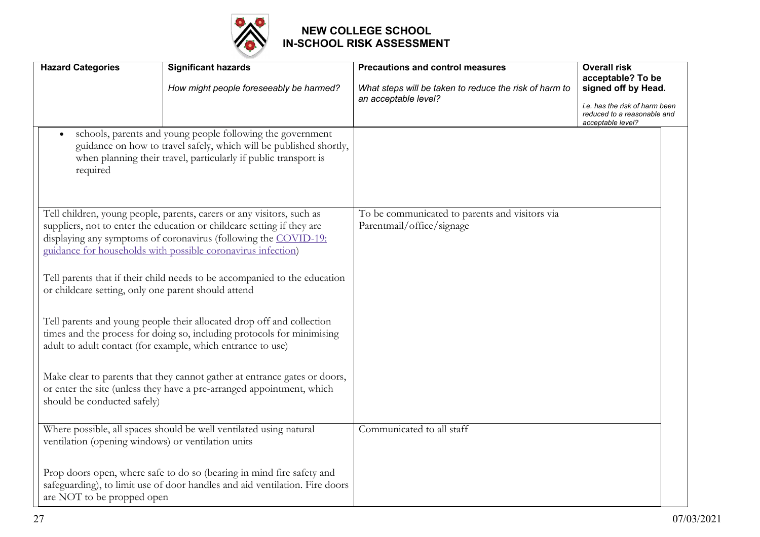# NEW COLLEGE SCHOOL IN-SCHOOL RISK ASSESSMENT

| Hazard Categories | Significant hazards<br>*How might people foreseeably be harmed?* | Precautions and control measures<br>*What steps will be taken to reduce the risk of harm to an acceptable level?* | Overall risk acceptable? To be signed off by Head.<br>*i.e. has the risk of harm been reduced to a reasonable and acceptable level?* |
|---|---|---|---|
| • schools, parents and young people following the government guidance on how to travel safely, which will be published shortly, when planning their travel, particularly if public transport is required | | | |
| Tell children, young people, parents, carers or any visitors, such as suppliers, not to enter the education or childcare setting if they are displaying any symptoms of coronavirus (following the [COVID-19: guidance for households with possible coronavirus infection](COVID-19: guidance for households with possible coronavirus infection))<br><br>Tell parents that if their child needs to be accompanied to the education or childcare setting, only one parent should attend<br><br>Tell parents and young people their allocated drop off and collection times and the process for doing so, including protocols for minimising adult to adult contact (for example, which entrance to use)<br><br>Make clear to parents that they cannot gather at entrance gates or doors, or enter the site (unless they have a pre-arranged appointment, which should be conducted safely) | | To be communicated to parents and visitors via Parentmail/office/signage | |
| Where possible, all spaces should be well ventilated using natural ventilation (opening windows) or ventilation units<br><br>Prop doors open, where safe to do so (bearing in mind fire safety and safeguarding), to limit use of door handles and aid ventilation. Fire doors are NOT to be propped open | | Communicated to all staff | |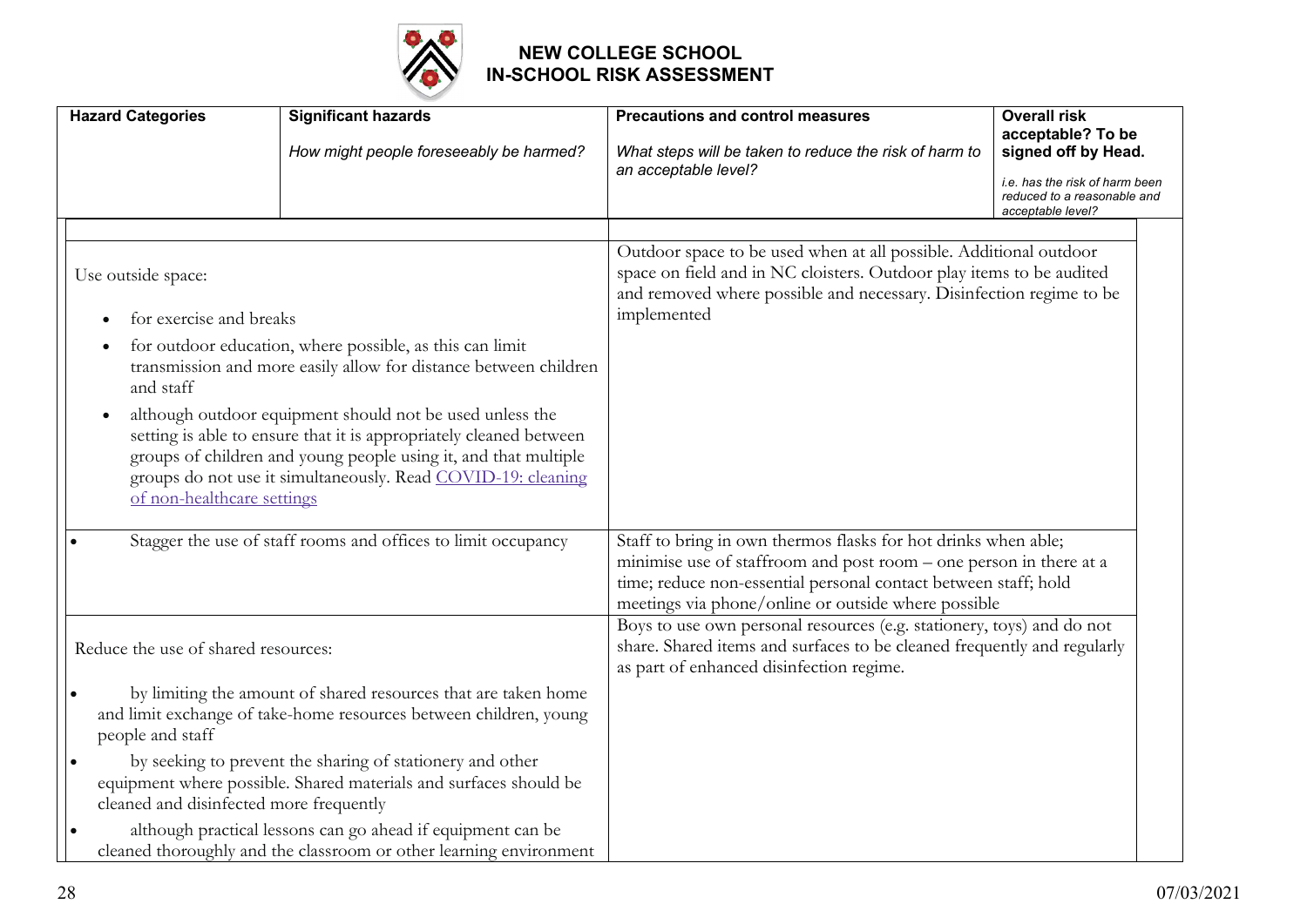# NEW COLLEGE SCHOOL
# IN-SCHOOL RISK ASSESSMENT

| Hazard Categories | Significant hazards<br>*How might people foreseeably be harmed?* | Precautions and control measures<br>*What steps will be taken to reduce the risk of harm to an acceptable level?* | Overall risk acceptable? To be signed off by Head.<br>*i.e. has the risk of harm been reduced to a reasonable and acceptable level?* |
|---|---|---|---|
| | | | |
| Use outside space:<br>• for exercise and breaks<br>• for outdoor education, where possible, as this can limit transmission and more easily allow for distance between children and staff<br>• although outdoor equipment should not be used unless the setting is able to ensure that it is appropriately cleaned between groups of children and young people using it, and that multiple groups do not use it simultaneously. Read [COVID-19: cleaning of non-healthcare settings]() | | Outdoor space to be used when at all possible. Additional outdoor space on field and in NC cloisters. Outdoor play items to be audited and removed where possible and necessary. Disinfection regime to be implemented | |
| • Stagger the use of staff rooms and offices to limit occupancy | | Staff to bring in own thermos flasks for hot drinks when able; minimise use of staffroom and post room – one person in there at a time; reduce non-essential personal contact between staff; hold meetings via phone/online or outside where possible | |
| Reduce the use of shared resources:<br>• by limiting the amount of shared resources that are taken home and limit exchange of take-home resources between children, young people and staff<br>• by seeking to prevent the sharing of stationery and other equipment where possible. Shared materials and surfaces should be cleaned and disinfected more frequently<br>• although practical lessons can go ahead if equipment can be cleaned thoroughly and the classroom or other learning environment | | Boys to use own personal resources (e.g. stationery, toys) and do not share. Shared items and surfaces to be cleaned frequently and regularly as part of enhanced disinfection regime. | |

07/03/2021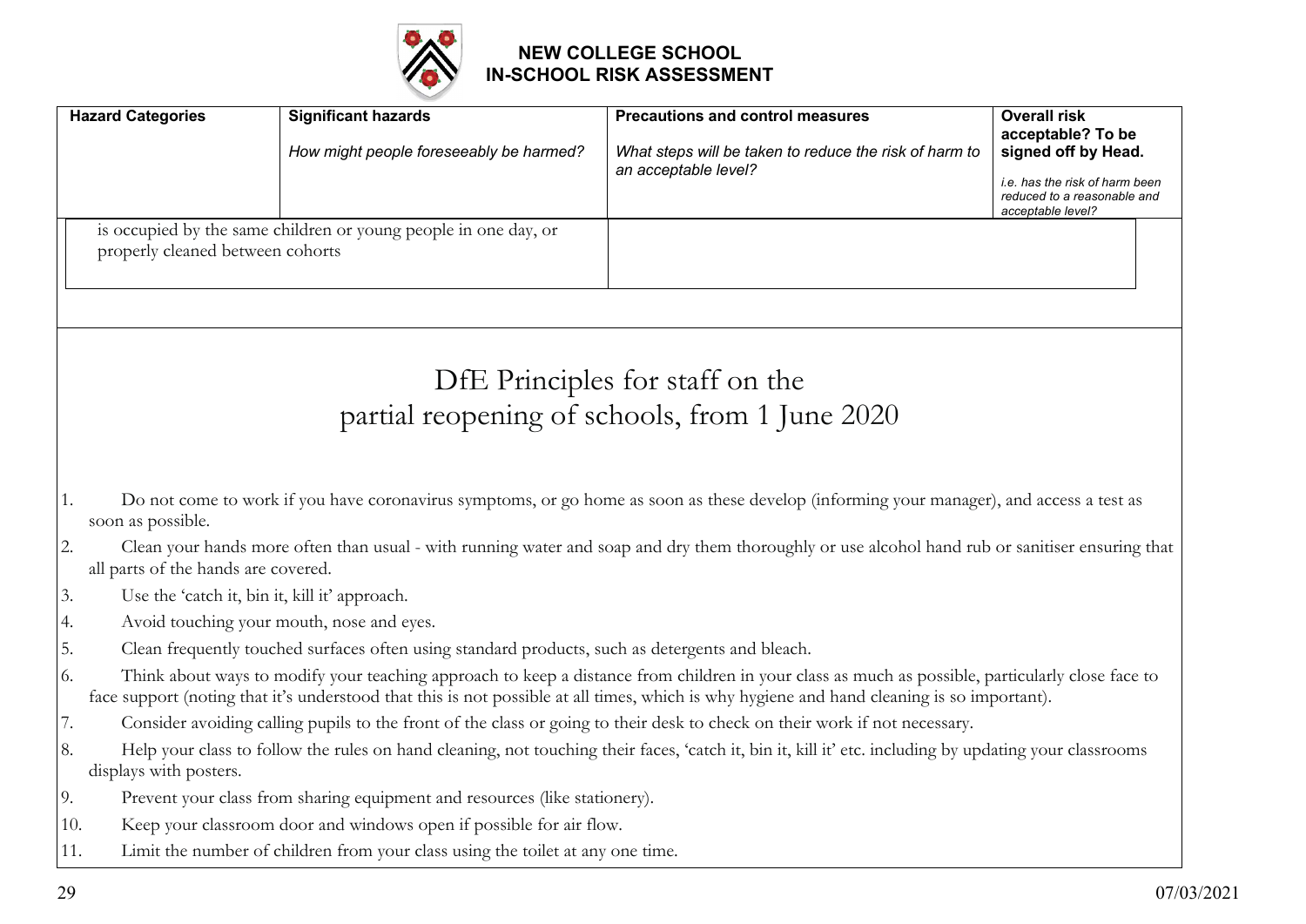# NEW COLLEGE SCHOOL IN-SCHOOL RISK ASSESSMENT

| Hazard Categories | Significant hazards<br><br>*How might people foreseeably be harmed?* | Precautions and control measures<br><br>*What steps will be taken to reduce the risk of harm to an acceptable level?* | Overall risk acceptable? To be signed off by Head.<br><br>*i.e. has the risk of harm been reduced to a reasonable and acceptable level?* |
|---|---|---|---|
| is occupied by the same children or young people in one day, or properly cleaned between cohorts | | | |

## DfE Principles for staff on the partial reopening of schools, from 1 June 2020

1. Do not come to work if you have coronavirus symptoms, or go home as soon as these develop (informing your manager), and access a test as soon as possible.
2. Clean your hands more often than usual - with running water and soap and dry them thoroughly or use alcohol hand rub or sanitiser ensuring that all parts of the hands are covered.
3. Use the 'catch it, bin it, kill it' approach.
4. Avoid touching your mouth, nose and eyes.
5. Clean frequently touched surfaces often using standard products, such as detergents and bleach.
6. Think about ways to modify your teaching approach to keep a distance from children in your class as much as possible, particularly close face to face support (noting that it's understood that this is not possible at all times, which is why hygiene and hand cleaning is so important).
7. Consider avoiding calling pupils to the front of the class or going to their desk to check on their work if not necessary.
8. Help your class to follow the rules on hand cleaning, not touching their faces, 'catch it, bin it, kill it' etc. including by updating your classrooms displays with posters.
9. Prevent your class from sharing equipment and resources (like stationery).
10. Keep your classroom door and windows open if possible for air flow.
11. Limit the number of children from your class using the toilet at any one time.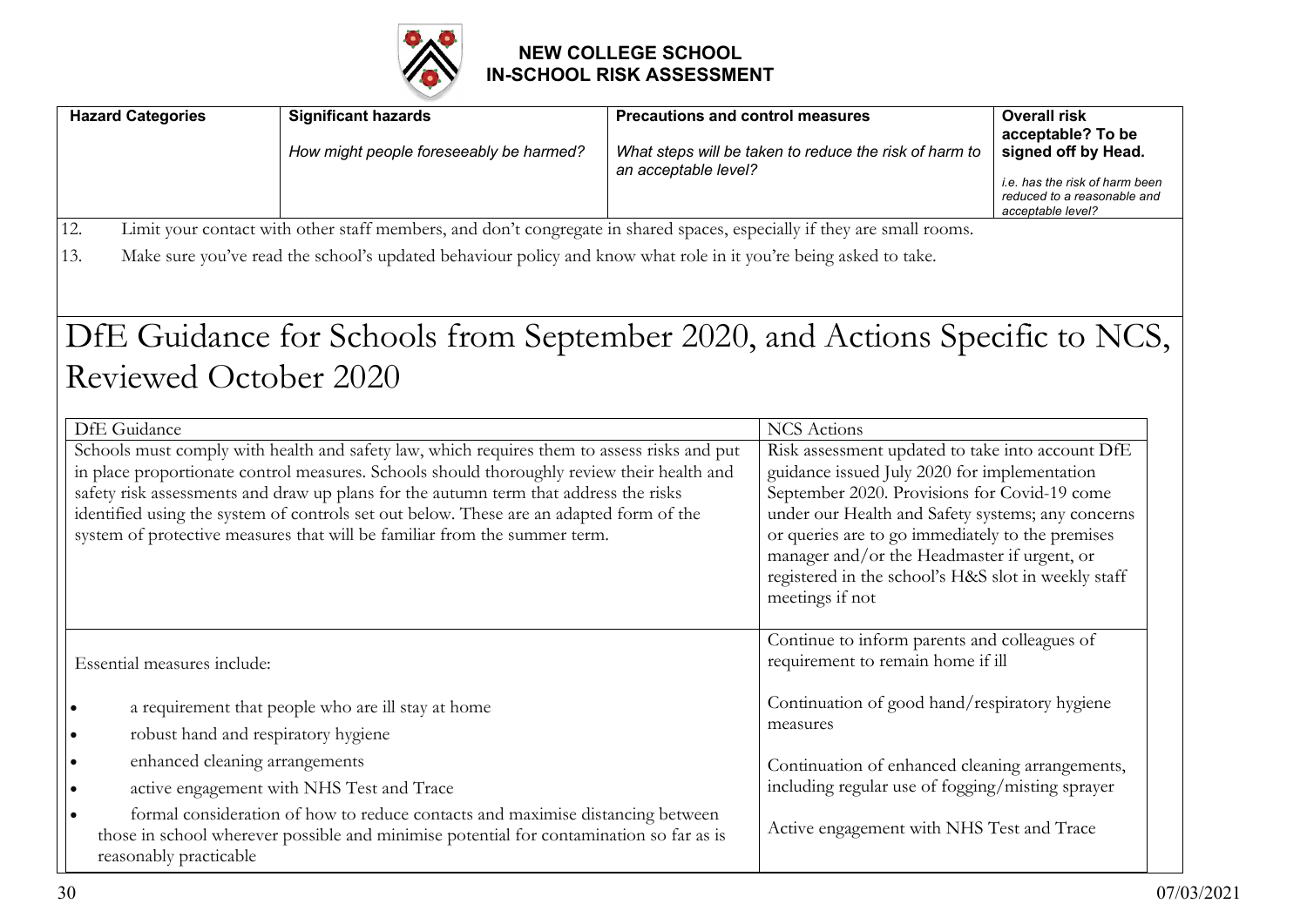| Hazard Categories | Significant hazards<br><br>*How might people foreseeably be harmed?* | Precautions and control measures<br><br>*What steps will be taken to reduce the risk of harm to an acceptable level?* | Overall risk acceptable? To be signed off by Head.<br><br>*i.e. has the risk of harm been reduced to a reasonable and acceptable level?* |
|---|---|---|---|

12. Limit your contact with other staff members, and don't congregate in shared spaces, especially if they are small rooms.
13. Make sure you've read the school's updated behaviour policy and know what role in it you're being asked to take.

# DfE Guidance for Schools from September 2020, and Actions Specific to NCS, Reviewed October 2020

| DfE Guidance | NCS Actions |
|---|---|
| Schools must comply with health and safety law, which requires them to assess risks and put in place proportionate control measures. Schools should thoroughly review their health and safety risk assessments and draw up plans for the autumn term that address the risks identified using the system of controls set out below. These are an adapted form of the system of protective measures that will be familiar from the summer term. | Risk assessment updated to take into account DfE guidance issued July 2020 for implementation September 2020. Provisions for Covid-19 come under our Health and Safety systems; any concerns or queries are to go immediately to the premises manager and/or the Headmaster if urgent, or registered in the school's H&S slot in weekly staff meetings if not |
| Essential measures include:<br><br>• a requirement that people who are ill stay at home<br>• robust hand and respiratory hygiene<br>• enhanced cleaning arrangements<br>• active engagement with NHS Test and Trace<br>• formal consideration of how to reduce contacts and maximise distancing between those in school wherever possible and minimise potential for contamination so far as is reasonably practicable | Continue to inform parents and colleagues of requirement to remain home if ill<br><br>Continuation of good hand/respiratory hygiene measures<br><br>Continuation of enhanced cleaning arrangements, including regular use of fogging/misting sprayer<br><br>Active engagement with NHS Test and Trace |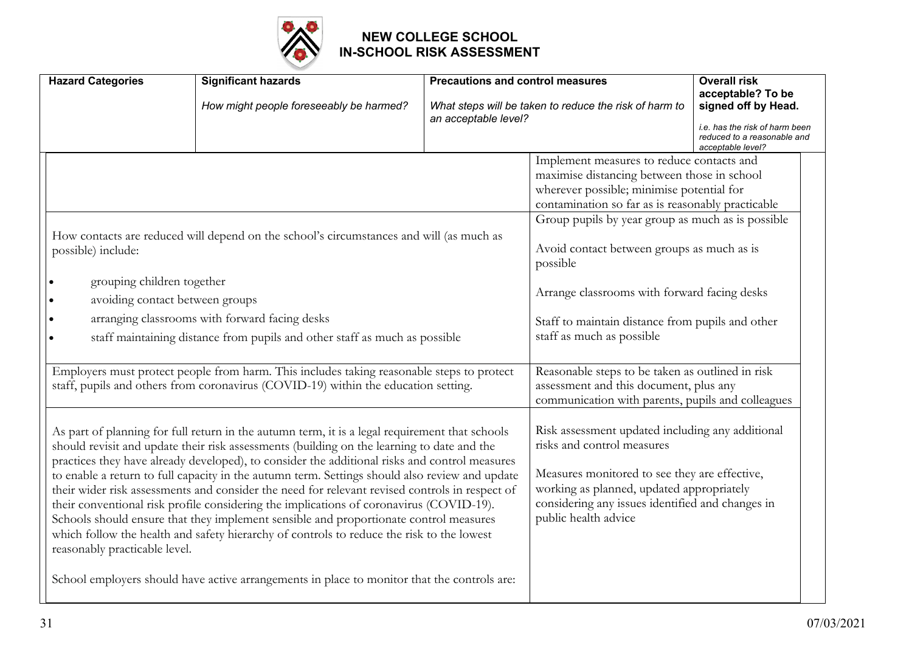# NEW COLLEGE SCHOOL
# IN-SCHOOL RISK ASSESSMENT

| Hazard Categories | Significant hazards<br><br>*How might people foreseeably be harmed?* | Precautions and control measures<br><br>*What steps will be taken to reduce the risk of harm to an acceptable level?* | Overall risk acceptable? To be signed off by Head.<br><br>*i.e. has the risk of harm been reduced to a reasonable and acceptable level?* |
|---|---|---|---|

| | |
|---|---|
| | Implement measures to reduce contacts and maximise distancing between those in school wherever possible; minimise potential for contamination so far as is reasonably practicable |
| How contacts are reduced will depend on the school's circumstances and will (as much as possible) include:<br><br>• grouping children together<br>• avoiding contact between groups<br>• arranging classrooms with forward facing desks<br>• staff maintaining distance from pupils and other staff as much as possible | Group pupils by year group as much as is possible<br><br>Avoid contact between groups as much as is possible<br><br>Arrange classrooms with forward facing desks<br><br>Staff to maintain distance from pupils and other staff as much as possible |
| Employers must protect people from harm. This includes taking reasonable steps to protect staff, pupils and others from coronavirus (COVID-19) within the education setting. | Reasonable steps to be taken as outlined in risk assessment and this document, plus any communication with parents, pupils and colleagues |
| As part of planning for full return in the autumn term, it is a legal requirement that schools should revisit and update their risk assessments (building on the learning to date and the practices they have already developed), to consider the additional risks and control measures to enable a return to full capacity in the autumn term. Settings should also review and update their wider risk assessments and consider the need for relevant revised controls in respect of their conventional risk profile considering the implications of coronavirus (COVID-19). Schools should ensure that they implement sensible and proportionate control measures which follow the health and safety hierarchy of controls to reduce the risk to the lowest reasonably practicable level.<br><br>School employers should have active arrangements in place to monitor that the controls are: | Risk assessment updated including any additional risks and control measures<br><br>Measures monitored to see they are effective, working as planned, updated appropriately considering any issues identified and changes in public health advice |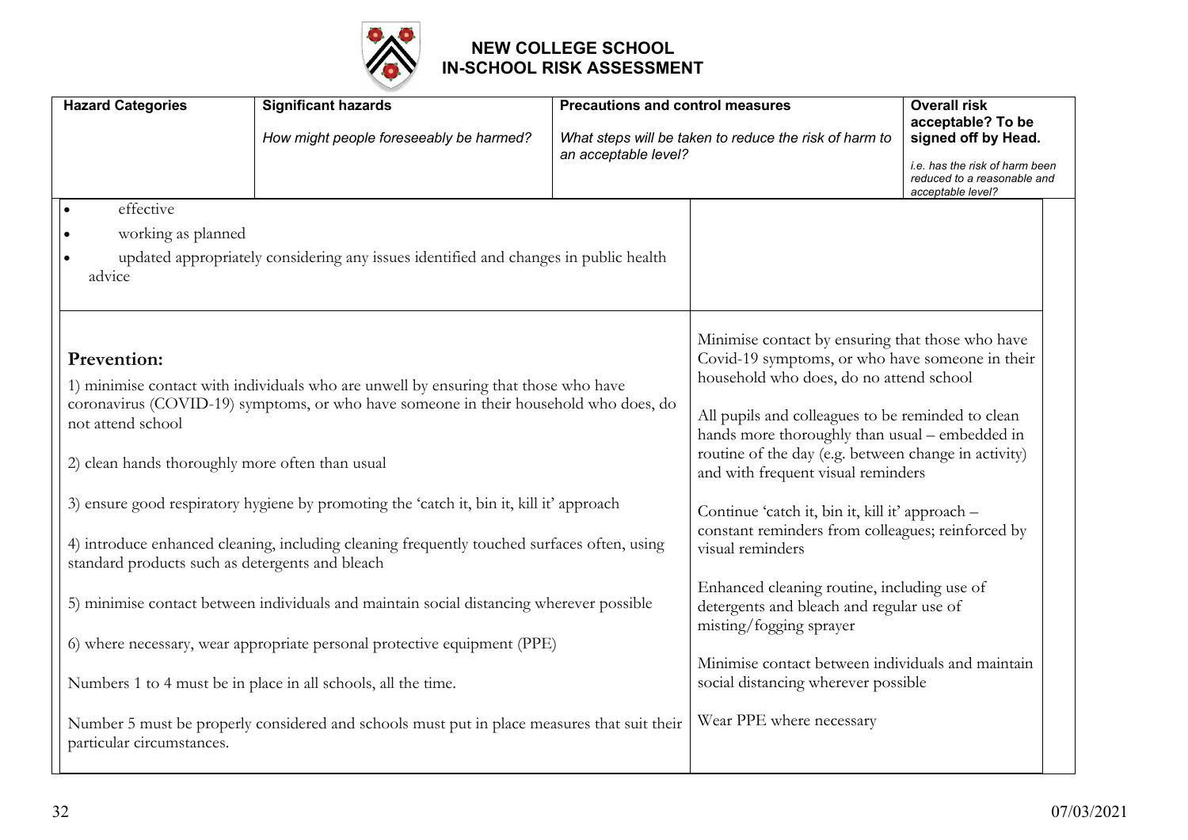# NEW COLLEGE SCHOOL
# IN-SCHOOL RISK ASSESSMENT

| Hazard Categories | Significant hazards<br>*How might people foreseeably be harmed?* | Precautions and control measures<br>*What steps will be taken to reduce the risk of harm to an acceptable level?* | Overall risk acceptable? To be signed off by Head.<br>*i.e. has the risk of harm been reduced to a reasonable and acceptable level?* |
|---|---|---|---|
| • effective<br>• working as planned<br>• updated appropriately considering any issues identified and changes in public health advice | | | |
| **Prevention:**<br>1) minimise contact with individuals who are unwell by ensuring that those who have coronavirus (COVID-19) symptoms, or who have someone in their household who does, do not attend school<br>2) clean hands thoroughly more often than usual<br>3) ensure good respiratory hygiene by promoting the 'catch it, bin it, kill it' approach<br>4) introduce enhanced cleaning, including cleaning frequently touched surfaces often, using standard products such as detergents and bleach<br>5) minimise contact between individuals and maintain social distancing wherever possible<br>6) where necessary, wear appropriate personal protective equipment (PPE)<br>Numbers 1 to 4 must be in place in all schools, all the time.<br>Number 5 must be properly considered and schools must put in place measures that suit their particular circumstances. | | Minimise contact by ensuring that those who have Covid-19 symptoms, or who have someone in their household who does, do no attend school<br>All pupils and colleagues to be reminded to clean hands more thoroughly than usual – embedded in routine of the day (e.g. between change in activity) and with frequent visual reminders<br>Continue 'catch it, bin it, kill it' approach – constant reminders from colleagues; reinforced by visual reminders<br>Enhanced cleaning routine, including use of detergents and bleach and regular use of misting/fogging sprayer<br>Minimise contact between individuals and maintain social distancing wherever possible<br>Wear PPE where necessary | |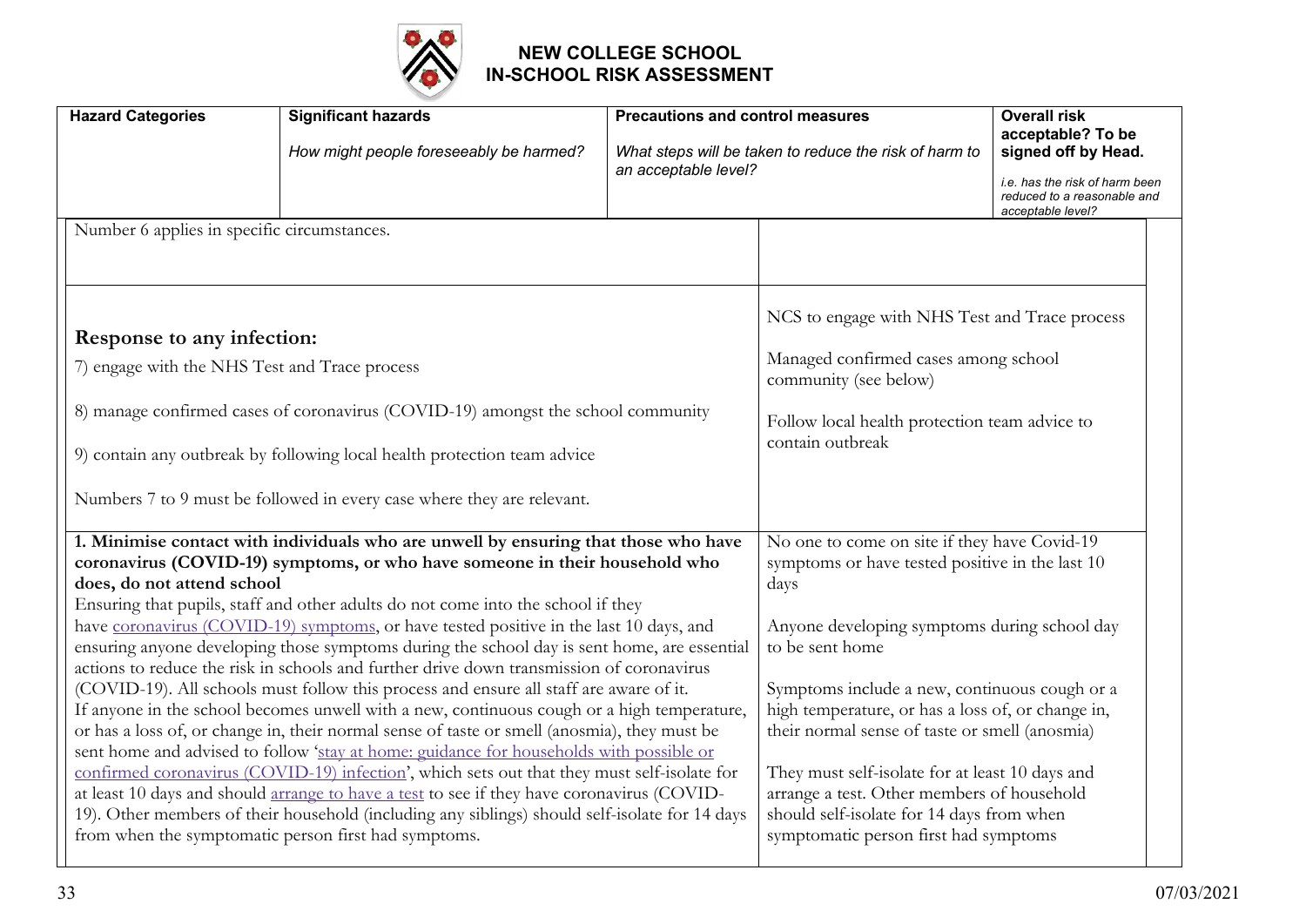# NEW COLLEGE SCHOOL
# IN-SCHOOL RISK ASSESSMENT

| Hazard Categories / Significant hazards (How might people foreseeably be harmed?) | Precautions and control measures (What steps will be taken to reduce the risk of harm to an acceptable level?) | Overall risk acceptable? To be signed off by Head. (i.e. has the risk of harm been reduced to a reasonable and acceptable level?) |
|---|---|---|
| Number 6 applies in specific circumstances. | | |
| **Response to any infection:**<br><br>7) engage with the NHS Test and Trace process<br><br>8) manage confirmed cases of coronavirus (COVID-19) amongst the school community<br><br>9) contain any outbreak by following local health protection team advice<br><br>Numbers 7 to 9 must be followed in every case where they are relevant. | NCS to engage with NHS Test and Trace process<br><br>Managed confirmed cases among school community (see below)<br><br>Follow local health protection team advice to contain outbreak | |
| **1. Minimise contact with individuals who are unwell by ensuring that those who have coronavirus (COVID-19) symptoms, or who have someone in their household who does, do not attend school**<br>Ensuring that pupils, staff and other adults do not come into the school if they have coronavirus (COVID-19) symptoms, or have tested positive in the last 10 days, and ensuring anyone developing those symptoms during the school day is sent home, are essential actions to reduce the risk in schools and further drive down transmission of coronavirus (COVID-19). All schools must follow this process and ensure all staff are aware of it.<br>If anyone in the school becomes unwell with a new, continuous cough or a high temperature, or has a loss of, or change in, their normal sense of taste or smell (anosmia), they must be sent home and advised to follow 'stay at home: guidance for households with possible or confirmed coronavirus (COVID-19) infection', which sets out that they must self-isolate for at least 10 days and should arrange to have a test to see if they have coronavirus (COVID-19). Other members of their household (including any siblings) should self-isolate for 14 days from when the symptomatic person first had symptoms. | No one to come on site if they have Covid-19 symptoms or have tested positive in the last 10 days<br><br>Anyone developing symptoms during school day to be sent home<br><br>Symptoms include a new, continuous cough or a high temperature, or has a loss of, or change in, their normal sense of taste or smell (anosmia)<br><br>They must self-isolate for at least 10 days and arrange a test. Other members of household should self-isolate for 14 days from when symptomatic person first had symptoms | |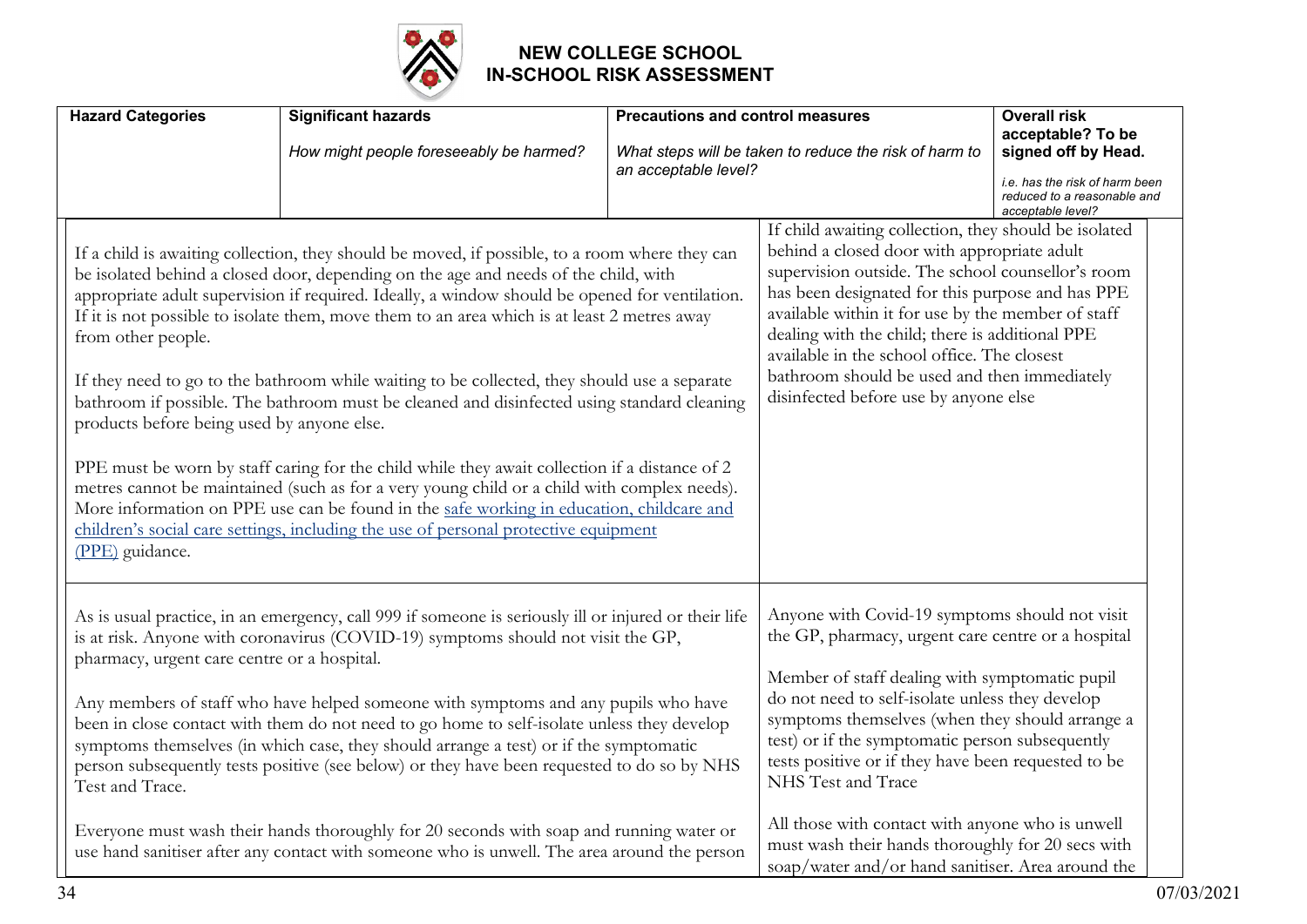# NEW COLLEGE SCHOOL
# IN-SCHOOL RISK ASSESSMENT

| Hazard Categories | Significant hazards<br>*How might people foreseeably be harmed?* | Precautions and control measures<br>*What steps will be taken to reduce the risk of harm to an acceptable level?* | Overall risk acceptable? To be signed off by Head.<br>*i.e. has the risk of harm been reduced to a reasonable and acceptable level?* |
|---|---|---|---|
| If a child is awaiting collection, they should be moved, if possible, to a room where they can be isolated behind a closed door, depending on the age and needs of the child, with appropriate adult supervision if required. Ideally, a window should be opened for ventilation. If it is not possible to isolate them, move them to an area which is at least 2 metres away from other people.<br><br>If they need to go to the bathroom while waiting to be collected, they should use a separate bathroom if possible. The bathroom must be cleaned and disinfected using standard cleaning products before being used by anyone else.<br><br>PPE must be worn by staff caring for the child while they await collection if a distance of 2 metres cannot be maintained (such as for a very young child or a child with complex needs). More information on PPE use can be found in the safe working in education, childcare and children's social care settings, including the use of personal protective equipment (PPE) guidance. | | If child awaiting collection, they should be isolated behind a closed door with appropriate adult supervision outside. The school counsellor's room has been designated for this purpose and has PPE available within it for use by the member of staff dealing with the child; there is additional PPE available in the school office. The closest bathroom should be used and then immediately disinfected before use by anyone else | |
| As is usual practice, in an emergency, call 999 if someone is seriously ill or injured or their life is at risk. Anyone with coronavirus (COVID-19) symptoms should not visit the GP, pharmacy, urgent care centre or a hospital.<br><br>Any members of staff who have helped someone with symptoms and any pupils who have been in close contact with them do not need to go home to self-isolate unless they develop symptoms themselves (in which case, they should arrange a test) or if the symptomatic person subsequently tests positive (see below) or they have been requested to do so by NHS Test and Trace.<br><br>Everyone must wash their hands thoroughly for 20 seconds with soap and running water or use hand sanitiser after any contact with someone who is unwell. The area around the person | | Anyone with Covid-19 symptoms should not visit the GP, pharmacy, urgent care centre or a hospital<br><br>Member of staff dealing with symptomatic pupil do not need to self-isolate unless they develop symptoms themselves (when they should arrange a test) or if the symptomatic person subsequently tests positive or if they have been requested to be NHS Test and Trace<br><br>All those with contact with anyone who is unwell must wash their hands thoroughly for 20 secs with soap/water and/or hand sanitiser. Area around the | |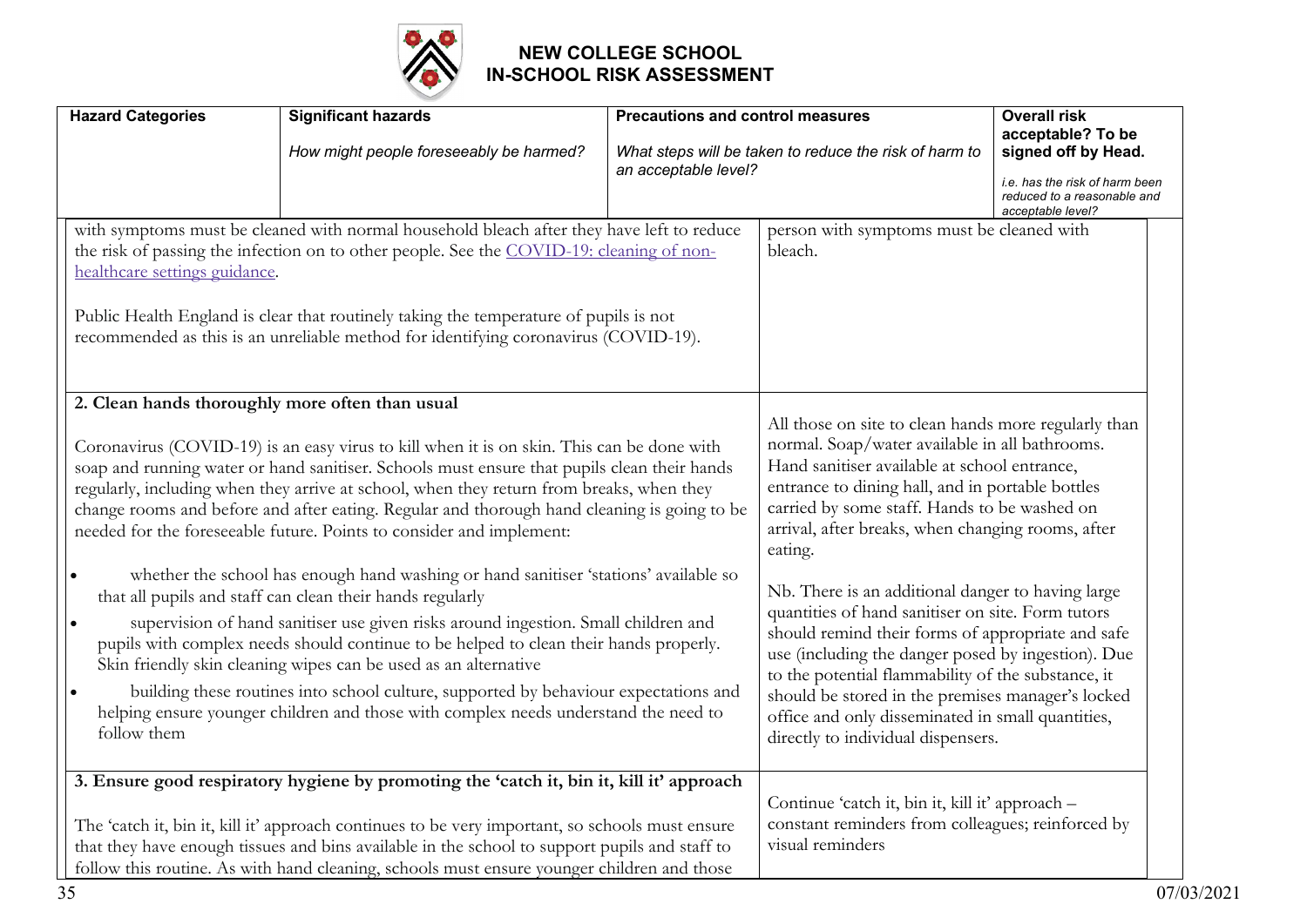# NEW COLLEGE SCHOOL
# IN-SCHOOL RISK ASSESSMENT

| Hazard Categories | Significant hazards<br><br>*How might people foreseeably be harmed?* | Precautions and control measures<br><br>*What steps will be taken to reduce the risk of harm to an acceptable level?* | Overall risk acceptable? To be signed off by Head.<br><br>*i.e. has the risk of harm been reduced to a reasonable and acceptable level?* |
|---|---|---|---|
| with symptoms must be cleaned with normal household bleach after they have left to reduce the risk of passing the infection on to other people. See the COVID-19: cleaning of non-healthcare settings guidance.<br><br>Public Health England is clear that routinely taking the temperature of pupils is not recommended as this is an unreliable method for identifying coronavirus (COVID-19). | | person with symptoms must be cleaned with bleach. | |
| **2. Clean hands thoroughly more often than usual**<br><br>Coronavirus (COVID-19) is an easy virus to kill when it is on skin. This can be done with soap and running water or hand sanitiser. Schools must ensure that pupils clean their hands regularly, including when they arrive at school, when they return from breaks, when they change rooms and before and after eating. Regular and thorough hand cleaning is going to be needed for the foreseeable future. Points to consider and implement:<br><br>• whether the school has enough hand washing or hand sanitiser 'stations' available so that all pupils and staff can clean their hands regularly<br>• supervision of hand sanitiser use given risks around ingestion. Small children and pupils with complex needs should continue to be helped to clean their hands properly. Skin friendly skin cleaning wipes can be used as an alternative<br>• building these routines into school culture, supported by behaviour expectations and helping ensure younger children and those with complex needs understand the need to follow them | | All those on site to clean hands more regularly than normal. Soap/water available in all bathrooms. Hand sanitiser available at school entrance, entrance to dining hall, and in portable bottles carried by some staff. Hands to be washed on arrival, after breaks, when changing rooms, after eating.<br><br>Nb. There is an additional danger to having large quantities of hand sanitiser on site. Form tutors should remind their forms of appropriate and safe use (including the danger posed by ingestion). Due to the potential flammability of the substance, it should be stored in the premises manager's locked office and only disseminated in small quantities, directly to individual dispensers. | |
| **3. Ensure good respiratory hygiene by promoting the 'catch it, bin it, kill it' approach**<br><br>The 'catch it, bin it, kill it' approach continues to be very important, so schools must ensure that they have enough tissues and bins available in the school to support pupils and staff to follow this routine. As with hand cleaning, schools must ensure younger children and those | | Continue 'catch it, bin it, kill it' approach – constant reminders from colleagues; reinforced by visual reminders | |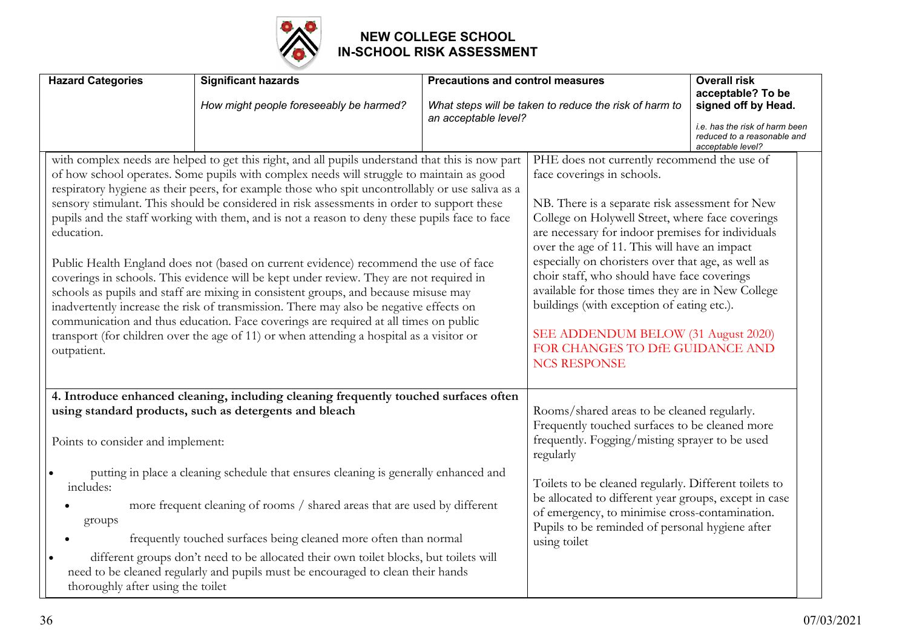# NEW COLLEGE SCHOOL
## IN-SCHOOL RISK ASSESSMENT

| Hazard Categories | Significant hazards<br>*How might people foreseeably be harmed?* | Precautions and control measures<br>*What steps will be taken to reduce the risk of harm to an acceptable level?* | Overall risk acceptable? To be signed off by Head.<br>*i.e. has the risk of harm been reduced to a reasonable and acceptable level?* |
|---|---|---|---|
| with complex needs are helped to get this right, and all pupils understand that this is now part of how school operates. Some pupils with complex needs will struggle to maintain as good respiratory hygiene as their peers, for example those who spit uncontrollably or use saliva as a sensory stimulant. This should be considered in risk assessments in order to support these pupils and the staff working with them, and is not a reason to deny these pupils face to face education.<br><br>Public Health England does not (based on current evidence) recommend the use of face coverings in schools. This evidence will be kept under review. They are not required in schools as pupils and staff are mixing in consistent groups, and because misuse may inadvertently increase the risk of transmission. There may also be negative effects on communication and thus education. Face coverings are required at all times on public transport (for children over the age of 11) or when attending a hospital as a visitor or outpatient. | | PHE does not currently recommend the use of face coverings in schools.<br><br>NB. There is a separate risk assessment for New College on Holywell Street, where face coverings are necessary for indoor premises for individuals over the age of 11. This will have an impact especially on choristers over that age, as well as choir staff, who should have face coverings available for those times they are in New College buildings (with exception of eating etc.).<br><br>SEE ADDENDUM BELOW (31 August 2020) FOR CHANGES TO DfE GUIDANCE AND NCS RESPONSE | |
| **4. Introduce enhanced cleaning, including cleaning frequently touched surfaces often using standard products, such as detergents and bleach**<br><br>Points to consider and implement:<br><br>• putting in place a cleaning schedule that ensures cleaning is generally enhanced and includes:<br>  ◦ more frequent cleaning of rooms / shared areas that are used by different groups<br>  ◦ frequently touched surfaces being cleaned more often than normal<br>• different groups don't need to be allocated their own toilet blocks, but toilets will need to be cleaned regularly and pupils must be encouraged to clean their hands thoroughly after using the toilet | | Rooms/shared areas to be cleaned regularly. Frequently touched surfaces to be cleaned more frequently. Fogging/misting sprayer to be used regularly<br><br>Toilets to be cleaned regularly. Different toilets to be allocated to different year groups, except in case of emergency, to minimise cross-contamination. Pupils to be reminded of personal hygiene after using toilet | |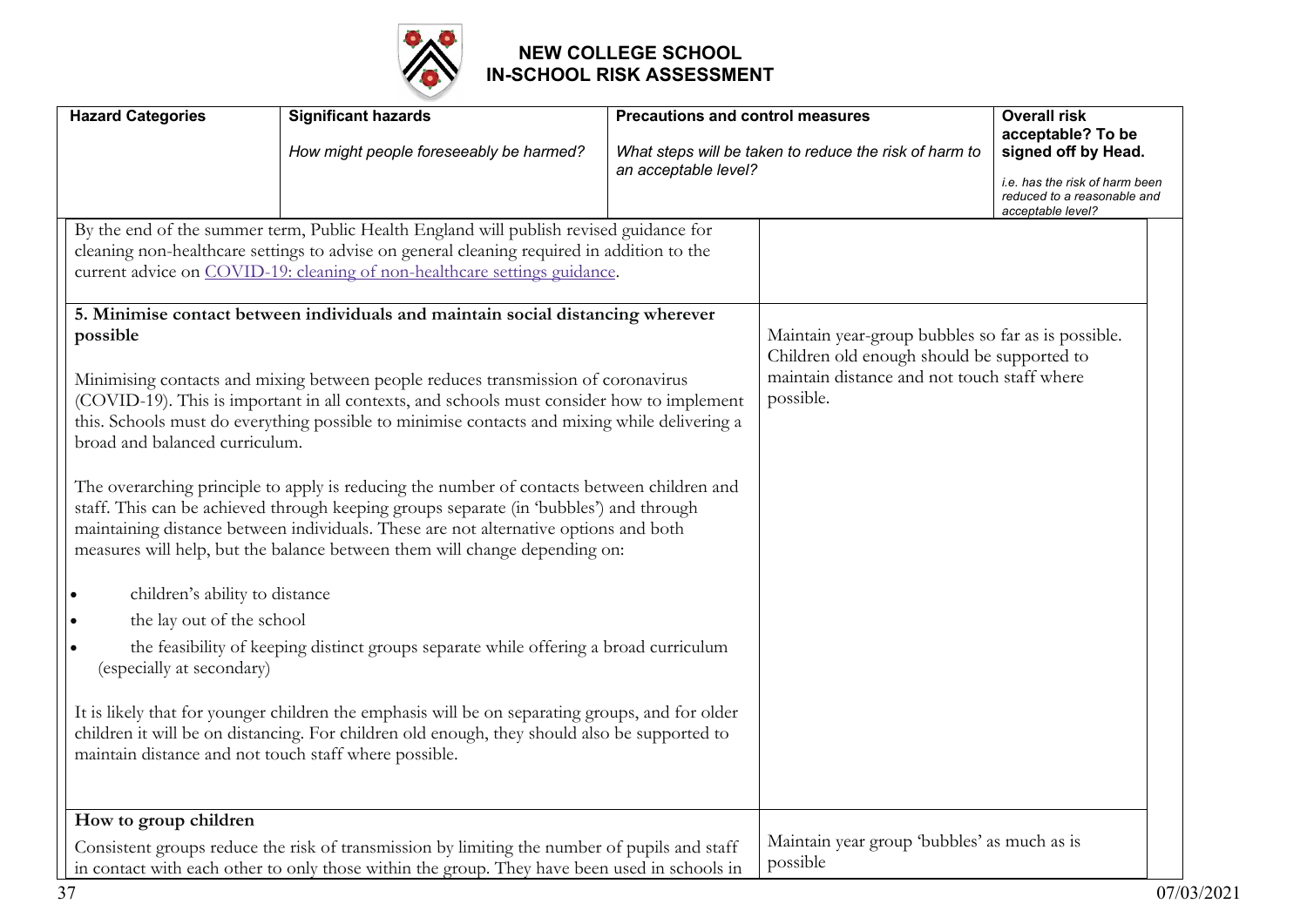# NEW COLLEGE SCHOOL
# IN-SCHOOL RISK ASSESSMENT

| Hazard Categories | Significant hazards *How might people foreseeably be harmed?* | Precautions and control measures *What steps will be taken to reduce the risk of harm to an acceptable level?* | Overall risk acceptable? To be signed off by Head. *i.e. has the risk of harm been reduced to a reasonable and acceptable level?* |
|---|---|---|---|
| By the end of the summer term, Public Health England will publish revised guidance for cleaning non-healthcare settings to advise on general cleaning required in addition to the current advice on [COVID-19: cleaning of non-healthcare settings guidance](). | | | |
| **5. Minimise contact between individuals and maintain social distancing wherever possible**<br><br>Minimising contacts and mixing between people reduces transmission of coronavirus (COVID-19). This is important in all contexts, and schools must consider how to implement this. Schools must do everything possible to minimise contacts and mixing while delivering a broad and balanced curriculum.<br><br>The overarching principle to apply is reducing the number of contacts between children and staff. This can be achieved through keeping groups separate (in 'bubbles') and through maintaining distance between individuals. These are not alternative options and both measures will help, but the balance between them will change depending on:<br><br>• children's ability to distance<br>• the lay out of the school<br>• the feasibility of keeping distinct groups separate while offering a broad curriculum (especially at secondary)<br><br>It is likely that for younger children the emphasis will be on separating groups, and for older children it will be on distancing. For children old enough, they should also be supported to maintain distance and not touch staff where possible. | | Maintain year-group bubbles so far as is possible. Children old enough should be supported to maintain distance and not touch staff where possible. | |
| **How to group children**<br><br>Consistent groups reduce the risk of transmission by limiting the number of pupils and staff in contact with each other to only those within the group. They have been used in schools in | | Maintain year group 'bubbles' as much as is possible | |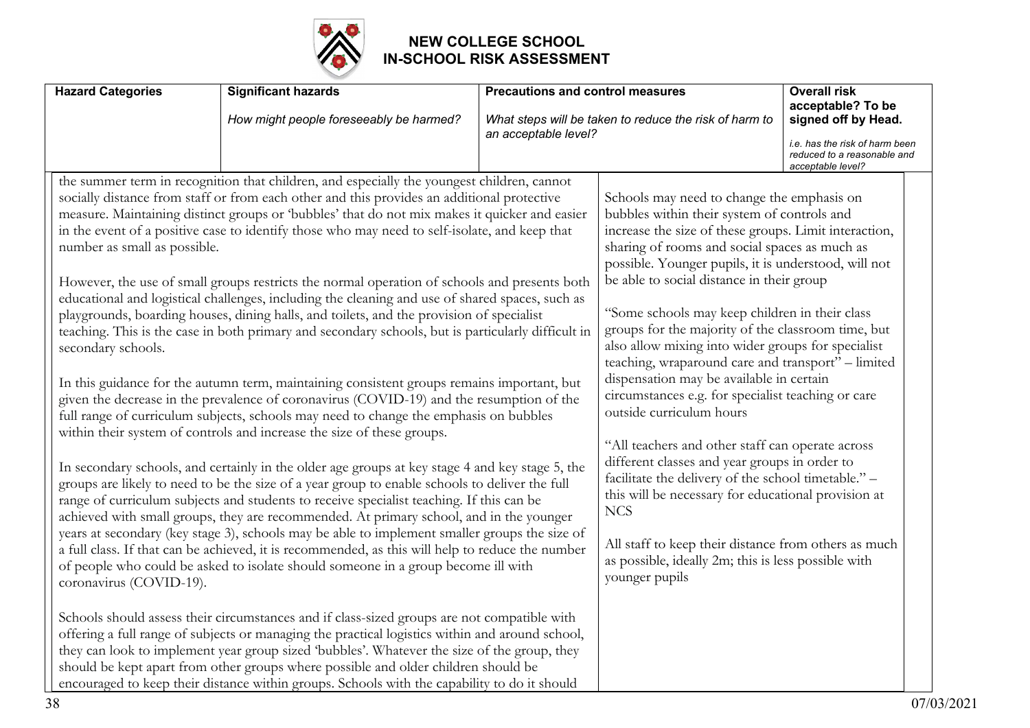# NEW COLLEGE SCHOOL
## IN-SCHOOL RISK ASSESSMENT

| Hazard Categories | Significant hazards<br><br>*How might people foreseeably be harmed?* | Precautions and control measures<br><br>*What steps will be taken to reduce the risk of harm to an acceptable level?* | Overall risk acceptable? To be signed off by Head.<br><br>*i.e. has the risk of harm been reduced to a reasonable and acceptable level?* |
|---|---|---|---|
| the summer term in recognition that children, and especially the youngest children, cannot socially distance from staff or from each other and this provides an additional protective measure. Maintaining distinct groups or 'bubbles' that do not mix makes it quicker and easier in the event of a positive case to identify those who may need to self-isolate, and keep that number as small as possible.<br><br>However, the use of small groups restricts the normal operation of schools and presents both educational and logistical challenges, including the cleaning and use of shared spaces, such as playgrounds, boarding houses, dining halls, and toilets, and the provision of specialist teaching. This is the case in both primary and secondary schools, but is particularly difficult in secondary schools.<br><br>In this guidance for the autumn term, maintaining consistent groups remains important, but given the decrease in the prevalence of coronavirus (COVID-19) and the resumption of the full range of curriculum subjects, schools may need to change the emphasis on bubbles within their system of controls and increase the size of these groups.<br><br>In secondary schools, and certainly in the older age groups at key stage 4 and key stage 5, the groups are likely to need to be the size of a year group to enable schools to deliver the full range of curriculum subjects and students to receive specialist teaching. If this can be achieved with small groups, they are recommended. At primary school, and in the younger years at secondary (key stage 3), schools may be able to implement smaller groups the size of a full class. If that can be achieved, it is recommended, as this will help to reduce the number of people who could be asked to isolate should someone in a group become ill with coronavirus (COVID-19).<br><br>Schools should assess their circumstances and if class-sized groups are not compatible with offering a full range of subjects or managing the practical logistics within and around school, they can look to implement year group sized 'bubbles'. Whatever the size of the group, they should be kept apart from other groups where possible and older children should be encouraged to keep their distance within groups. Schools with the capability to do it should | | Schools may need to change the emphasis on bubbles within their system of controls and increase the size of these groups. Limit interaction, sharing of rooms and social spaces as much as possible. Younger pupils, it is understood, will not be able to social distance in their group<br><br>"Some schools may keep children in their class groups for the majority of the classroom time, but also allow mixing into wider groups for specialist teaching, wraparound care and transport" – limited dispensation may be available in certain circumstances e.g. for specialist teaching or care outside curriculum hours<br><br>"All teachers and other staff can operate across different classes and year groups in order to facilitate the delivery of the school timetable." – this will be necessary for educational provision at NCS<br><br>All staff to keep their distance from others as much as possible, ideally 2m; this is less possible with younger pupils | |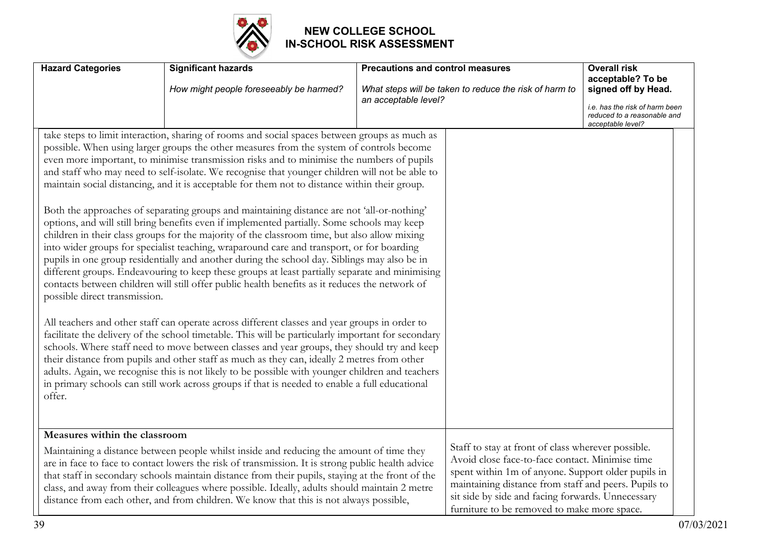# NEW COLLEGE SCHOOL
## IN-SCHOOL RISK ASSESSMENT

| Hazard Categories | Significant hazards *How might people foreseeably be harmed?* | Precautions and control measures *What steps will be taken to reduce the risk of harm to an acceptable level?* | Overall risk acceptable? To be signed off by Head. *i.e. has the risk of harm been reduced to a reasonable and acceptable level?* |
|---|---|---|---|
| take steps to limit interaction, sharing of rooms and social spaces between groups as much as possible. When using larger groups the other measures from the system of controls become even more important, to minimise transmission risks and to minimise the numbers of pupils and staff who may need to self-isolate. We recognise that younger children will not be able to maintain social distancing, and it is acceptable for them not to distance within their group.<br><br>Both the approaches of separating groups and maintaining distance are not 'all-or-nothing' options, and will still bring benefits even if implemented partially. Some schools may keep children in their class groups for the majority of the classroom time, but also allow mixing into wider groups for specialist teaching, wraparound care and transport, or for boarding pupils in one group residentially and another during the school day. Siblings may also be in different groups. Endeavouring to keep these groups at least partially separate and minimising contacts between children will still offer public health benefits as it reduces the network of possible direct transmission.<br><br>All teachers and other staff can operate across different classes and year groups in order to facilitate the delivery of the school timetable. This will be particularly important for secondary schools. Where staff need to move between classes and year groups, they should try and keep their distance from pupils and other staff as much as they can, ideally 2 metres from other adults. Again, we recognise this is not likely to be possible with younger children and teachers in primary schools can still work across groups if that is needed to enable a full educational offer. | | | |
| **Measures within the classroom**<br><br>Maintaining a distance between people whilst inside and reducing the amount of time they are in face to face to contact lowers the risk of transmission. It is strong public health advice that staff in secondary schools maintain distance from their pupils, staying at the front of the class, and away from their colleagues where possible. Ideally, adults should maintain 2 metre distance from each other, and from children. We know that this is not always possible, | | Staff to stay at front of class wherever possible. Avoid close face-to-face contact. Minimise time spent within 1m of anyone. Support older pupils in maintaining distance from staff and peers. Pupils to sit side by side and facing forwards. Unnecessary furniture to be removed to make more space. | |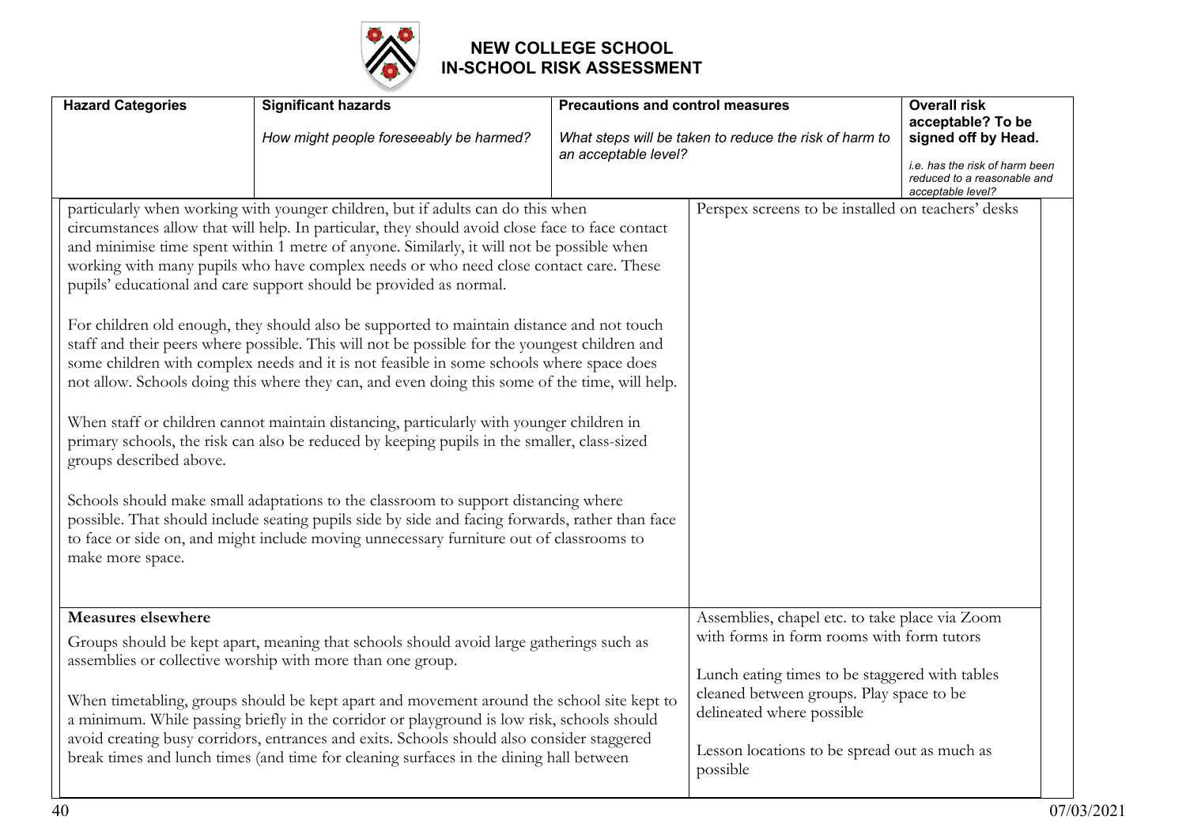# NEW COLLEGE SCHOOL
# IN-SCHOOL RISK ASSESSMENT

| Hazard Categories | Significant hazards<br>*How might people foreseeably be harmed?* | Precautions and control measures<br>*What steps will be taken to reduce the risk of harm to an acceptable level?* | Overall risk acceptable? To be signed off by Head.<br>*i.e. has the risk of harm been reduced to a reasonable and acceptable level?* |
|---|---|---|---|
| particularly when working with younger children, but if adults can do this when circumstances allow that will help. In particular, they should avoid close face to face contact and minimise time spent within 1 metre of anyone. Similarly, it will not be possible when working with many pupils who have complex needs or who need close contact care. These pupils' educational and care support should be provided as normal.<br><br>For children old enough, they should also be supported to maintain distance and not touch staff and their peers where possible. This will not be possible for the youngest children and some children with complex needs and it is not feasible in some schools where space does not allow. Schools doing this where they can, and even doing this some of the time, will help.<br><br>When staff or children cannot maintain distancing, particularly with younger children in primary schools, the risk can also be reduced by keeping pupils in the smaller, class-sized groups described above.<br><br>Schools should make small adaptations to the classroom to support distancing where possible. That should include seating pupils side by side and facing forwards, rather than face to face or side on, and might include moving unnecessary furniture out of classrooms to make more space. | | Perspex screens to be installed on teachers' desks | |
| **Measures elsewhere**<br><br>Groups should be kept apart, meaning that schools should avoid large gatherings such as assemblies or collective worship with more than one group.<br><br>When timetabling, groups should be kept apart and movement around the school site kept to a minimum. While passing briefly in the corridor or playground is low risk, schools should avoid creating busy corridors, entrances and exits. Schools should also consider staggered break times and lunch times (and time for cleaning surfaces in the dining hall between | | Assemblies, chapel etc. to take place via Zoom with forms in form rooms with form tutors<br><br>Lunch eating times to be staggered with tables cleaned between groups. Play space to be delineated where possible<br><br>Lesson locations to be spread out as much as possible | |

07/03/2021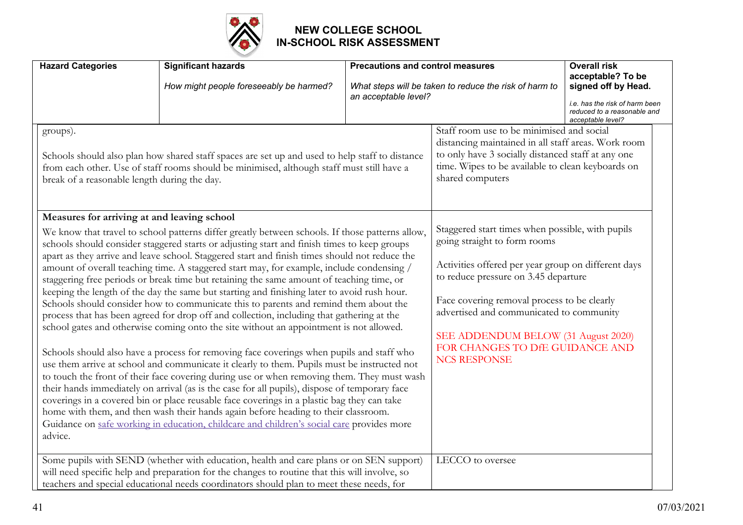# NEW COLLEGE SCHOOL
# IN-SCHOOL RISK ASSESSMENT

| Hazard Categories | Significant hazards<br>*How might people foreseeably be harmed?* | Precautions and control measures<br>*What steps will be taken to reduce the risk of harm to an acceptable level?* | Overall risk acceptable? To be signed off by Head.<br>*i.e. has the risk of harm been reduced to a reasonable and acceptable level?* |
|---|---|---|---|
| groups).<br><br>Schools should also plan how shared staff spaces are set up and used to help staff to distance from each other. Use of staff rooms should be minimised, although staff must still have a break of a reasonable length during the day. | | Staff room use to be minimised and social distancing maintained in all staff areas. Work room to only have 3 socially distanced staff at any one time. Wipes to be available to clean keyboards on shared computers | |
| **Measures for arriving at and leaving school**<br><br>We know that travel to school patterns differ greatly between schools. If those patterns allow, schools should consider staggered starts or adjusting start and finish times to keep groups apart as they arrive and leave school. Staggered start and finish times should not reduce the amount of overall teaching time. A staggered start may, for example, include condensing / staggering free periods or break time but retaining the same amount of teaching time, or keeping the length of the day the same but starting and finishing later to avoid rush hour. Schools should consider how to communicate this to parents and remind them about the process that has been agreed for drop off and collection, including that gathering at the school gates and otherwise coming onto the site without an appointment is not allowed.<br><br>Schools should also have a process for removing face coverings when pupils and staff who use them arrive at school and communicate it clearly to them. Pupils must be instructed not to touch the front of their face covering during use or when removing them. They must wash their hands immediately on arrival (as is the case for all pupils), dispose of temporary face coverings in a covered bin or place reusable face coverings in a plastic bag they can take home with them, and then wash their hands again before heading to their classroom. Guidance on safe working in education, childcare and children's social care provides more advice. | | Staggered start times when possible, with pupils going straight to form rooms<br><br>Activities offered per year group on different days to reduce pressure on 3.45 departure<br><br>Face covering removal process to be clearly advertised and communicated to community<br><br>SEE ADDENDUM BELOW (31 August 2020) FOR CHANGES TO DfE GUIDANCE AND NCS RESPONSE | |
| Some pupils with SEND (whether with education, health and care plans or on SEN support) will need specific help and preparation for the changes to routine that this will involve, so teachers and special educational needs coordinators should plan to meet these needs, for | | LECCO to oversee | |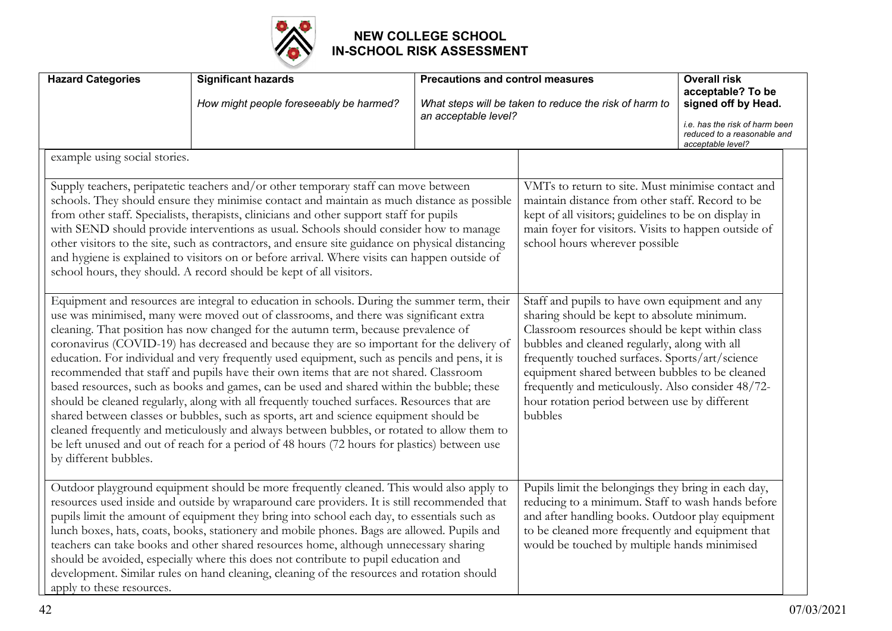# NEW COLLEGE SCHOOL
## IN-SCHOOL RISK ASSESSMENT

| Hazard Categories | Significant hazards<br>*How might people foreseeably be harmed?* | Precautions and control measures<br>*What steps will be taken to reduce the risk of harm to an acceptable level?* | Overall risk acceptable? To be signed off by Head.<br>*i.e. has the risk of harm been reduced to a reasonable and acceptable level?* |
|---|---|---|---|
| example using social stories. | | | |
| Supply teachers, peripatetic teachers and/or other temporary staff can move between schools. They should ensure they minimise contact and maintain as much distance as possible from other staff. Specialists, therapists, clinicians and other support staff for pupils with SEND should provide interventions as usual. Schools should consider how to manage other visitors to the site, such as contractors, and ensure site guidance on physical distancing and hygiene is explained to visitors on or before arrival. Where visits can happen outside of school hours, they should. A record should be kept of all visitors. | | VMTs to return to site. Must minimise contact and maintain distance from other staff. Record to be kept of all visitors; guidelines to be on display in main foyer for visitors. Visits to happen outside of school hours wherever possible | |
| Equipment and resources are integral to education in schools. During the summer term, their use was minimised, many were moved out of classrooms, and there was significant extra cleaning. That position has now changed for the autumn term, because prevalence of coronavirus (COVID-19) has decreased and because they are so important for the delivery of education. For individual and very frequently used equipment, such as pencils and pens, it is recommended that staff and pupils have their own items that are not shared. Classroom based resources, such as books and games, can be used and shared within the bubble; these should be cleaned regularly, along with all frequently touched surfaces. Resources that are shared between classes or bubbles, such as sports, art and science equipment should be cleaned frequently and meticulously and always between bubbles, or rotated to allow them to be left unused and out of reach for a period of 48 hours (72 hours for plastics) between use by different bubbles. | | Staff and pupils to have own equipment and any sharing should be kept to absolute minimum. Classroom resources should be kept within class bubbles and cleaned regularly, along with all frequently touched surfaces. Sports/art/science equipment shared between bubbles to be cleaned frequently and meticulously. Also consider 48/72-hour rotation period between use by different bubbles | |
| Outdoor playground equipment should be more frequently cleaned. This would also apply to resources used inside and outside by wraparound care providers. It is still recommended that pupils limit the amount of equipment they bring into school each day, to essentials such as lunch boxes, hats, coats, books, stationery and mobile phones. Bags are allowed. Pupils and teachers can take books and other shared resources home, although unnecessary sharing should be avoided, especially where this does not contribute to pupil education and development. Similar rules on hand cleaning, cleaning of the resources and rotation should apply to these resources. | | Pupils limit the belongings they bring in each day, reducing to a minimum. Staff to wash hands before and after handling books. Outdoor play equipment to be cleaned more frequently and equipment that would be touched by multiple hands minimised | |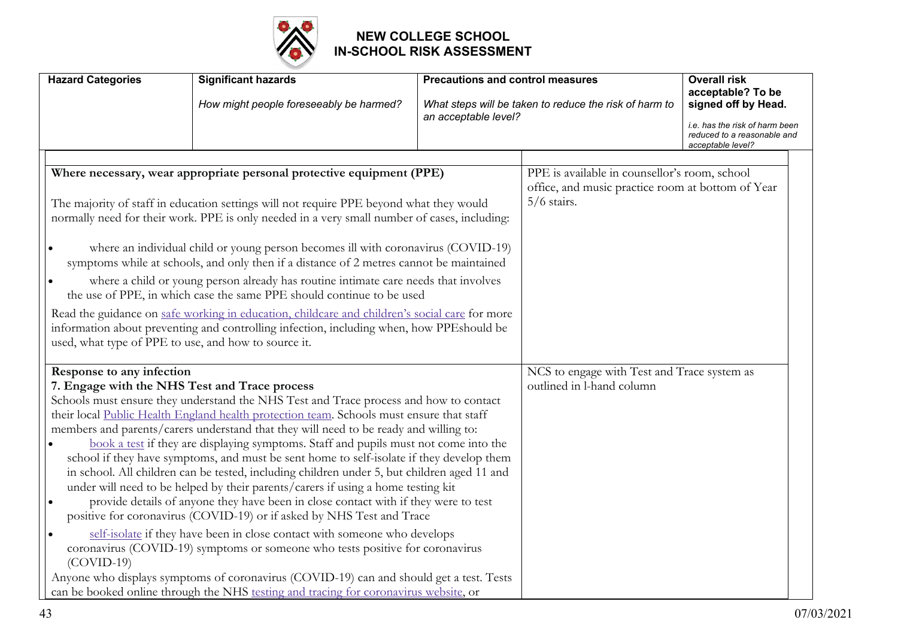# NEW COLLEGE SCHOOL IN-SCHOOL RISK ASSESSMENT

| Hazard Categories | Significant hazards<br>*How might people foreseeably be harmed?* | Precautions and control measures<br>*What steps will be taken to reduce the risk of harm to an acceptable level?* | Overall risk acceptable? To be signed off by Head.<br>*i.e. has the risk of harm been reduced to a reasonable and acceptable level?* |
|---|---|---|---|
| **Where necessary, wear appropriate personal protective equipment (PPE)**<br><br>The majority of staff in education settings will not require PPE beyond what they would normally need for their work. PPE is only needed in a very small number of cases, including:<br><br>• where an individual child or young person becomes ill with coronavirus (COVID-19) symptoms while at schools, and only then if a distance of 2 metres cannot be maintained<br>• where a child or young person already has routine intimate care needs that involves the use of PPE, in which case the same PPE should continue to be used<br><br>Read the guidance on safe working in education, childcare and children's social care for more information about preventing and controlling infection, including when, how PPEshould be used, what type of PPE to use, and how to source it. | | PPE is available in counsellor's room, school office, and music practice room at bottom of Year 5/6 stairs. | |
| **Response to any infection**<br>**7. Engage with the NHS Test and Trace process**<br>Schools must ensure they understand the NHS Test and Trace process and how to contact their local Public Health England health protection team. Schools must ensure that staff members and parents/carers understand that they will need to be ready and willing to:<br>• book a test if they are displaying symptoms. Staff and pupils must not come into the school if they have symptoms, and must be sent home to self-isolate if they develop them in school. All children can be tested, including children under 5, but children aged 11 and under will need to be helped by their parents/carers if using a home testing kit<br>• provide details of anyone they have been in close contact with if they were to test positive for coronavirus (COVID-19) or if asked by NHS Test and Trace<br>• self-isolate if they have been in close contact with someone who develops coronavirus (COVID-19) symptoms or someone who tests positive for coronavirus (COVID-19)<br>Anyone who displays symptoms of coronavirus (COVID-19) can and should get a test. Tests can be booked online through the NHS testing and tracing for coronavirus website, or | | NCS to engage with Test and Trace system as outlined in l-hand column | |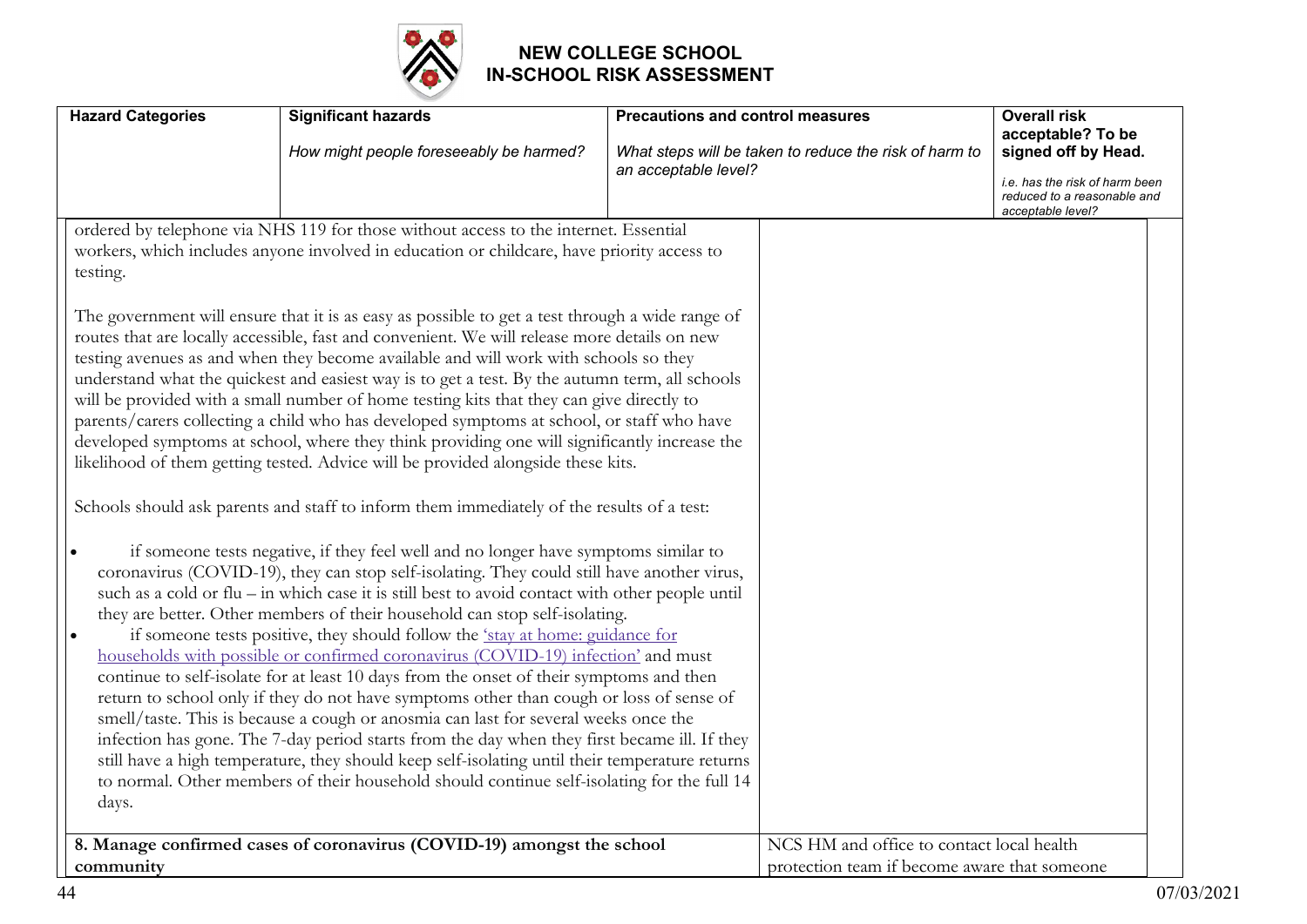# NEW COLLEGE SCHOOL
# IN-SCHOOL RISK ASSESSMENT

| Hazard Categories | Significant hazards<br>*How might people foreseeably be harmed?* | Precautions and control measures<br>*What steps will be taken to reduce the risk of harm to an acceptable level?* | Overall risk acceptable? To be signed off by Head.<br>*i.e. has the risk of harm been reduced to a reasonable and acceptable level?* |
|---|---|---|---|
| ordered by telephone via NHS 119 for those without access to the internet. Essential workers, which includes anyone involved in education or childcare, have priority access to testing.<br><br>The government will ensure that it is as easy as possible to get a test through a wide range of routes that are locally accessible, fast and convenient. We will release more details on new testing avenues as and when they become available and will work with schools so they understand what the quickest and easiest way is to get a test. By the autumn term, all schools will be provided with a small number of home testing kits that they can give directly to parents/carers collecting a child who has developed symptoms at school, or staff who have developed symptoms at school, where they think providing one will significantly increase the likelihood of them getting tested. Advice will be provided alongside these kits.<br><br>Schools should ask parents and staff to inform them immediately of the results of a test:<br><br>• if someone tests negative, if they feel well and no longer have symptoms similar to coronavirus (COVID-19), they can stop self-isolating. They could still have another virus, such as a cold or flu – in which case it is still best to avoid contact with other people until they are better. Other members of their household can stop self-isolating.<br>• if someone tests positive, they should follow the 'stay at home: guidance for households with possible or confirmed coronavirus (COVID-19) infection' and must continue to self-isolate for at least 10 days from the onset of their symptoms and then return to school only if they do not have symptoms other than cough or loss of sense of smell/taste. This is because a cough or anosmia can last for several weeks once the infection has gone. The 7-day period starts from the day when they first became ill. If they still have a high temperature, they should keep self-isolating until their temperature returns to normal. Other members of their household should continue self-isolating for the full 14 days. | | | |
| **8. Manage confirmed cases of coronavirus (COVID-19) amongst the school community** | | NCS HM and office to contact local health protection team if become aware that someone | |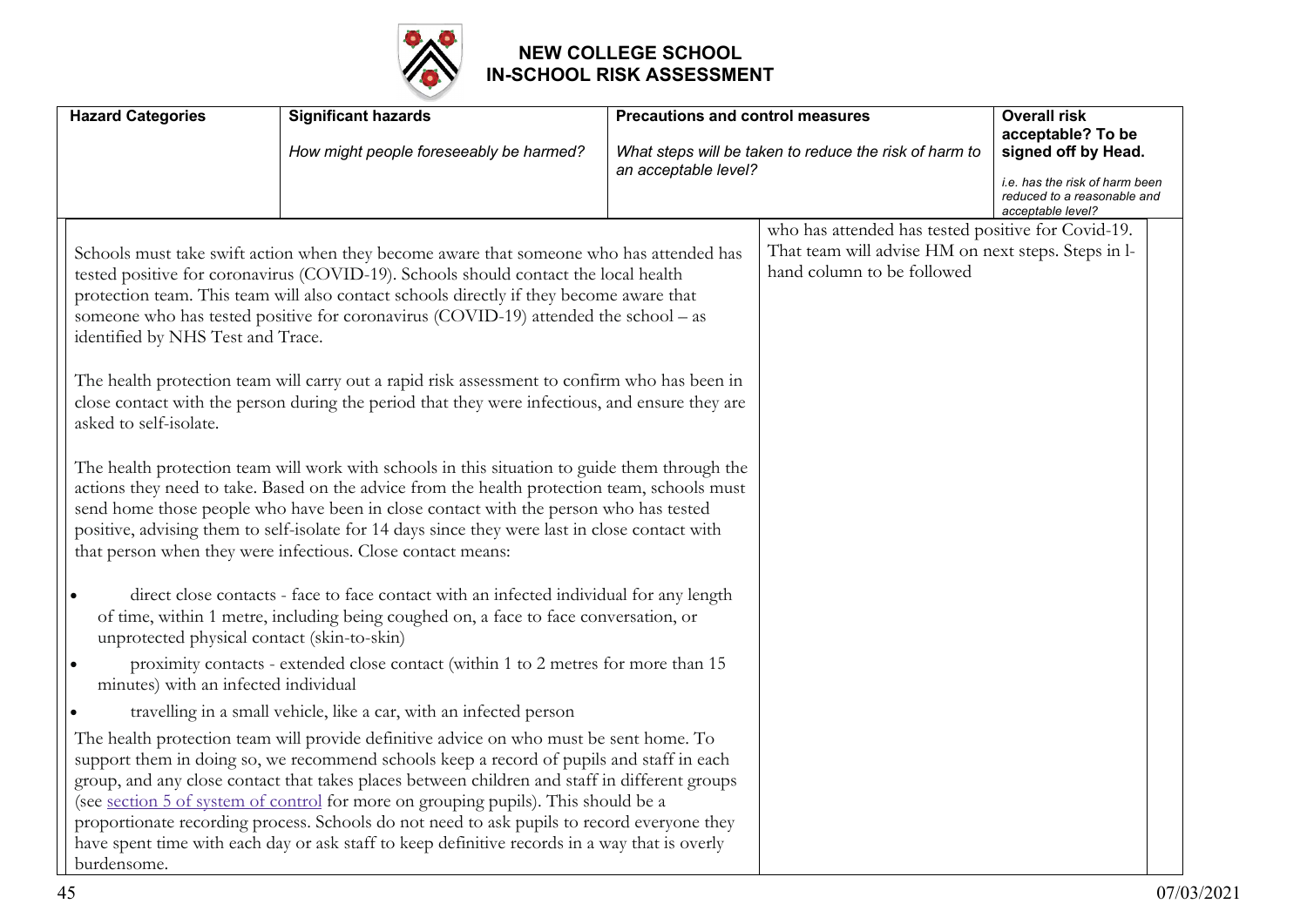# NEW COLLEGE SCHOOL
## IN-SCHOOL RISK ASSESSMENT

| Hazard Categories | Significant hazards<br><br>*How might people foreseeably be harmed?* | Precautions and control measures<br><br>*What steps will be taken to reduce the risk of harm to an acceptable level?* | Overall risk acceptable? To be signed off by Head.<br><br>*i.e. has the risk of harm been reduced to a reasonable and acceptable level?* |
|---|---|---|---|
| Schools must take swift action when they become aware that someone who has attended has tested positive for coronavirus (COVID-19). Schools should contact the local health protection team. This team will also contact schools directly if they become aware that someone who has tested positive for coronavirus (COVID-19) attended the school – as identified by NHS Test and Trace.<br><br>The health protection team will carry out a rapid risk assessment to confirm who has been in close contact with the person during the period that they were infectious, and ensure they are asked to self-isolate.<br><br>The health protection team will work with schools in this situation to guide them through the actions they need to take. Based on the advice from the health protection team, schools must send home those people who have been in close contact with the person who has tested positive, advising them to self-isolate for 14 days since they were last in close contact with that person when they were infectious. Close contact means:<br><br>• direct close contacts - face to face contact with an infected individual for any length of time, within 1 metre, including being coughed on, a face to face conversation, or unprotected physical contact (skin-to-skin)<br>• proximity contacts - extended close contact (within 1 to 2 metres for more than 15 minutes) with an infected individual<br>• travelling in a small vehicle, like a car, with an infected person<br><br>The health protection team will provide definitive advice on who must be sent home. To support them in doing so, we recommend schools keep a record of pupils and staff in each group, and any close contact that takes places between children and staff in different groups (see [section 5 of system of control]() for more on grouping pupils). This should be a proportionate recording process. Schools do not need to ask pupils to record everyone they have spent time with each day or ask staff to keep definitive records in a way that is overly burdensome. | | who has attended has tested positive for Covid-19. That team will advise HM on next steps. Steps in l-hand column to be followed | |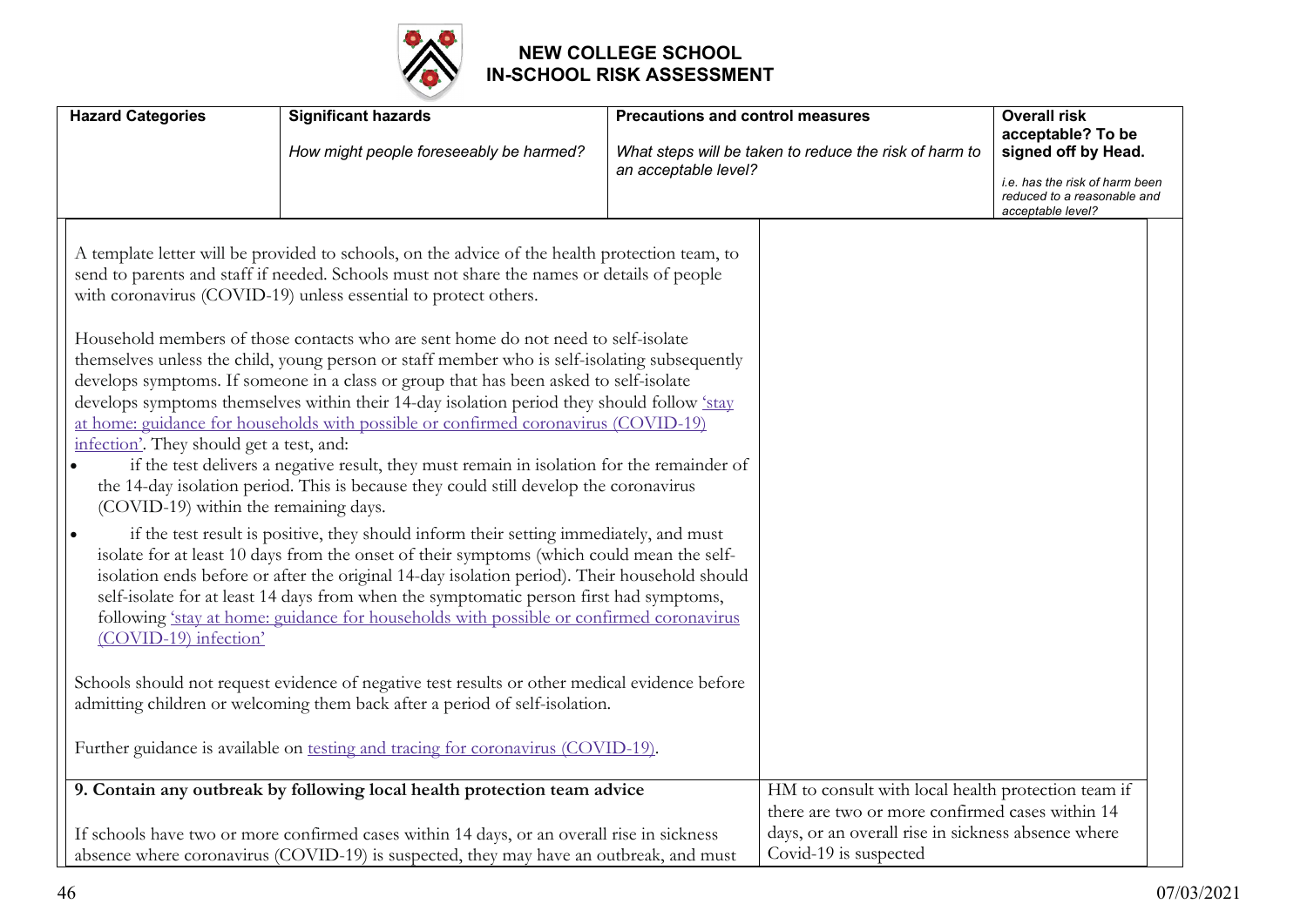# NEW COLLEGE SCHOOL
# IN-SCHOOL RISK ASSESSMENT

| Hazard Categories | Significant hazards<br><br>*How might people foreseeably be harmed?* | Precautions and control measures<br><br>*What steps will be taken to reduce the risk of harm to an acceptable level?* | Overall risk acceptable? To be signed off by Head.<br><br>*i.e. has the risk of harm been reduced to a reasonable and acceptable level?* |
|---|---|---|---|

| | | |
|---|---|---|
| A template letter will be provided to schools, on the advice of the health protection team, to send to parents and staff if needed. Schools must not share the names or details of people with coronavirus (COVID-19) unless essential to protect others.<br><br>Household members of those contacts who are sent home do not need to self-isolate themselves unless the child, young person or staff member who is self-isolating subsequently develops symptoms. If someone in a class or group that has been asked to self-isolate develops symptoms themselves within their 14-day isolation period they should follow 'stay at home: guidance for households with possible or confirmed coronavirus (COVID-19) infection'. They should get a test, and:<br>• if the test delivers a negative result, they must remain in isolation for the remainder of the 14-day isolation period. This is because they could still develop the coronavirus (COVID-19) within the remaining days.<br>• if the test result is positive, they should inform their setting immediately, and must isolate for at least 10 days from the onset of their symptoms (which could mean the self-isolation ends before or after the original 14-day isolation period). Their household should self-isolate for at least 14 days from when the symptomatic person first had symptoms, following 'stay at home: guidance for households with possible or confirmed coronavirus (COVID-19) infection'<br><br>Schools should not request evidence of negative test results or other medical evidence before admitting children or welcoming them back after a period of self-isolation.<br><br>Further guidance is available on testing and tracing for coronavirus (COVID-19). | | |
| **9. Contain any outbreak by following local health protection team advice**<br><br>If schools have two or more confirmed cases within 14 days, or an overall rise in sickness absence where coronavirus (COVID-19) is suspected, they may have an outbreak, and must | HM to consult with local health protection team if there are two or more confirmed cases within 14 days, or an overall rise in sickness absence where Covid-19 is suspected | |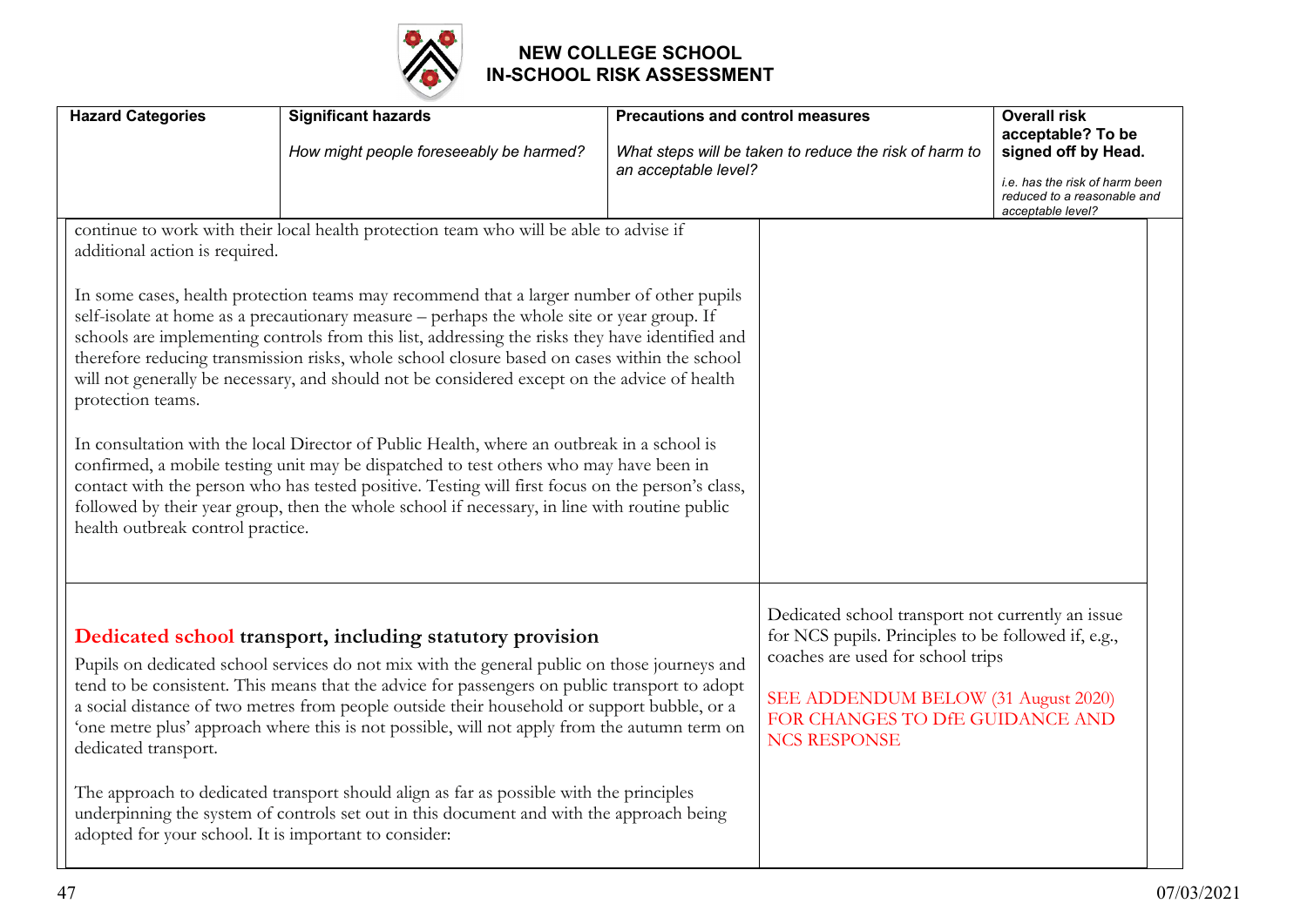# NEW COLLEGE SCHOOL IN-SCHOOL RISK ASSESSMENT

| Hazard Categories | Significant hazards<br>*How might people foreseeably be harmed?* | Precautions and control measures<br>*What steps will be taken to reduce the risk of harm to an acceptable level?* | Overall risk acceptable? To be signed off by Head.<br>*i.e. has the risk of harm been reduced to a reasonable and acceptable level?* |
|---|---|---|---|
| continue to work with their local health protection team who will be able to advise if additional action is required.<br><br>In some cases, health protection teams may recommend that a larger number of other pupils self-isolate at home as a precautionary measure – perhaps the whole site or year group. If schools are implementing controls from this list, addressing the risks they have identified and therefore reducing transmission risks, whole school closure based on cases within the school will not generally be necessary, and should not be considered except on the advice of health protection teams.<br><br>In consultation with the local Director of Public Health, where an outbreak in a school is confirmed, a mobile testing unit may be dispatched to test others who may have been in contact with the person who has tested positive. Testing will first focus on the person's class, followed by their year group, then the whole school if necessary, in line with routine public health outbreak control practice. | | | |
| **Dedicated school transport, including statutory provision**<br><br>Pupils on dedicated school services do not mix with the general public on those journeys and tend to be consistent. This means that the advice for passengers on public transport to adopt a social distance of two metres from people outside their household or support bubble, or a 'one metre plus' approach where this is not possible, will not apply from the autumn term on dedicated transport.<br><br>The approach to dedicated transport should align as far as possible with the principles underpinning the system of controls set out in this document and with the approach being adopted for your school. It is important to consider: | | Dedicated school transport not currently an issue for NCS pupils. Principles to be followed if, e.g., coaches are used for school trips<br><br>SEE ADDENDUM BELOW (31 August 2020) FOR CHANGES TO DfE GUIDANCE AND NCS RESPONSE | |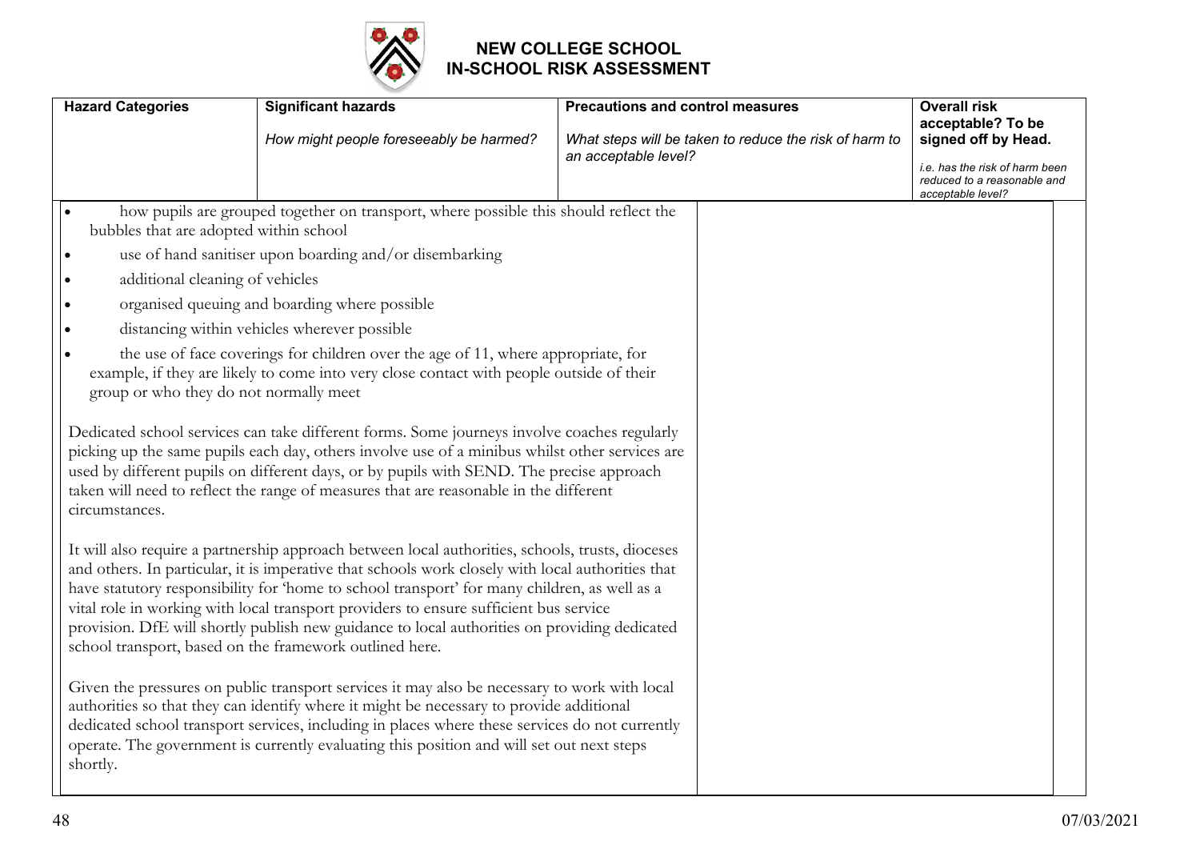# NEW COLLEGE SCHOOL
# IN-SCHOOL RISK ASSESSMENT

| Hazard Categories | Significant hazards<br><br>*How might people foreseeably be harmed?* | Precautions and control measures<br><br>*What steps will be taken to reduce the risk of harm to an acceptable level?* | Overall risk acceptable? To be signed off by Head.<br><br>*i.e. has the risk of harm been reduced to a reasonable and acceptable level?* |
|---|---|---|---|
| • how pupils are grouped together on transport, where possible this should reflect the bubbles that are adopted within school<br>• use of hand sanitiser upon boarding and/or disembarking<br>• additional cleaning of vehicles<br>• organised queuing and boarding where possible<br>• distancing within vehicles wherever possible<br>• the use of face coverings for children over the age of 11, where appropriate, for example, if they are likely to come into very close contact with people outside of their group or who they do not normally meet<br><br>Dedicated school services can take different forms. Some journeys involve coaches regularly picking up the same pupils each day, others involve use of a minibus whilst other services are used by different pupils on different days, or by pupils with SEND. The precise approach taken will need to reflect the range of measures that are reasonable in the different circumstances.<br><br>It will also require a partnership approach between local authorities, schools, trusts, dioceses and others. In particular, it is imperative that schools work closely with local authorities that have statutory responsibility for 'home to school transport' for many children, as well as a vital role in working with local transport providers to ensure sufficient bus service provision. DfE will shortly publish new guidance to local authorities on providing dedicated school transport, based on the framework outlined here.<br><br>Given the pressures on public transport services it may also be necessary to work with local authorities so that they can identify where it might be necessary to provide additional dedicated school transport services, including in places where these services do not currently operate. The government is currently evaluating this position and will set out next steps shortly. | | | |

07/03/2021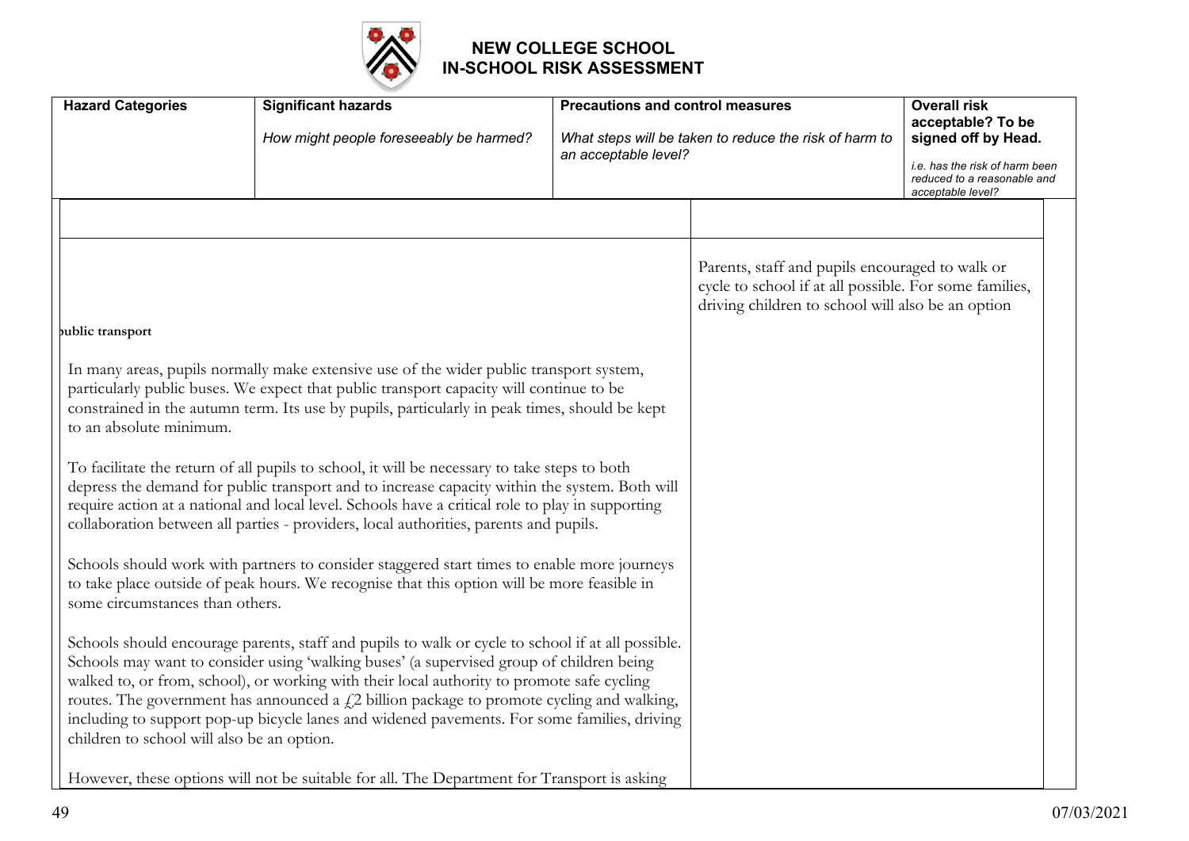# NEW COLLEGE SCHOOL
## IN-SCHOOL RISK ASSESSMENT

| Hazard Categories | Significant hazards<br>*How might people foreseeably be harmed?* | Precautions and control measures<br>*What steps will be taken to reduce the risk of harm to an acceptable level?* | Overall risk acceptable? To be signed off by Head.<br>*i.e. has the risk of harm been reduced to a reasonable and acceptable level?* |
|---|---|---|---|
| | | | |
| public transport<br><br>In many areas, pupils normally make extensive use of the wider public transport system, particularly public buses. We expect that public transport capacity will continue to be constrained in the autumn term. Its use by pupils, particularly in peak times, should be kept to an absolute minimum.<br><br>To facilitate the return of all pupils to school, it will be necessary to take steps to both depress the demand for public transport and to increase capacity within the system. Both will require action at a national and local level. Schools have a critical role to play in supporting collaboration between all parties - providers, local authorities, parents and pupils.<br><br>Schools should work with partners to consider staggered start times to enable more journeys to take place outside of peak hours. We recognise that this option will be more feasible in some circumstances than others.<br><br>Schools should encourage parents, staff and pupils to walk or cycle to school if at all possible. Schools may want to consider using 'walking buses' (a supervised group of children being walked to, or from, school), or working with their local authority to promote safe cycling routes. The government has announced a £2 billion package to promote cycling and walking, including to support pop-up bicycle lanes and widened pavements. For some families, driving children to school will also be an option.<br><br>However, these options will not be suitable for all. The Department for Transport is asking | | Parents, staff and pupils encouraged to walk or cycle to school if at all possible. For some families, driving children to school will also be an option | |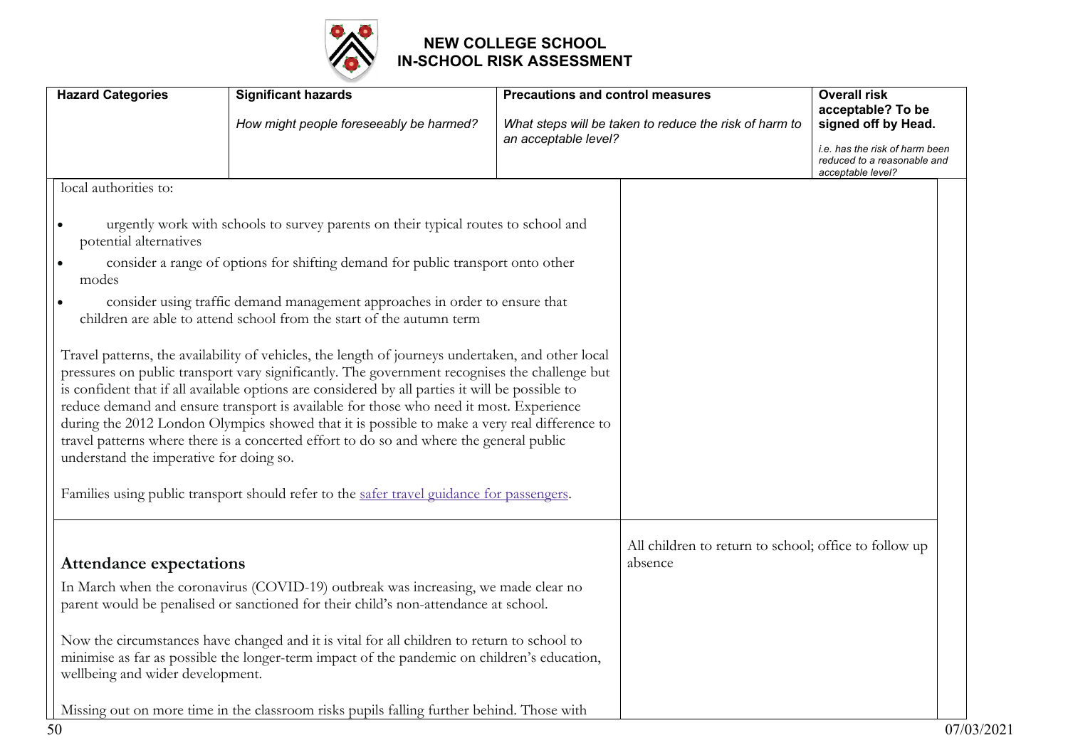# NEW COLLEGE SCHOOL
# IN-SCHOOL RISK ASSESSMENT

| Hazard Categories | Significant hazards<br>*How might people foreseeably be harmed?* | Precautions and control measures<br>*What steps will be taken to reduce the risk of harm to an acceptable level?* | **Overall risk acceptable? To be signed off by Head.**<br>*i.e. has the risk of harm been reduced to a reasonable and acceptable level?* |
|---|---|---|---|
| local authorities to:<br><br>• urgently work with schools to survey parents on their typical routes to school and potential alternatives<br>• consider a range of options for shifting demand for public transport onto other modes<br>• consider using traffic demand management approaches in order to ensure that children are able to attend school from the start of the autumn term<br><br>Travel patterns, the availability of vehicles, the length of journeys undertaken, and other local pressures on public transport vary significantly. The government recognises the challenge but is confident that if all available options are considered by all parties it will be possible to reduce demand and ensure transport is available for those who need it most. Experience during the 2012 London Olympics showed that it is possible to make a very real difference to travel patterns where there is a concerted effort to do so and where the general public understand the imperative for doing so.<br><br>Families using public transport should refer to the [safer travel guidance for passengers](). | | | |
| **Attendance expectations**<br><br>In March when the coronavirus (COVID-19) outbreak was increasing, we made clear no parent would be penalised or sanctioned for their child's non-attendance at school.<br><br>Now the circumstances have changed and it is vital for all children to return to school to minimise as far as possible the longer-term impact of the pandemic on children's education, wellbeing and wider development.<br><br>Missing out on more time in the classroom risks pupils falling further behind. Those with | | All children to return to school; office to follow up absence | |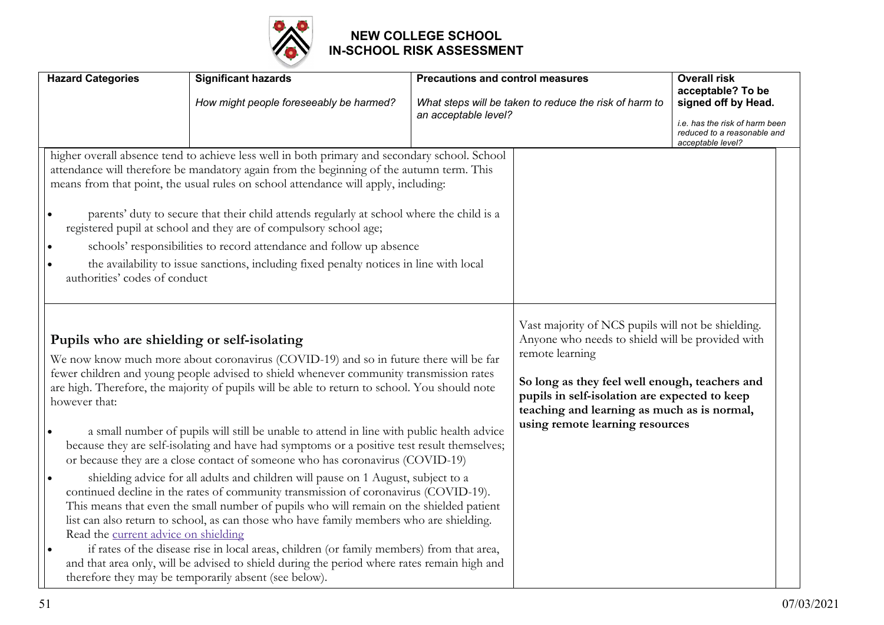# NEW COLLEGE SCHOOL
# IN-SCHOOL RISK ASSESSMENT

| Hazard Categories | Significant hazards<br>*How might people foreseeably be harmed?* | Precautions and control measures<br>*What steps will be taken to reduce the risk of harm to an acceptable level?* | Overall risk acceptable? To be signed off by Head.<br>*i.e. has the risk of harm been reduced to a reasonable and acceptable level?* |
|---|---|---|---|
| higher overall absence tend to achieve less well in both primary and secondary school. School attendance will therefore be mandatory again from the beginning of the autumn term. This means from that point, the usual rules on school attendance will apply, including:<br><br>• parents' duty to secure that their child attends regularly at school where the child is a registered pupil at school and they are of compulsory school age;<br>• schools' responsibilities to record attendance and follow up absence<br>• the availability to issue sanctions, including fixed penalty notices in line with local authorities' codes of conduct | | | |
| **Pupils who are shielding or self-isolating**<br><br>We now know much more about coronavirus (COVID-19) and so in future there will be far fewer children and young people advised to shield whenever community transmission rates are high. Therefore, the majority of pupils will be able to return to school. You should note however that:<br><br>• a small number of pupils will still be unable to attend in line with public health advice because they are self-isolating and have had symptoms or a positive test result themselves; or because they are a close contact of someone who has coronavirus (COVID-19)<br>• shielding advice for all adults and children will pause on 1 August, subject to a continued decline in the rates of community transmission of coronavirus (COVID-19). This means that even the small number of pupils who will remain on the shielded patient list can also return to school, as can those who have family members who are shielding. Read the current advice on shielding<br>• if rates of the disease rise in local areas, children (or family members) from that area, and that area only, will be advised to shield during the period where rates remain high and therefore they may be temporarily absent (see below). | | Vast majority of NCS pupils will not be shielding. Anyone who needs to shield will be provided with remote learning<br><br>**So long as they feel well enough, teachers and pupils in self-isolation are expected to keep teaching and learning as much as is normal, using remote learning resources** | |

07/03/2021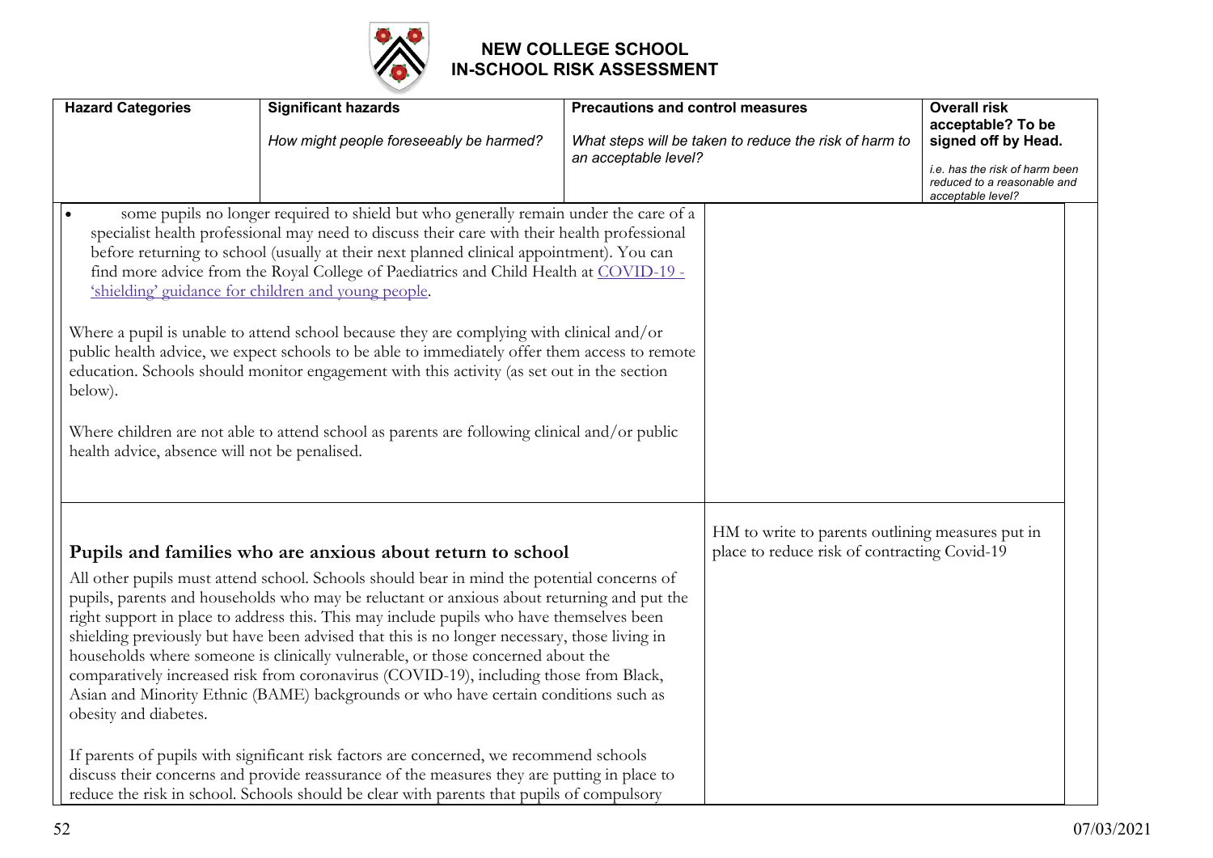# NEW COLLEGE SCHOOL
# IN-SCHOOL RISK ASSESSMENT

| Hazard Categories | Significant hazards<br><br>*How might people foreseeably be harmed?* | Precautions and control measures<br><br>*What steps will be taken to reduce the risk of harm to an acceptable level?* | Overall risk acceptable? To be signed off by Head.<br><br>*i.e. has the risk of harm been reduced to a reasonable and acceptable level?* |
|---|---|---|---|
| • some pupils no longer required to shield but who generally remain under the care of a specialist health professional may need to discuss their care with their health professional before returning to school (usually at their next planned clinical appointment). You can find more advice from the Royal College of Paediatrics and Child Health at [COVID-19 - 'shielding' guidance for children and young people](). <br><br>Where a pupil is unable to attend school because they are complying with clinical and/or public health advice, we expect schools to be able to immediately offer them access to remote education. Schools should monitor engagement with this activity (as set out in the section below).<br><br>Where children are not able to attend school as parents are following clinical and/or public health advice, absence will not be penalised. | | | |
| **Pupils and families who are anxious about return to school**<br><br>All other pupils must attend school. Schools should bear in mind the potential concerns of pupils, parents and households who may be reluctant or anxious about returning and put the right support in place to address this. This may include pupils who have themselves been shielding previously but have been advised that this is no longer necessary, those living in households where someone is clinically vulnerable, or those concerned about the comparatively increased risk from coronavirus (COVID-19), including those from Black, Asian and Minority Ethnic (BAME) backgrounds or who have certain conditions such as obesity and diabetes.<br><br>If parents of pupils with significant risk factors are concerned, we recommend schools discuss their concerns and provide reassurance of the measures they are putting in place to reduce the risk in school. Schools should be clear with parents that pupils of compulsory | | HM to write to parents outlining measures put in place to reduce risk of contracting Covid-19 | |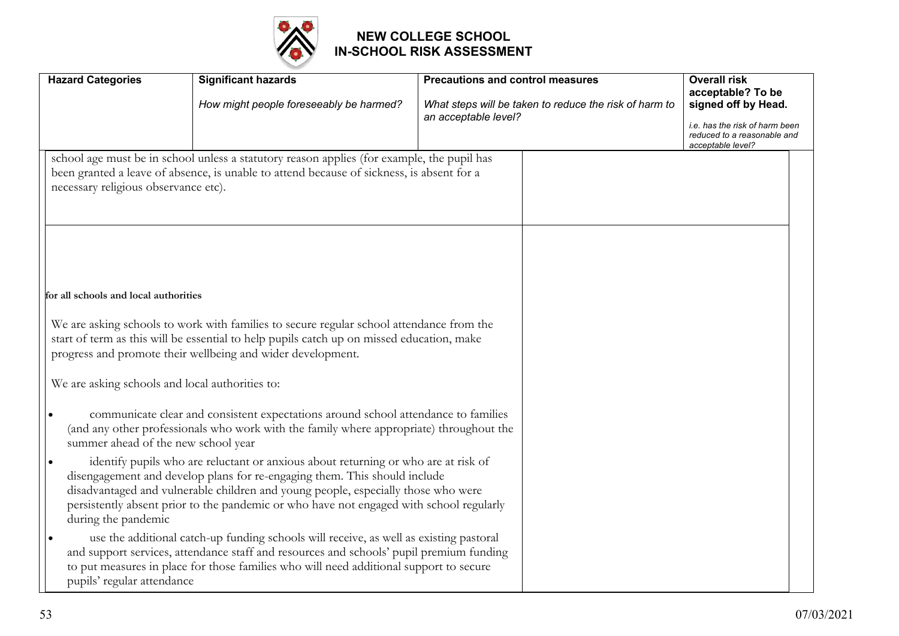# NEW COLLEGE SCHOOL
# IN-SCHOOL RISK ASSESSMENT

| Hazard Categories | Significant hazards<br><br>*How might people foreseeably be harmed?* | Precautions and control measures<br><br>*What steps will be taken to reduce the risk of harm to an acceptable level?* | Overall risk acceptable? To be signed off by Head.<br><br>*i.e. has the risk of harm been reduced to a reasonable and acceptable level?* |
|---|---|---|---|
| school age must be in school unless a statutory reason applies (for example, the pupil has been granted a leave of absence, is unable to attend because of sickness, is absent for a necessary religious observance etc). | | | |
| **for all schools and local authorities**<br><br>We are asking schools to work with families to secure regular school attendance from the start of term as this will be essential to help pupils catch up on missed education, make progress and promote their wellbeing and wider development.<br><br>We are asking schools and local authorities to:<br><br>• communicate clear and consistent expectations around school attendance to families (and any other professionals who work with the family where appropriate) throughout the summer ahead of the new school year<br>• identify pupils who are reluctant or anxious about returning or who are at risk of disengagement and develop plans for re-engaging them. This should include disadvantaged and vulnerable children and young people, especially those who were persistently absent prior to the pandemic or who have not engaged with school regularly during the pandemic<br>• use the additional catch-up funding schools will receive, as well as existing pastoral and support services, attendance staff and resources and schools' pupil premium funding to put measures in place for those families who will need additional support to secure pupils' regular attendance | | | |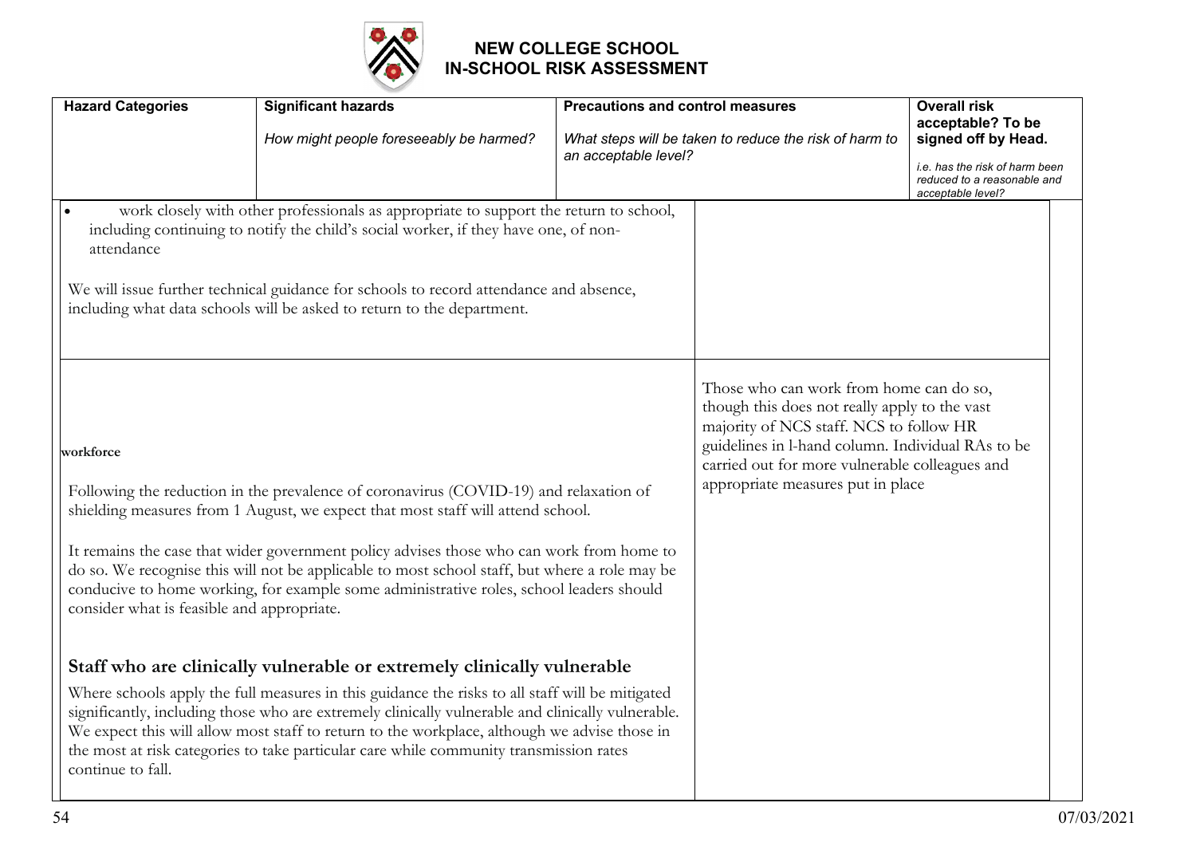# NEW COLLEGE SCHOOL
# IN-SCHOOL RISK ASSESSMENT

| Hazard Categories | Significant hazards<br>*How might people foreseeably be harmed?* | Precautions and control measures<br>*What steps will be taken to reduce the risk of harm to an acceptable level?* | Overall risk acceptable? To be signed off by Head.<br>*i.e. has the risk of harm been reduced to a reasonable and acceptable level?* |
|---|---|---|---|
| • work closely with other professionals as appropriate to support the return to school, including continuing to notify the child's social worker, if they have one, of non-attendance<br><br>We will issue further technical guidance for schools to record attendance and absence, including what data schools will be asked to return to the department. | | | |
| **workforce**<br><br>Following the reduction in the prevalence of coronavirus (COVID-19) and relaxation of shielding measures from 1 August, we expect that most staff will attend school.<br><br>It remains the case that wider government policy advises those who can work from home to do so. We recognise this will not be applicable to most school staff, but where a role may be conducive to home working, for example some administrative roles, school leaders should consider what is feasible and appropriate.<br><br>**Staff who are clinically vulnerable or extremely clinically vulnerable**<br><br>Where schools apply the full measures in this guidance the risks to all staff will be mitigated significantly, including those who are extremely clinically vulnerable and clinically vulnerable. We expect this will allow most staff to return to the workplace, although we advise those in the most at risk categories to take particular care while community transmission rates continue to fall. | | Those who can work from home can do so, though this does not really apply to the vast majority of NCS staff. NCS to follow HR guidelines in l-hand column. Individual RAs to be carried out for more vulnerable colleagues and appropriate measures put in place | |

07/03/2021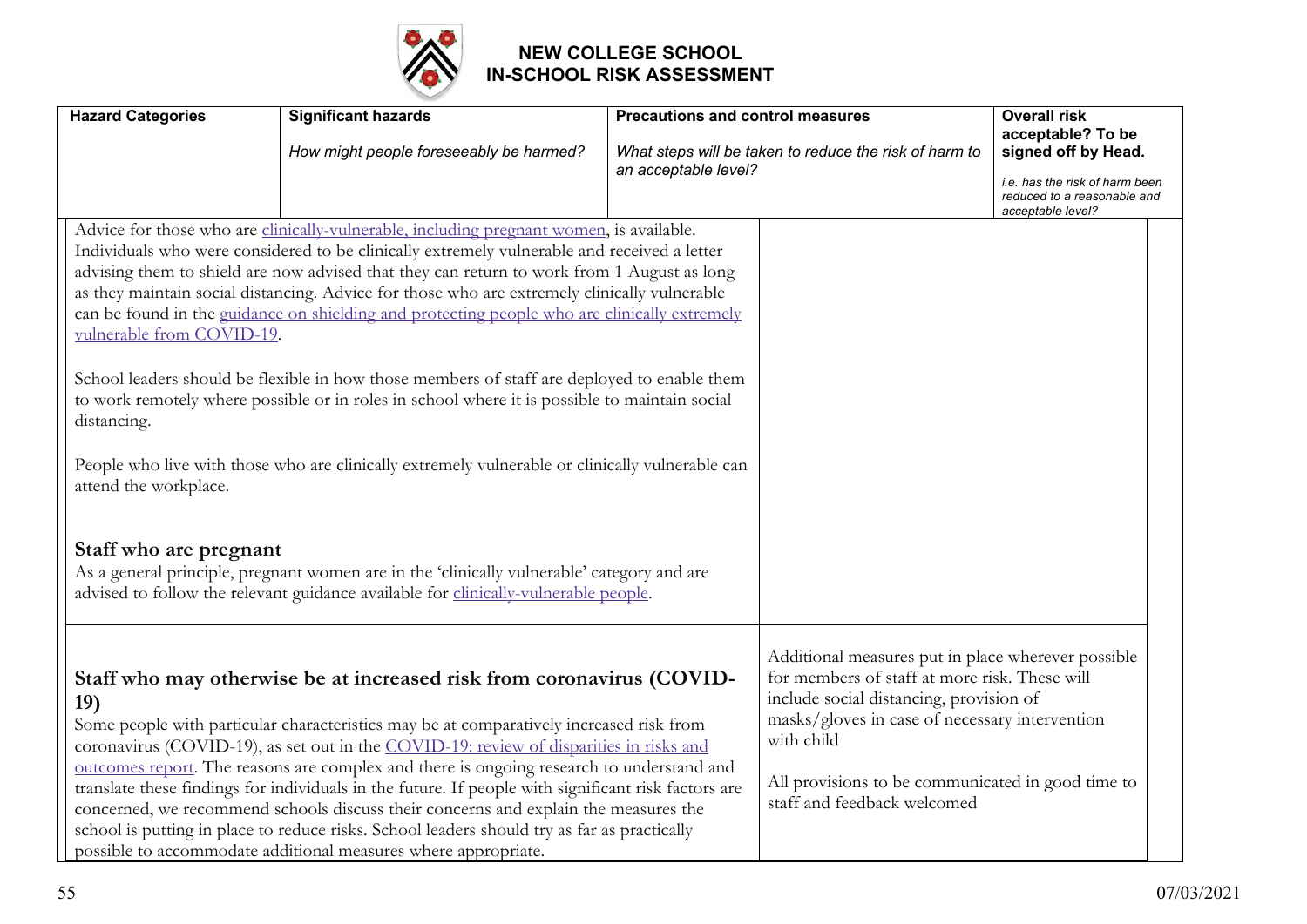# NEW COLLEGE SCHOOL
# IN-SCHOOL RISK ASSESSMENT

| Hazard Categories | Significant hazards<br><br>*How might people foreseeably be harmed?* | Precautions and control measures<br><br>*What steps will be taken to reduce the risk of harm to an acceptable level?* | Overall risk acceptable? To be signed off by Head.<br><br>*i.e. has the risk of harm been reduced to a reasonable and acceptable level?* |
|---|---|---|---|
| Advice for those who are clinically-vulnerable, including pregnant women, is available. Individuals who were considered to be clinically extremely vulnerable and received a letter advising them to shield are now advised that they can return to work from 1 August as long as they maintain social distancing. Advice for those who are extremely clinically vulnerable can be found in the guidance on shielding and protecting people who are clinically extremely vulnerable from COVID-19.<br><br>School leaders should be flexible in how those members of staff are deployed to enable them to work remotely where possible or in roles in school where it is possible to maintain social distancing.<br><br>People who live with those who are clinically extremely vulnerable or clinically vulnerable can attend the workplace.<br><br>**Staff who are pregnant**<br>As a general principle, pregnant women are in the 'clinically vulnerable' category and are advised to follow the relevant guidance available for clinically-vulnerable people. | | | |
| **Staff who may otherwise be at increased risk from coronavirus (COVID-19)**<br>Some people with particular characteristics may be at comparatively increased risk from coronavirus (COVID-19), as set out in the COVID-19: review of disparities in risks and outcomes report. The reasons are complex and there is ongoing research to understand and translate these findings for individuals in the future. If people with significant risk factors are concerned, we recommend schools discuss their concerns and explain the measures the school is putting in place to reduce risks. School leaders should try as far as practically possible to accommodate additional measures where appropriate. | | Additional measures put in place wherever possible for members of staff at more risk. These will include social distancing, provision of masks/gloves in case of necessary intervention with child<br><br>All provisions to be communicated in good time to staff and feedback welcomed | |

07/03/2021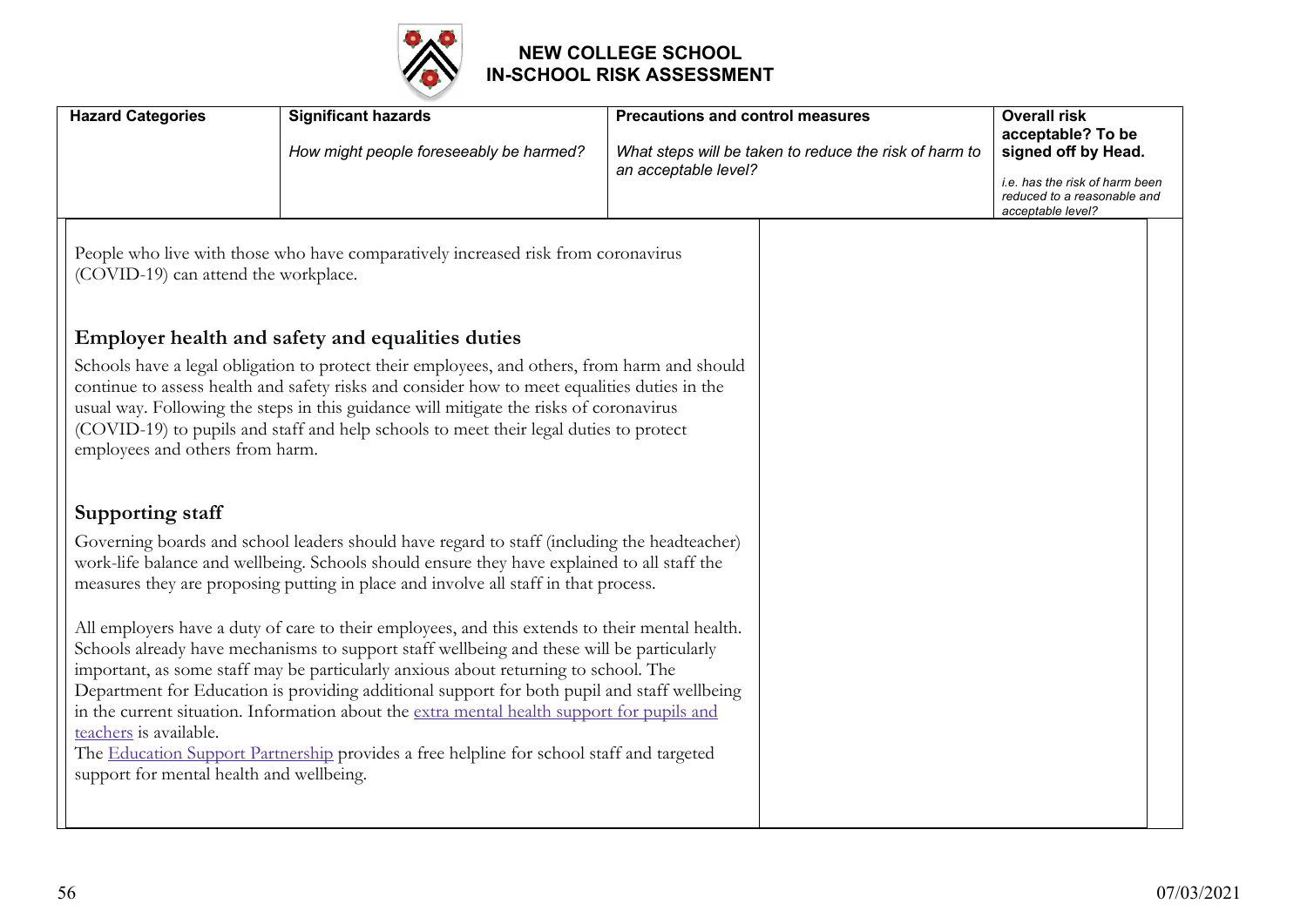# NEW COLLEGE SCHOOL IN-SCHOOL RISK ASSESSMENT

| Hazard Categories | Significant hazards<br><br>*How might people foreseeably be harmed?* | Precautions and control measures<br><br>*What steps will be taken to reduce the risk of harm to an acceptable level?* | Overall risk acceptable? To be signed off by Head.<br><br>*i.e. has the risk of harm been reduced to a reasonable and acceptable level?* |
|---|---|---|---|

People who live with those who have comparatively increased risk from coronavirus (COVID-19) can attend the workplace.

## Employer health and safety and equalities duties

Schools have a legal obligation to protect their employees, and others, from harm and should continue to assess health and safety risks and consider how to meet equalities duties in the usual way. Following the steps in this guidance will mitigate the risks of coronavirus (COVID-19) to pupils and staff and help schools to meet their legal duties to protect employees and others from harm.

## Supporting staff

Governing boards and school leaders should have regard to staff (including the headteacher) work-life balance and wellbeing. Schools should ensure they have explained to all staff the measures they are proposing putting in place and involve all staff in that process.

All employers have a duty of care to their employees, and this extends to their mental health. Schools already have mechanisms to support staff wellbeing and these will be particularly important, as some staff may be particularly anxious about returning to school. The Department for Education is providing additional support for both pupil and staff wellbeing in the current situation. Information about the extra mental health support for pupils and teachers is available.

The Education Support Partnership provides a free helpline for school staff and targeted support for mental health and wellbeing.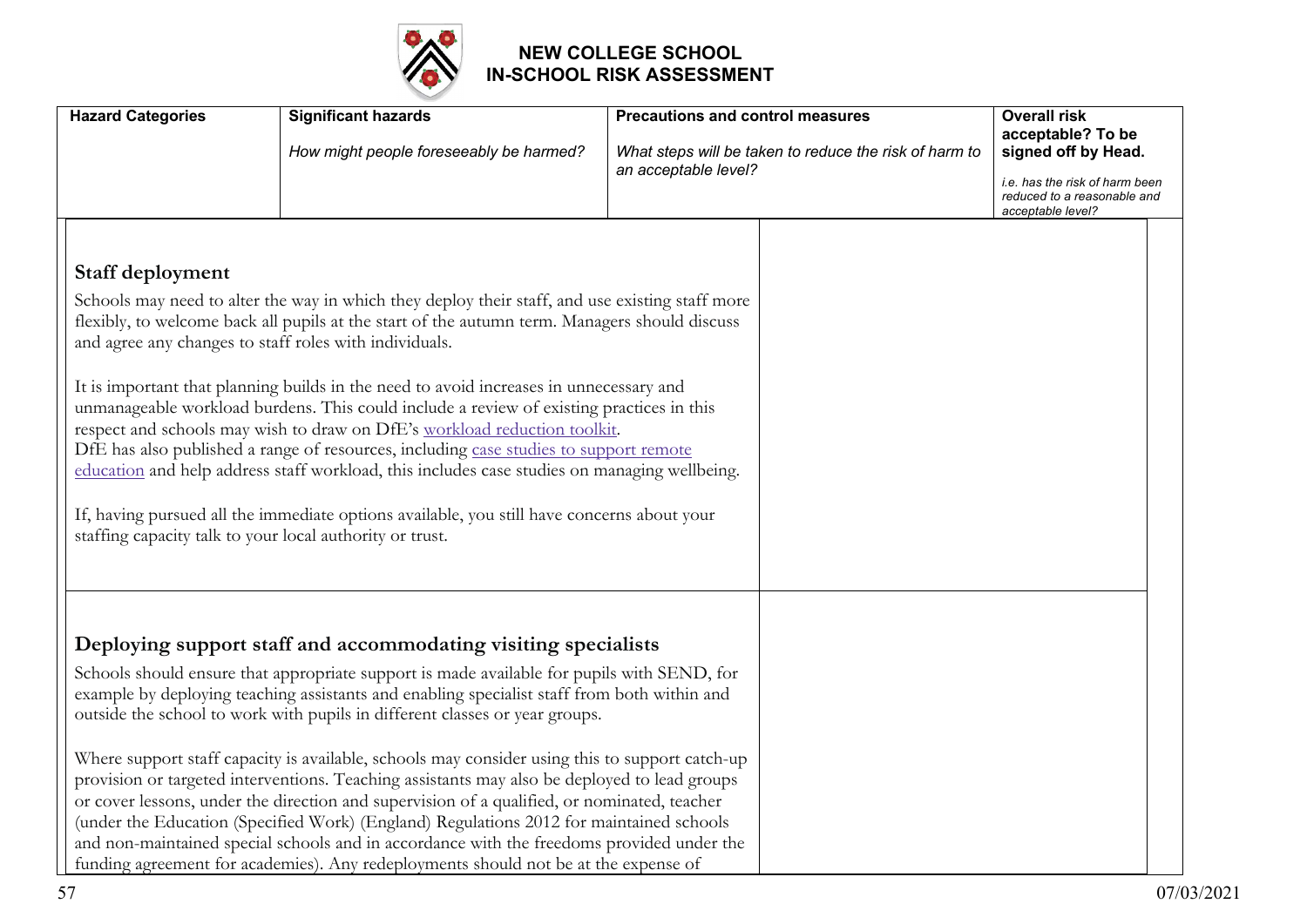# NEW COLLEGE SCHOOL
# IN-SCHOOL RISK ASSESSMENT

| Hazard Categories | Significant hazards<br><br>*How might people foreseeably be harmed?* | Precautions and control measures<br><br>*What steps will be taken to reduce the risk of harm to an acceptable level?* | Overall risk acceptable? To be signed off by Head.<br><br>*i.e. has the risk of harm been reduced to a reasonable and acceptable level?* |
|---|---|---|---|

### Staff deployment

Schools may need to alter the way in which they deploy their staff, and use existing staff more flexibly, to welcome back all pupils at the start of the autumn term. Managers should discuss and agree any changes to staff roles with individuals.

It is important that planning builds in the need to avoid increases in unnecessary and unmanageable workload burdens. This could include a review of existing practices in this respect and schools may wish to draw on DfE's workload reduction toolkit.
DfE has also published a range of resources, including case studies to support remote education and help address staff workload, this includes case studies on managing wellbeing.

If, having pursued all the immediate options available, you still have concerns about your staffing capacity talk to your local authority or trust.

### Deploying support staff and accommodating visiting specialists

Schools should ensure that appropriate support is made available for pupils with SEND, for example by deploying teaching assistants and enabling specialist staff from both within and outside the school to work with pupils in different classes or year groups.

Where support staff capacity is available, schools may consider using this to support catch-up provision or targeted interventions. Teaching assistants may also be deployed to lead groups or cover lessons, under the direction and supervision of a qualified, or nominated, teacher (under the Education (Specified Work) (England) Regulations 2012 for maintained schools and non-maintained special schools and in accordance with the freedoms provided under the funding agreement for academies). Any redeployments should not be at the expense of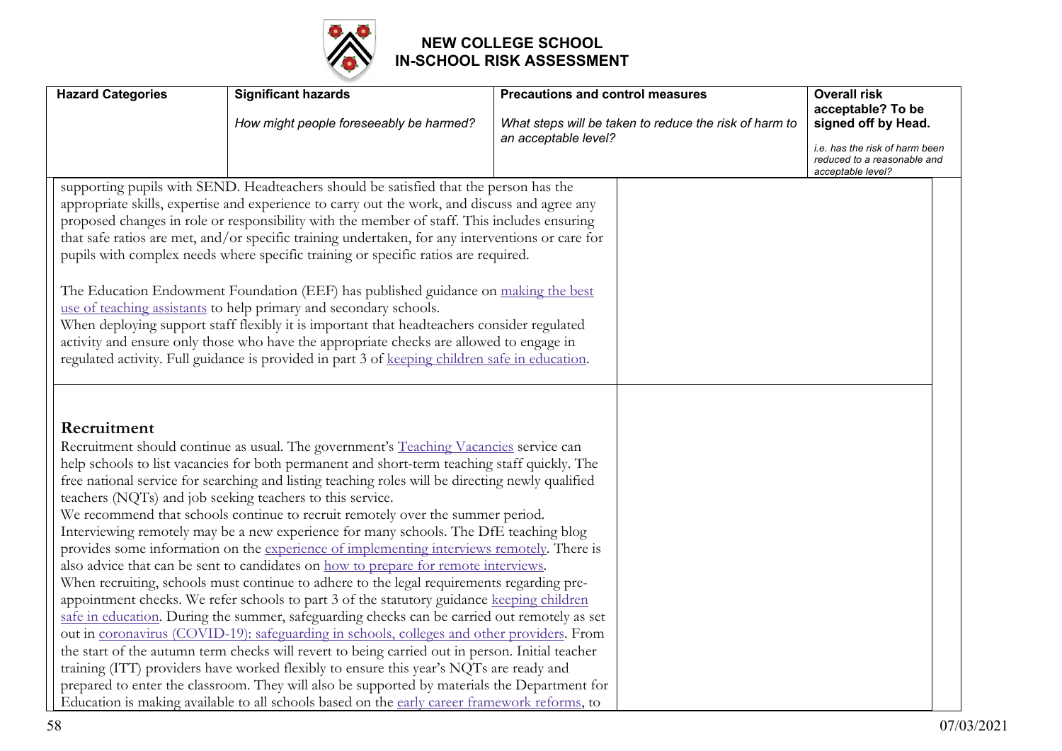# NEW COLLEGE SCHOOL
## IN-SCHOOL RISK ASSESSMENT

| Hazard Categories | Significant hazards<br><br>*How might people foreseeably be harmed?* | Precautions and control measures<br><br>*What steps will be taken to reduce the risk of harm to an acceptable level?* | Overall risk acceptable? To be signed off by Head.<br><br>*i.e. has the risk of harm been reduced to a reasonable and acceptable level?* |
|---|---|---|---|

supporting pupils with SEND. Headteachers should be satisfied that the person has the appropriate skills, expertise and experience to carry out the work, and discuss and agree any proposed changes in role or responsibility with the member of staff. This includes ensuring that safe ratios are met, and/or specific training undertaken, for any interventions or care for pupils with complex needs where specific training or specific ratios are required.

The Education Endowment Foundation (EEF) has published guidance on making the best use of teaching assistants to help primary and secondary schools.
When deploying support staff flexibly it is important that headteachers consider regulated activity and ensure only those who have the appropriate checks are allowed to engage in regulated activity. Full guidance is provided in part 3 of keeping children safe in education.

**Recruitment**

Recruitment should continue as usual. The government's Teaching Vacancies service can help schools to list vacancies for both permanent and short-term teaching staff quickly. The free national service for searching and listing teaching roles will be directing newly qualified teachers (NQTs) and job seeking teachers to this service.
We recommend that schools continue to recruit remotely over the summer period.
Interviewing remotely may be a new experience for many schools. The DfE teaching blog provides some information on the experience of implementing interviews remotely. There is also advice that can be sent to candidates on how to prepare for remote interviews.
When recruiting, schools must continue to adhere to the legal requirements regarding pre-appointment checks. We refer schools to part 3 of the statutory guidance keeping children safe in education. During the summer, safeguarding checks can be carried out remotely as set out in coronavirus (COVID-19): safeguarding in schools, colleges and other providers. From the start of the autumn term checks will revert to being carried out in person. Initial teacher training (ITT) providers have worked flexibly to ensure this year's NQTs are ready and prepared to enter the classroom. They will also be supported by materials the Department for Education is making available to all schools based on the early career framework reforms, to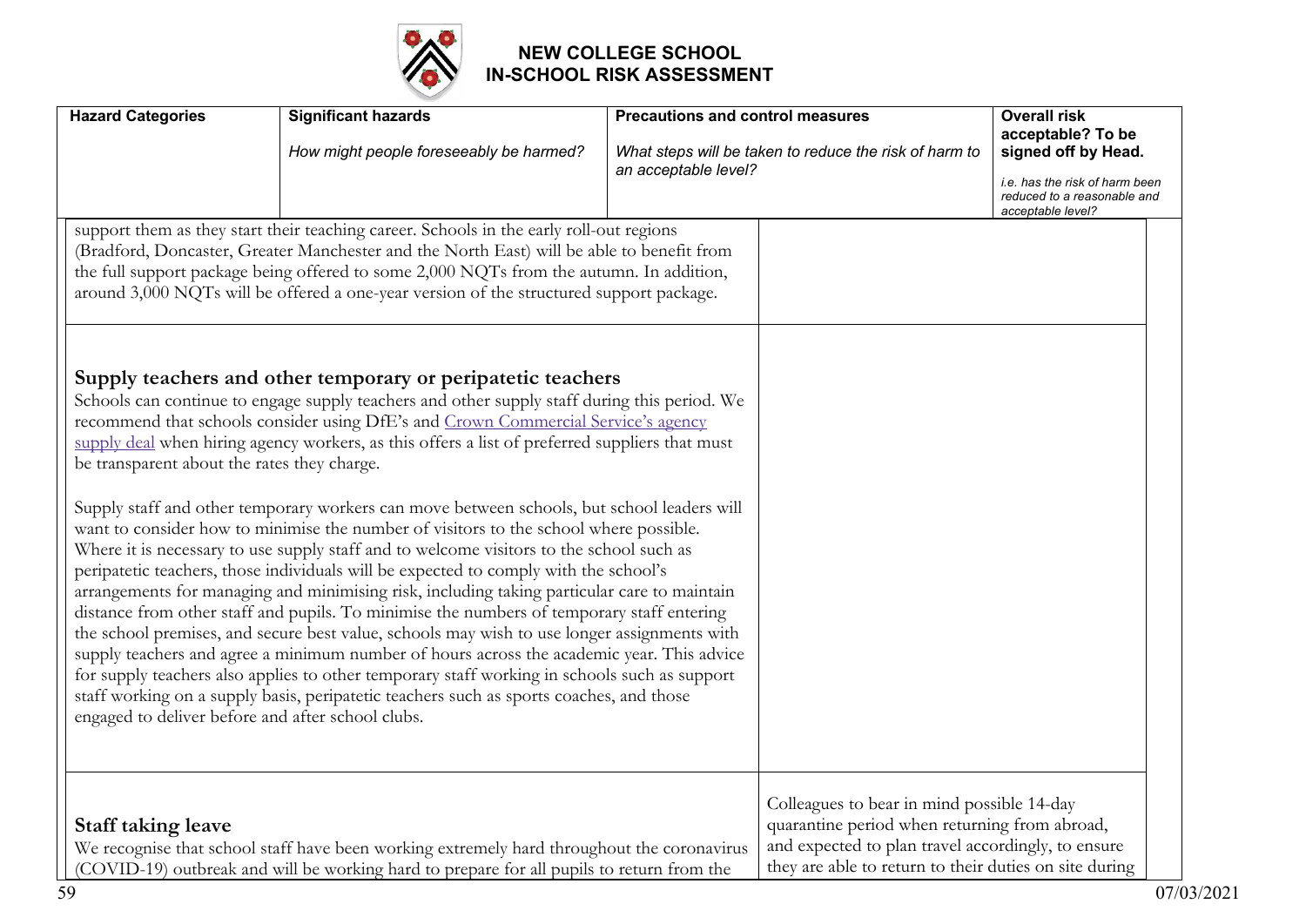# NEW COLLEGE SCHOOL IN-SCHOOL RISK ASSESSMENT

| Hazard Categories | Significant hazards<br>*How might people foreseeably be harmed?* | Precautions and control measures<br>*What steps will be taken to reduce the risk of harm to an acceptable level?* | Overall risk acceptable? To be signed off by Head.<br>*i.e. has the risk of harm been reduced to a reasonable and acceptable level?* |
|---|---|---|---|
| support them as they start their teaching career. Schools in the early roll-out regions (Bradford, Doncaster, Greater Manchester and the North East) will be able to benefit from the full support package being offered to some 2,000 NQTs from the autumn. In addition, around 3,000 NQTs will be offered a one-year version of the structured support package. | | | |
| **Supply teachers and other temporary or peripatetic teachers**<br>Schools can continue to engage supply teachers and other supply staff during this period. We recommend that schools consider using DfE's and Crown Commercial Service's agency supply deal when hiring agency workers, as this offers a list of preferred suppliers that must be transparent about the rates they charge.<br><br>Supply staff and other temporary workers can move between schools, but school leaders will want to consider how to minimise the number of visitors to the school where possible. Where it is necessary to use supply staff and to welcome visitors to the school such as peripatetic teachers, those individuals will be expected to comply with the school's arrangements for managing and minimising risk, including taking particular care to maintain distance from other staff and pupils. To minimise the numbers of temporary staff entering the school premises, and secure best value, schools may wish to use longer assignments with supply teachers and agree a minimum number of hours across the academic year. This advice for supply teachers also applies to other temporary staff working in schools such as support staff working on a supply basis, peripatetic teachers such as sports coaches, and those engaged to deliver before and after school clubs. | | | |
| **Staff taking leave**<br>We recognise that school staff have been working extremely hard throughout the coronavirus (COVID-19) outbreak and will be working hard to prepare for all pupils to return from the | | Colleagues to bear in mind possible 14-day quarantine period when returning from abroad, and expected to plan travel accordingly, to ensure they are able to return to their duties on site during | |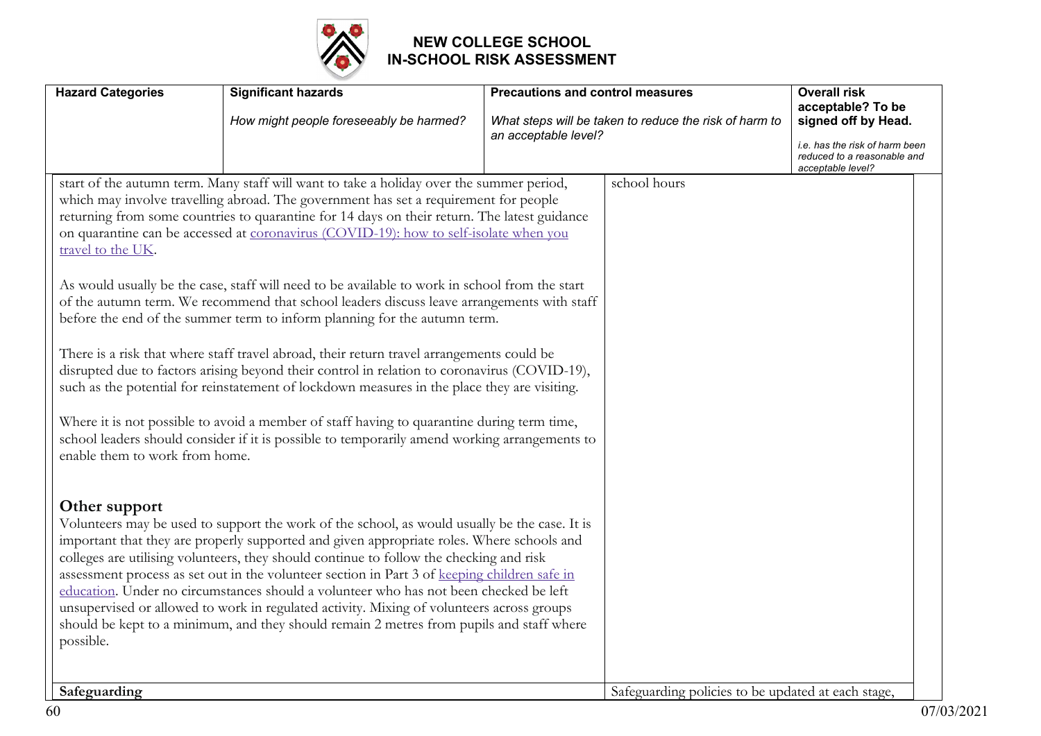# NEW COLLEGE SCHOOL
# IN-SCHOOL RISK ASSESSMENT

| Hazard Categories | Significant hazards<br><br>*How might people foreseeably be harmed?* | Precautions and control measures<br><br>*What steps will be taken to reduce the risk of harm to an acceptable level?* | Overall risk acceptable? To be signed off by Head.<br><br>*i.e. has the risk of harm been reduced to a reasonable and acceptable level?* |
|---|---|---|---|
| start of the autumn term. Many staff will want to take a holiday over the summer period, which may involve travelling abroad. The government has set a requirement for people returning from some countries to quarantine for 14 days on their return. The latest guidance on quarantine can be accessed at [coronavirus (COVID-19): how to self-isolate when you travel to the UK](). <br><br>As would usually be the case, staff will need to be available to work in school from the start of the autumn term. We recommend that school leaders discuss leave arrangements with staff before the end of the summer term to inform planning for the autumn term.<br><br>There is a risk that where staff travel abroad, their return travel arrangements could be disrupted due to factors arising beyond their control in relation to coronavirus (COVID-19), such as the potential for reinstatement of lockdown measures in the place they are visiting.<br><br>Where it is not possible to avoid a member of staff having to quarantine during term time, school leaders should consider if it is possible to temporarily amend working arrangements to enable them to work from home.<br><br>**Other support**<br>Volunteers may be used to support the work of the school, as would usually be the case. It is important that they are properly supported and given appropriate roles. Where schools and colleges are utilising volunteers, they should continue to follow the checking and risk assessment process as set out in the volunteer section in Part 3 of [keeping children safe in education](). Under no circumstances should a volunteer who has not been checked be left unsupervised or allowed to work in regulated activity. Mixing of volunteers across groups should be kept to a minimum, and they should remain 2 metres from pupils and staff where possible. | | school hours | |
| **Safeguarding** | | Safeguarding policies to be updated at each stage, | |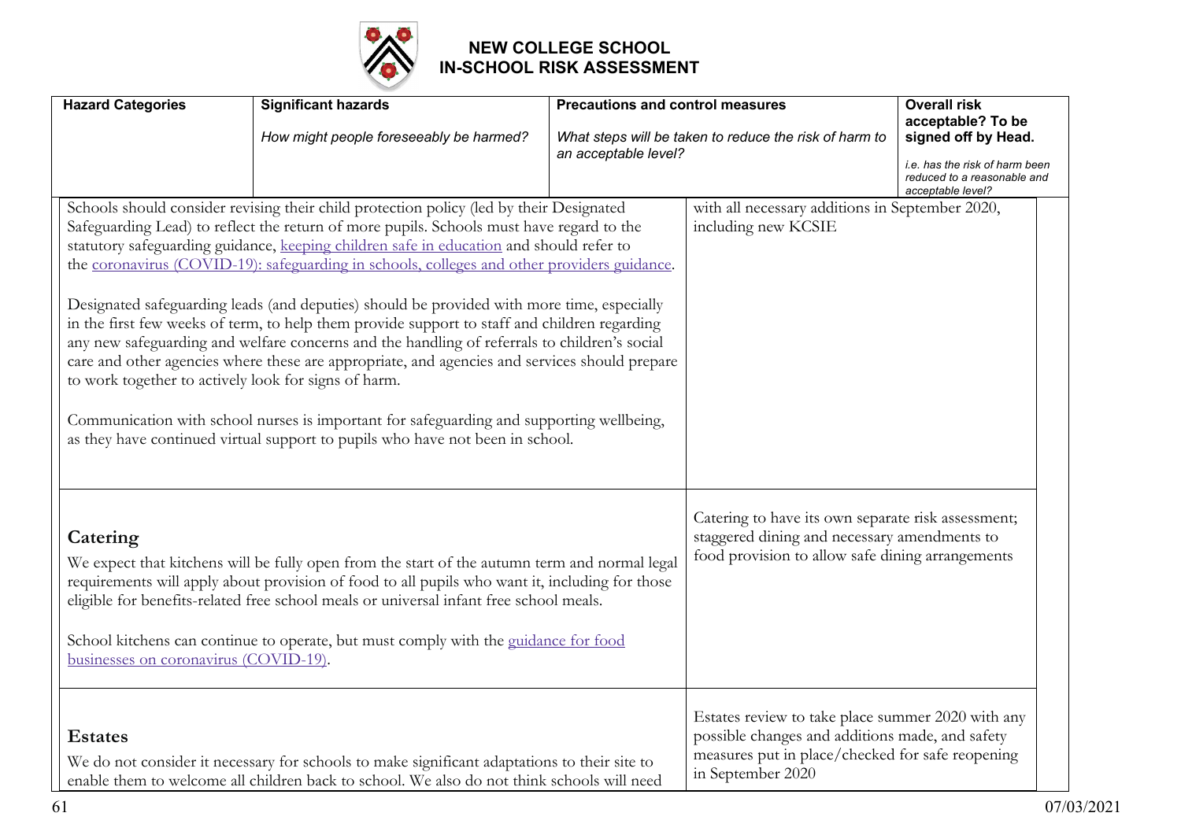# NEW COLLEGE SCHOOL
# IN-SCHOOL RISK ASSESSMENT

| Hazard Categories | Significant hazards<br>*How might people foreseeably be harmed?* | Precautions and control measures<br>*What steps will be taken to reduce the risk of harm to an acceptable level?* | Overall risk acceptable? To be signed off by Head.<br>*i.e. has the risk of harm been reduced to a reasonable and acceptable level?* |
|---|---|---|---|
| Schools should consider revising their child protection policy (led by their Designated Safeguarding Lead) to reflect the return of more pupils. Schools must have regard to the statutory safeguarding guidance, keeping children safe in education and should refer to the coronavirus (COVID-19): safeguarding in schools, colleges and other providers guidance.<br><br>Designated safeguarding leads (and deputies) should be provided with more time, especially in the first few weeks of term, to help them provide support to staff and children regarding any new safeguarding and welfare concerns and the handling of referrals to children's social care and other agencies where these are appropriate, and agencies and services should prepare to work together to actively look for signs of harm.<br><br>Communication with school nurses is important for safeguarding and supporting wellbeing, as they have continued virtual support to pupils who have not been in school. | | with all necessary additions in September 2020, including new KCSIE | |
| **Catering**<br><br>We expect that kitchens will be fully open from the start of the autumn term and normal legal requirements will apply about provision of food to all pupils who want it, including for those eligible for benefits-related free school meals or universal infant free school meals.<br><br>School kitchens can continue to operate, but must comply with the guidance for food businesses on coronavirus (COVID-19). | | Catering to have its own separate risk assessment; staggered dining and necessary amendments to food provision to allow safe dining arrangements | |
| **Estates**<br><br>We do not consider it necessary for schools to make significant adaptations to their site to enable them to welcome all children back to school. We also do not think schools will need | | Estates review to take place summer 2020 with any possible changes and additions made, and safety measures put in place/checked for safe reopening in September 2020 | |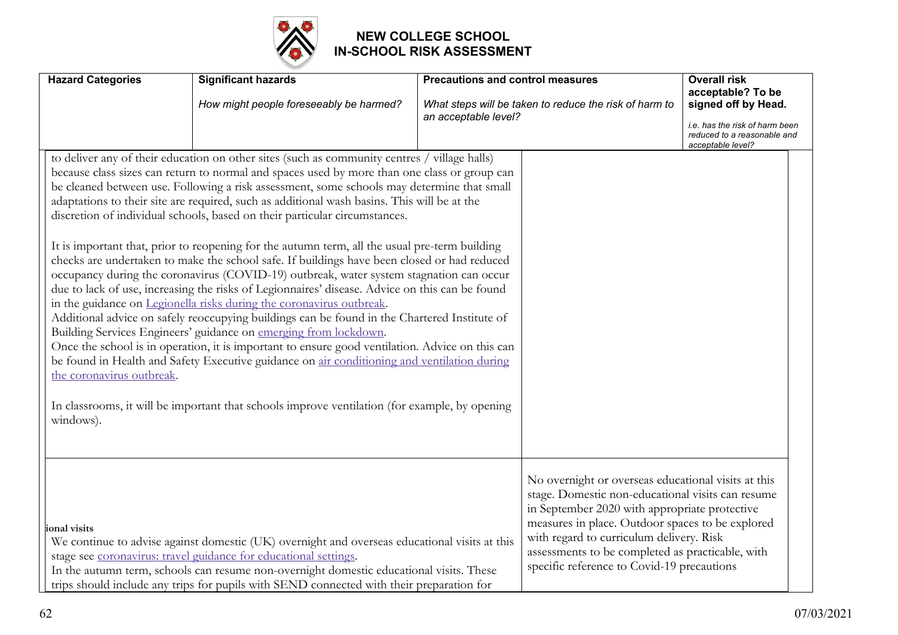# NEW COLLEGE SCHOOL IN-SCHOOL RISK ASSESSMENT

| Hazard Categories | Significant hazards<br>*How might people foreseeably be harmed?* | Precautions and control measures<br>*What steps will be taken to reduce the risk of harm to an acceptable level?* | Overall risk acceptable? To be signed off by Head.<br>*i.e. has the risk of harm been reduced to a reasonable and acceptable level?* |
|---|---|---|---|
| to deliver any of their education on other sites (such as community centres / village halls) because class sizes can return to normal and spaces used by more than one class or group can be cleaned between use. Following a risk assessment, some schools may determine that small adaptations to their site are required, such as additional wash basins. This will be at the discretion of individual schools, based on their particular circumstances.<br><br>It is important that, prior to reopening for the autumn term, all the usual pre-term building checks are undertaken to make the school safe. If buildings have been closed or had reduced occupancy during the coronavirus (COVID-19) outbreak, water system stagnation can occur due to lack of use, increasing the risks of Legionnaires' disease. Advice on this can be found in the guidance on [Legionella risks during the coronavirus outbreak]().<br>Additional advice on safely reoccupying buildings can be found in the Chartered Institute of Building Services Engineers' guidance on [emerging from lockdown]().<br>Once the school is in operation, it is important to ensure good ventilation. Advice on this can be found in Health and Safety Executive guidance on [air conditioning and ventilation during the coronavirus outbreak]().<br><br>In classrooms, it will be important that schools improve ventilation (for example, by opening windows). | | | |
| ional visits<br>We continue to advise against domestic (UK) overnight and overseas educational visits at this stage see [coronavirus: travel guidance for educational settings]().<br>In the autumn term, schools can resume non-overnight domestic educational visits. These trips should include any trips for pupils with SEND connected with their preparation for | | No overnight or overseas educational visits at this stage. Domestic non-educational visits can resume in September 2020 with appropriate protective measures in place. Outdoor spaces to be explored with regard to curriculum delivery. Risk assessments to be completed as practicable, with specific reference to Covid-19 precautions | |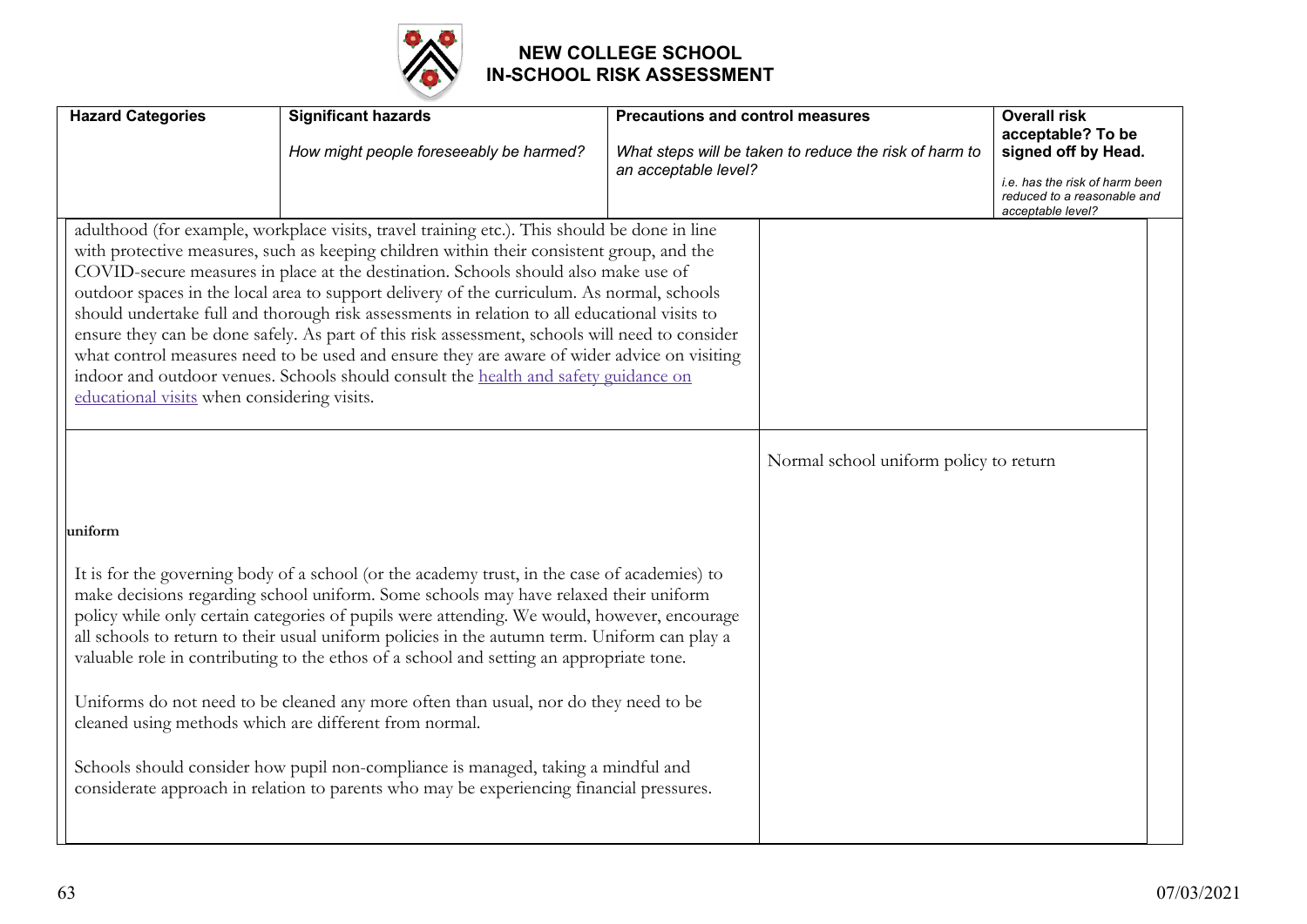# NEW COLLEGE SCHOOL
# IN-SCHOOL RISK ASSESSMENT

| Hazard Categories | Significant hazards<br><br>*How might people foreseeably be harmed?* | Precautions and control measures<br><br>*What steps will be taken to reduce the risk of harm to an acceptable level?* | Overall risk acceptable? To be signed off by Head.<br><br>*i.e. has the risk of harm been reduced to a reasonable and acceptable level?* |
|---|---|---|---|
| adulthood (for example, workplace visits, travel training etc.). This should be done in line with protective measures, such as keeping children within their consistent group, and the COVID-secure measures in place at the destination. Schools should also make use of outdoor spaces in the local area to support delivery of the curriculum. As normal, schools should undertake full and thorough risk assessments in relation to all educational visits to ensure they can be done safely. As part of this risk assessment, schools will need to consider what control measures need to be used and ensure they are aware of wider advice on visiting indoor and outdoor venues. Schools should consult the [health and safety guidance on educational visits]() when considering visits. | | | |
| **uniform**<br><br>It is for the governing body of a school (or the academy trust, in the case of academies) to make decisions regarding school uniform. Some schools may have relaxed their uniform policy while only certain categories of pupils were attending. We would, however, encourage all schools to return to their usual uniform policies in the autumn term. Uniform can play a valuable role in contributing to the ethos of a school and setting an appropriate tone.<br><br>Uniforms do not need to be cleaned any more often than usual, nor do they need to be cleaned using methods which are different from normal.<br><br>Schools should consider how pupil non-compliance is managed, taking a mindful and considerate approach in relation to parents who may be experiencing financial pressures. | | Normal school uniform policy to return | |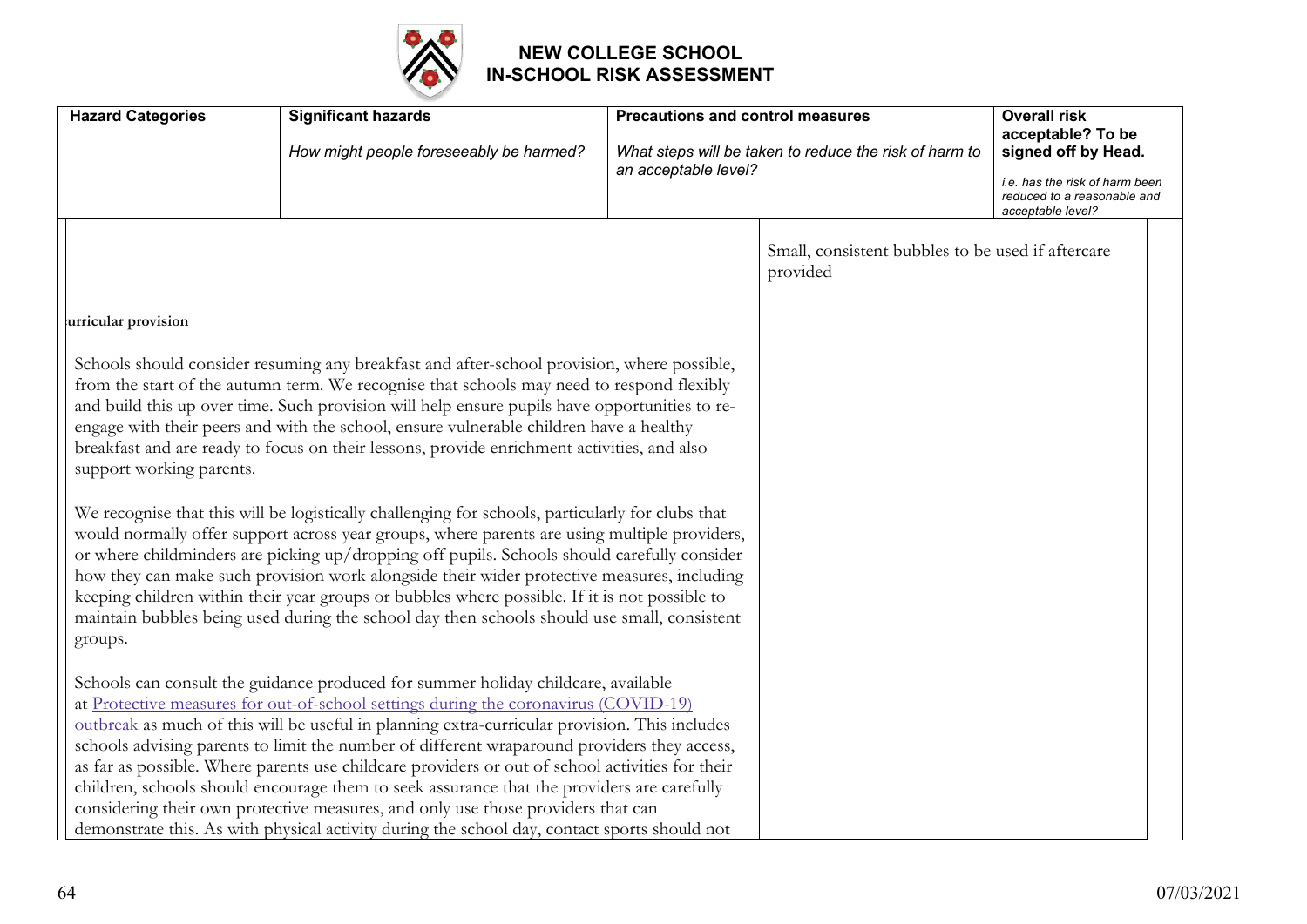# NEW COLLEGE SCHOOL
# IN-SCHOOL RISK ASSESSMENT

| Hazard Categories | Significant hazards<br>*How might people foreseeably be harmed?* | Precautions and control measures<br>*What steps will be taken to reduce the risk of harm to an acceptable level?* | Overall risk acceptable? To be signed off by Head.<br>*i.e. has the risk of harm been reduced to a reasonable and acceptable level?* |
|---|---|---|---|
| urricular provision<br><br>Schools should consider resuming any breakfast and after-school provision, where possible, from the start of the autumn term. We recognise that schools may need to respond flexibly and build this up over time. Such provision will help ensure pupils have opportunities to re-engage with their peers and with the school, ensure vulnerable children have a healthy breakfast and are ready to focus on their lessons, provide enrichment activities, and also support working parents.<br><br>We recognise that this will be logistically challenging for schools, particularly for clubs that would normally offer support across year groups, where parents are using multiple providers, or where childminders are picking up/dropping off pupils. Schools should carefully consider how they can make such provision work alongside their wider protective measures, including keeping children within their year groups or bubbles where possible. If it is not possible to maintain bubbles being used during the school day then schools should use small, consistent groups.<br><br>Schools can consult the guidance produced for summer holiday childcare, available at [Protective measures for out-of-school settings during the coronavirus (COVID-19) outbreak] as much of this will be useful in planning extra-curricular provision. This includes schools advising parents to limit the number of different wraparound providers they access, as far as possible. Where parents use childcare providers or out of school activities for their children, schools should encourage them to seek assurance that the providers are carefully considering their own protective measures, and only use those providers that can demonstrate this. As with physical activity during the school day, contact sports should not | | Small, consistent bubbles to be used if aftercare provided | |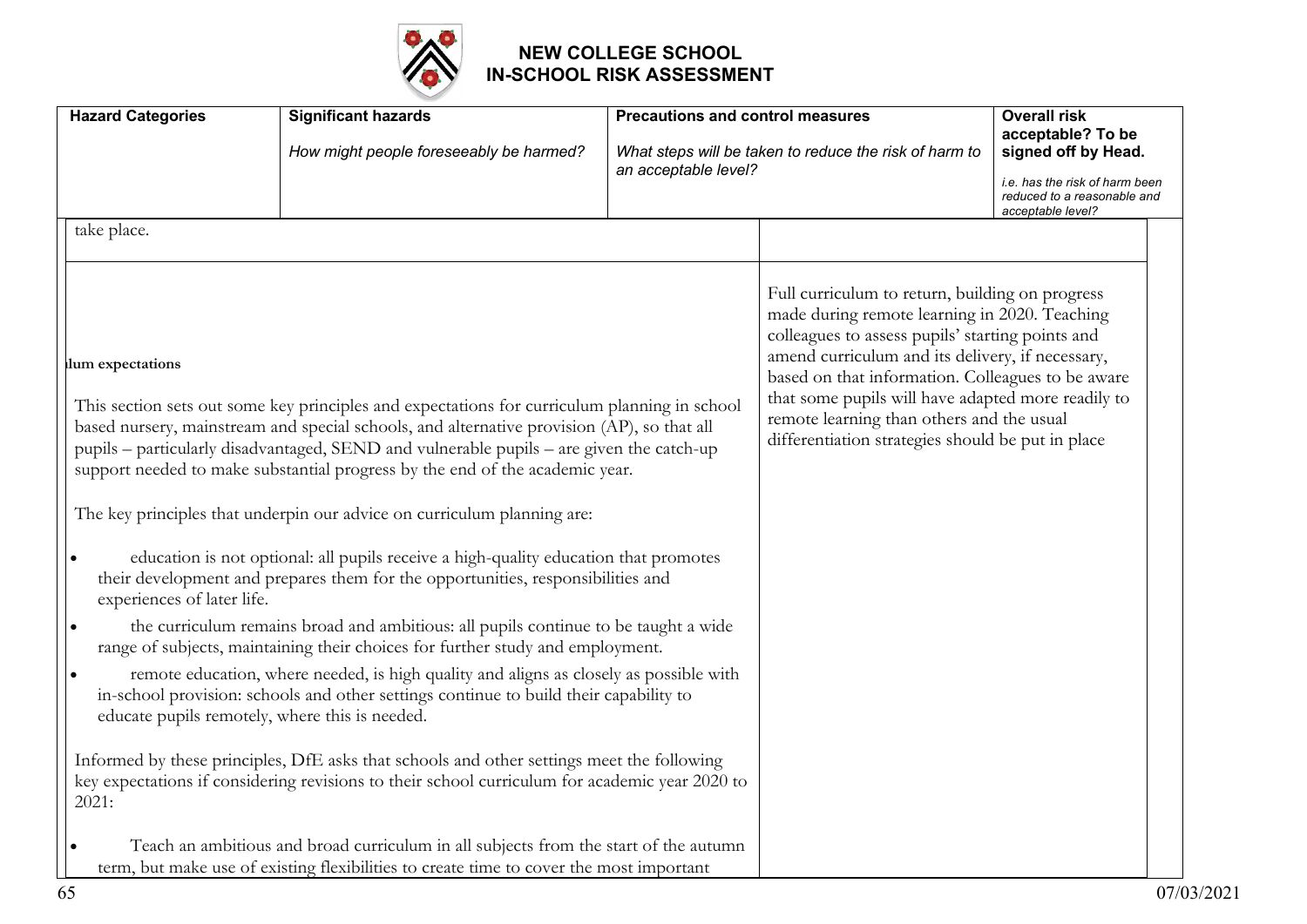# NEW COLLEGE SCHOOL
## IN-SCHOOL RISK ASSESSMENT

| Hazard Categories | Significant hazards<br>*How might people foreseeably be harmed?* | Precautions and control measures<br>*What steps will be taken to reduce the risk of harm to an acceptable level?* | Overall risk acceptable? To be signed off by Head.<br>*i.e. has the risk of harm been reduced to a reasonable and acceptable level?* |
|---|---|---|---|
| take place. | | | |
| **lum expectations**<br><br>This section sets out some key principles and expectations for curriculum planning in school based nursery, mainstream and special schools, and alternative provision (AP), so that all pupils – particularly disadvantaged, SEND and vulnerable pupils – are given the catch-up support needed to make substantial progress by the end of the academic year.<br><br>The key principles that underpin our advice on curriculum planning are:<br><br>• education is not optional: all pupils receive a high-quality education that promotes their development and prepares them for the opportunities, responsibilities and experiences of later life.<br>• the curriculum remains broad and ambitious: all pupils continue to be taught a wide range of subjects, maintaining their choices for further study and employment.<br>• remote education, where needed, is high quality and aligns as closely as possible with in-school provision: schools and other settings continue to build their capability to educate pupils remotely, where this is needed.<br><br>Informed by these principles, DfE asks that schools and other settings meet the following key expectations if considering revisions to their school curriculum for academic year 2020 to 2021:<br><br>• Teach an ambitious and broad curriculum in all subjects from the start of the autumn term, but make use of existing flexibilities to create time to cover the most important | | Full curriculum to return, building on progress made during remote learning in 2020. Teaching colleagues to assess pupils' starting points and amend curriculum and its delivery, if necessary, based on that information. Colleagues to be aware that some pupils will have adapted more readily to remote learning than others and the usual differentiation strategies should be put in place | |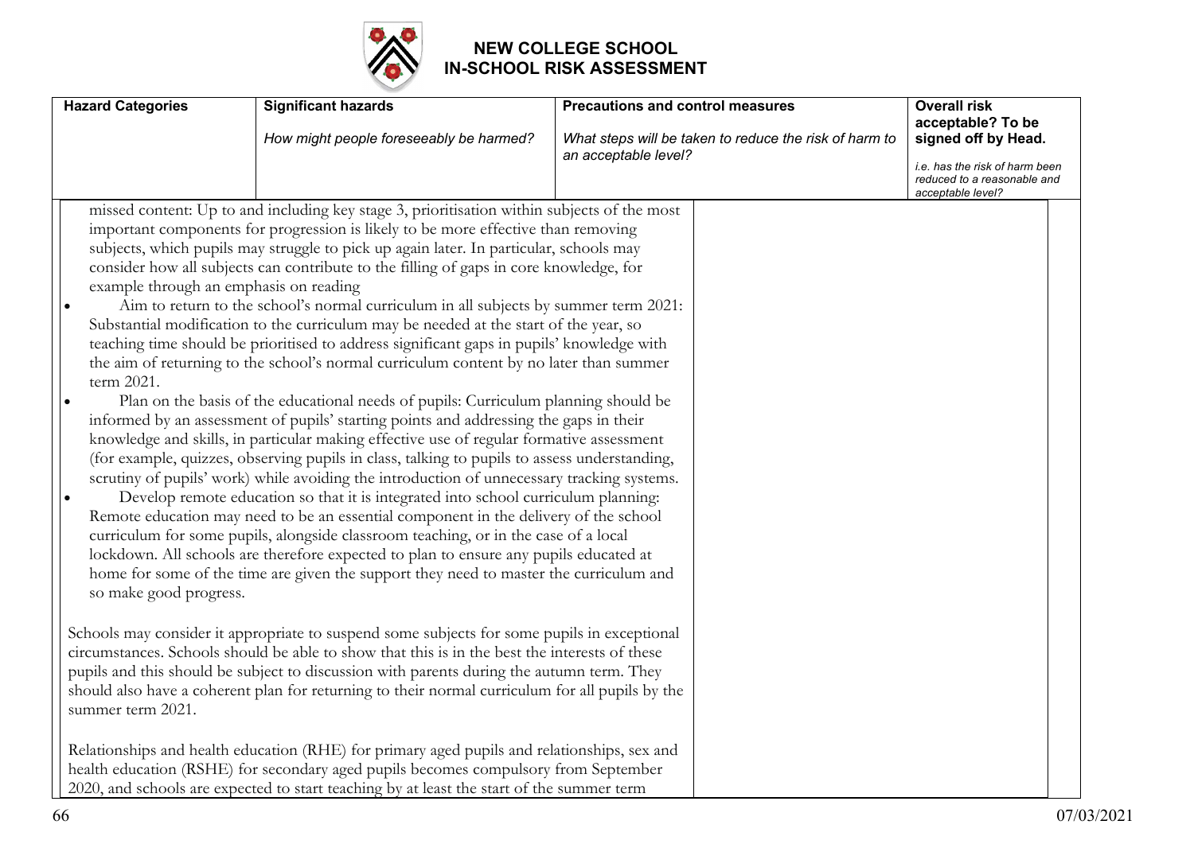# NEW COLLEGE SCHOOL
# IN-SCHOOL RISK ASSESSMENT

| Hazard Categories | Significant hazards<br><br>*How might people foreseeably be harmed?* | Precautions and control measures<br><br>*What steps will be taken to reduce the risk of harm to an acceptable level?* | Overall risk acceptable? To be signed off by Head.<br><br>*i.e. has the risk of harm been reduced to a reasonable and acceptable level?* |
|---|---|---|---|
| missed content: Up to and including key stage 3, prioritisation within subjects of the most important components for progression is likely to be more effective than removing subjects, which pupils may struggle to pick up again later. In particular, schools may consider how all subjects can contribute to the filling of gaps in core knowledge, for example through an emphasis on reading<br>• Aim to return to the school's normal curriculum in all subjects by summer term 2021: Substantial modification to the curriculum may be needed at the start of the year, so teaching time should be prioritised to address significant gaps in pupils' knowledge with the aim of returning to the school's normal curriculum content by no later than summer term 2021.<br>• Plan on the basis of the educational needs of pupils: Curriculum planning should be informed by an assessment of pupils' starting points and addressing the gaps in their knowledge and skills, in particular making effective use of regular formative assessment (for example, quizzes, observing pupils in class, talking to pupils to assess understanding, scrutiny of pupils' work) while avoiding the introduction of unnecessary tracking systems.<br>• Develop remote education so that it is integrated into school curriculum planning: Remote education may need to be an essential component in the delivery of the school curriculum for some pupils, alongside classroom teaching, or in the case of a local lockdown. All schools are therefore expected to plan to ensure any pupils educated at home for some of the time are given the support they need to master the curriculum and so make good progress.<br><br>Schools may consider it appropriate to suspend some subjects for some pupils in exceptional circumstances. Schools should be able to show that this is in the best interests of these pupils and this should be subject to discussion with parents during the autumn term. They should also have a coherent plan for returning to their normal curriculum for all pupils by the summer term 2021.<br><br>Relationships and health education (RHE) for primary aged pupils and relationships, sex and health education (RSHE) for secondary aged pupils becomes compulsory from September 2020, and schools are expected to start teaching by at least the start of the summer term | | | |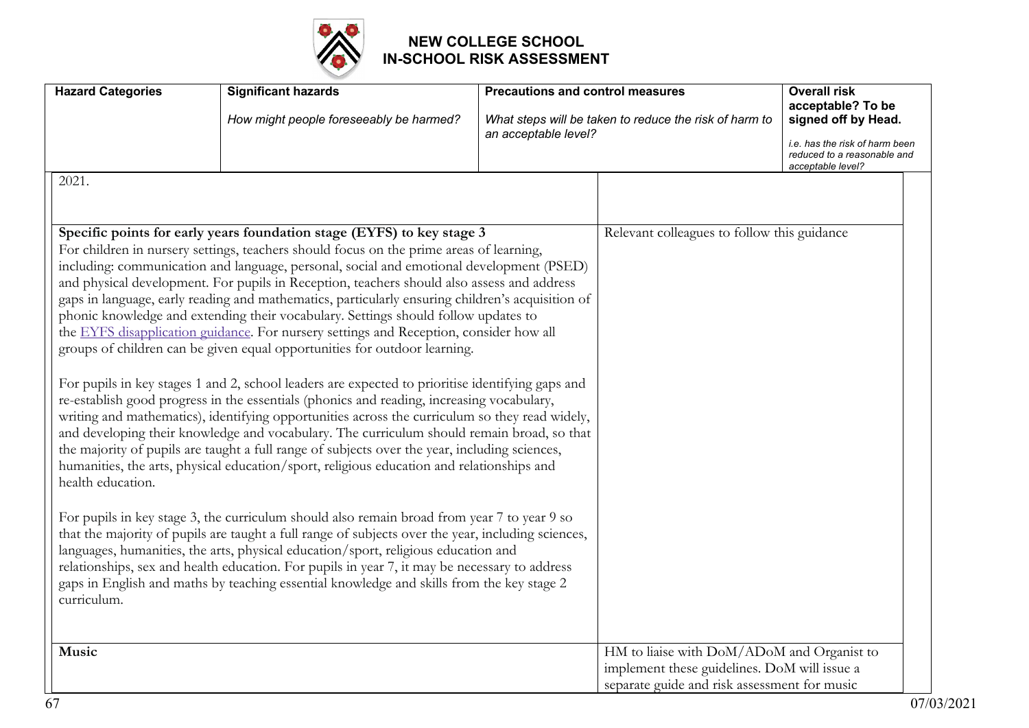# NEW COLLEGE SCHOOL
## IN-SCHOOL RISK ASSESSMENT

| Hazard Categories | Significant hazards<br>*How might people foreseeably be harmed?* | Precautions and control measures<br>*What steps will be taken to reduce the risk of harm to an acceptable level?* | Overall risk acceptable? To be signed off by Head.<br>*i.e. has the risk of harm been reduced to a reasonable and acceptable level?* |
|---|---|---|---|
| 2021. | | | |
| **Specific points for early years foundation stage (EYFS) to key stage 3**<br>For children in nursery settings, teachers should focus on the prime areas of learning, including: communication and language, personal, social and emotional development (PSED) and physical development. For pupils in Reception, teachers should also assess and address gaps in language, early reading and mathematics, particularly ensuring children's acquisition of phonic knowledge and extending their vocabulary. Settings should follow updates to the [EYFS disapplication guidance](). For nursery settings and Reception, consider how all groups of children can be given equal opportunities for outdoor learning.<br><br>For pupils in key stages 1 and 2, school leaders are expected to prioritise identifying gaps and re-establish good progress in the essentials (phonics and reading, increasing vocabulary, writing and mathematics), identifying opportunities across the curriculum so they read widely, and developing their knowledge and vocabulary. The curriculum should remain broad, so that the majority of pupils are taught a full range of subjects over the year, including sciences, humanities, the arts, physical education/sport, religious education and relationships and health education.<br><br>For pupils in key stage 3, the curriculum should also remain broad from year 7 to year 9 so that the majority of pupils are taught a full range of subjects over the year, including sciences, languages, humanities, the arts, physical education/sport, religious education and relationships, sex and health education. For pupils in year 7, it may be necessary to address gaps in English and maths by teaching essential knowledge and skills from the key stage 2 curriculum. | | Relevant colleagues to follow this guidance | |
| **Music** | | HM to liaise with DoM/ADoM and Organist to implement these guidelines. DoM will issue a separate guide and risk assessment for music | |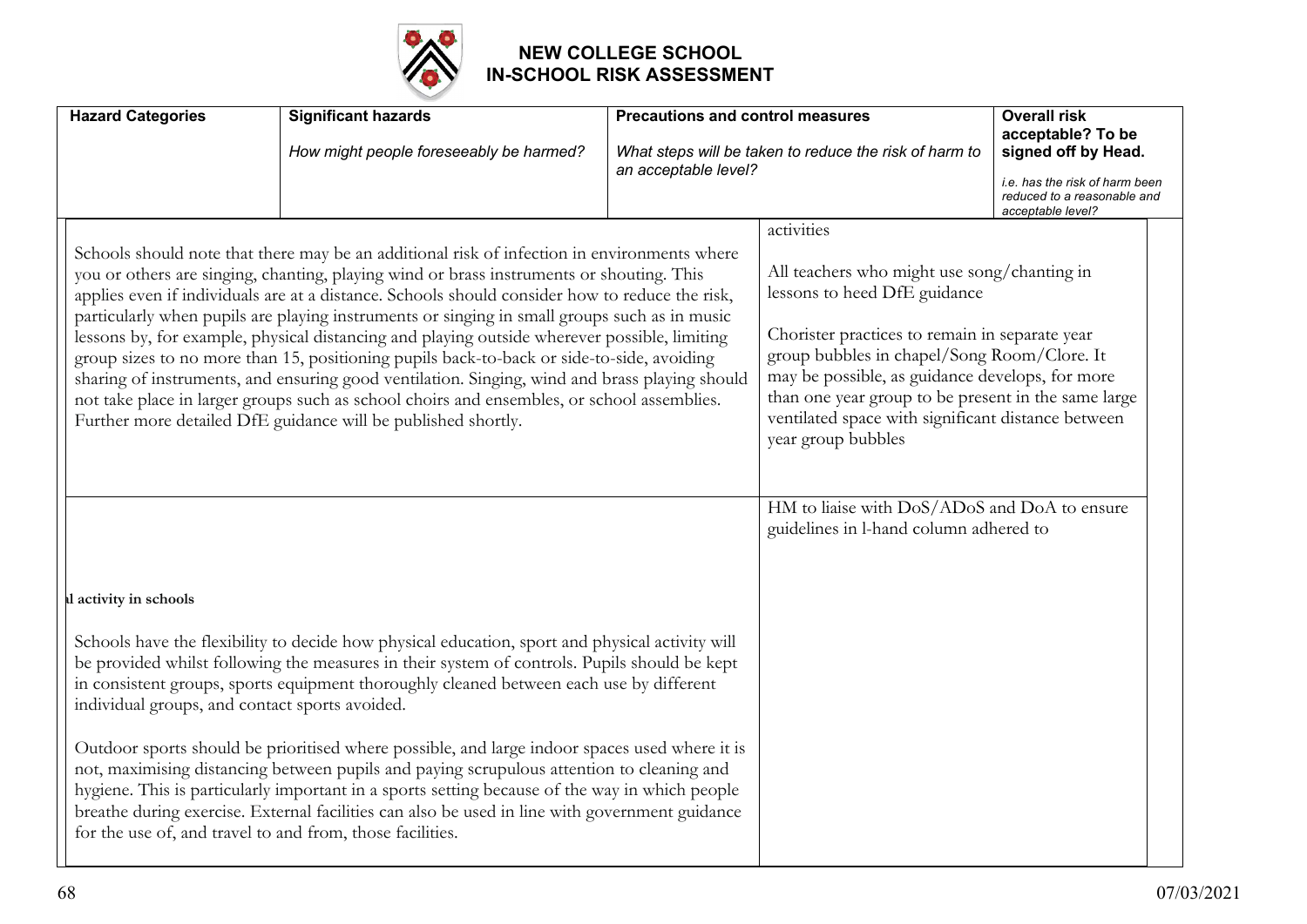# NEW COLLEGE SCHOOL
# IN-SCHOOL RISK ASSESSMENT

| Hazard Categories | Significant hazards<br>*How might people foreseeably be harmed?* | Precautions and control measures<br>*What steps will be taken to reduce the risk of harm to an acceptable level?* | Overall risk acceptable? To be signed off by Head.<br>*i.e. has the risk of harm been reduced to a reasonable and acceptable level?* |
|---|---|---|---|
| Schools should note that there may be an additional risk of infection in environments where you or others are singing, chanting, playing wind or brass instruments or shouting. This applies even if individuals are at a distance. Schools should consider how to reduce the risk, particularly when pupils are playing instruments or singing in small groups such as in music lessons by, for example, physical distancing and playing outside wherever possible, limiting group sizes to no more than 15, positioning pupils back-to-back or side-to-side, avoiding sharing of instruments, and ensuring good ventilation. Singing, wind and brass playing should not take place in larger groups such as school choirs and ensembles, or school assemblies. Further more detailed DfE guidance will be published shortly. | | activities<br><br>All teachers who might use song/chanting in lessons to heed DfE guidance<br><br>Chorister practices to remain in separate year group bubbles in chapel/Song Room/Clore. It may be possible, as guidance develops, for more than one year group to be present in the same large ventilated space with significant distance between year group bubbles | |
| **l activity in schools**<br><br>Schools have the flexibility to decide how physical education, sport and physical activity will be provided whilst following the measures in their system of controls. Pupils should be kept in consistent groups, sports equipment thoroughly cleaned between each use by different individual groups, and contact sports avoided.<br><br>Outdoor sports should be prioritised where possible, and large indoor spaces used where it is not, maximising distancing between pupils and paying scrupulous attention to cleaning and hygiene. This is particularly important in a sports setting because of the way in which people breathe during exercise. External facilities can also be used in line with government guidance for the use of, and travel to and from, those facilities. | | HM to liaise with DoS/ADoS and DoA to ensure guidelines in l-hand column adhered to | |

07/03/2021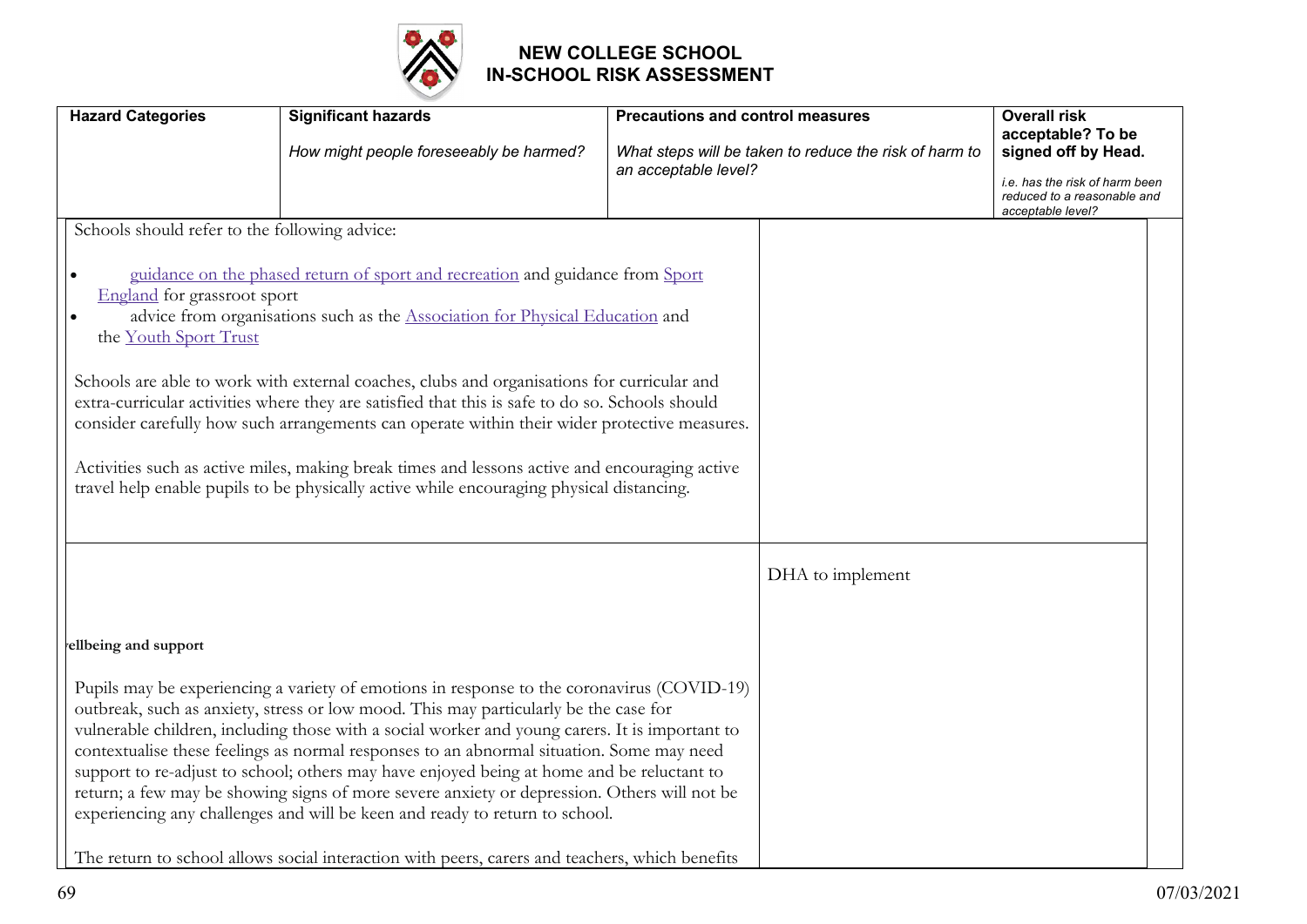# NEW COLLEGE SCHOOL
# IN-SCHOOL RISK ASSESSMENT

| Hazard Categories | Significant hazards<br><br>*How might people foreseeably be harmed?* | Precautions and control measures<br><br>*What steps will be taken to reduce the risk of harm to an acceptable level?* | Overall risk acceptable? To be signed off by Head.<br><br>*i.e. has the risk of harm been reduced to a reasonable and acceptable level?* |
|---|---|---|---|
| Schools should refer to the following advice:<br><br>• guidance on the phased return of sport and recreation and guidance from Sport England for grassroot sport<br>• advice from organisations such as the Association for Physical Education and the Youth Sport Trust<br><br>Schools are able to work with external coaches, clubs and organisations for curricular and extra-curricular activities where they are satisfied that this is safe to do so. Schools should consider carefully how such arrangements can operate within their wider protective measures.<br><br>Activities such as active miles, making break times and lessons active and encouraging active travel help enable pupils to be physically active while encouraging physical distancing. | | | |
| **ellbeing and support**<br><br>Pupils may be experiencing a variety of emotions in response to the coronavirus (COVID-19) outbreak, such as anxiety, stress or low mood. This may particularly be the case for vulnerable children, including those with a social worker and young carers. It is important to contextualise these feelings as normal responses to an abnormal situation. Some may need support to re-adjust to school; others may have enjoyed being at home and be reluctant to return; a few may be showing signs of more severe anxiety or depression. Others will not be experiencing any challenges and will be keen and ready to return to school.<br><br>The return to school allows social interaction with peers, carers and teachers, which benefits | | DHA to implement | |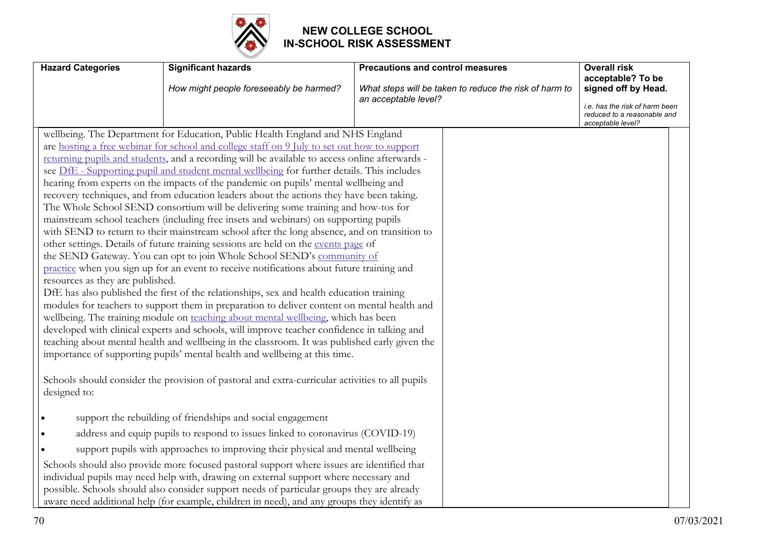# NEW COLLEGE SCHOOL
# IN-SCHOOL RISK ASSESSMENT

| Hazard Categories | Significant hazards<br><br>*How might people foreseeably be harmed?* | Precautions and control measures<br><br>*What steps will be taken to reduce the risk of harm to an acceptable level?* | Overall risk acceptable? To be signed off by Head.<br><br>*i.e. has the risk of harm been reduced to a reasonable and acceptable level?* |
|---|---|---|---|

wellbeing. The Department for Education, Public Health England and NHS England are hosting a free webinar for school and college staff on 9 July to set out how to support returning pupils and students, and a recording will be available to access online afterwards - see DfE - Supporting pupil and student mental wellbeing for further details. This includes hearing from experts on the impacts of the pandemic on pupils' mental wellbeing and recovery techniques, and from education leaders about the actions they have been taking. The Whole School SEND consortium will be delivering some training and how-tos for mainstream school teachers (including free insets and webinars) on supporting pupils with SEND to return to their mainstream school after the long absence, and on transition to other settings. Details of future training sessions are held on the events page of the SEND Gateway. You can opt to join Whole School SEND's community of practice when you sign up for an event to receive notifications about future training and resources as they are published.

DfE has also published the first of the relationships, sex and health education training modules for teachers to support them in preparation to deliver content on mental health and wellbeing. The training module on teaching about mental wellbeing, which has been developed with clinical experts and schools, will improve teacher confidence in talking and teaching about mental health and wellbeing in the classroom. It was published early given the importance of supporting pupils' mental health and wellbeing at this time.

Schools should consider the provision of pastoral and extra-curricular activities to all pupils designed to:

- support the rebuilding of friendships and social engagement
- address and equip pupils to respond to issues linked to coronavirus (COVID-19)
- support pupils with approaches to improving their physical and mental wellbeing

Schools should also provide more focused pastoral support where issues are identified that individual pupils may need help with, drawing on external support where necessary and possible. Schools should also consider support needs of particular groups they are already aware need additional help (for example, children in need), and any groups they identify as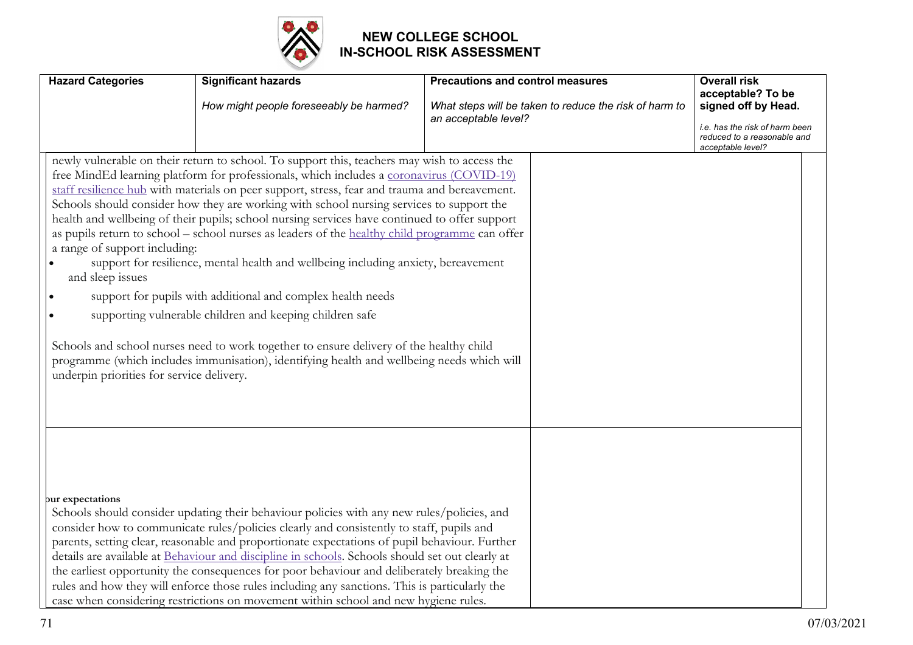# NEW COLLEGE SCHOOL
## IN-SCHOOL RISK ASSESSMENT

| Hazard Categories | Significant hazards<br><br>*How might people foreseeably be harmed?* | Precautions and control measures<br><br>*What steps will be taken to reduce the risk of harm to an acceptable level?* | Overall risk acceptable? To be signed off by Head.<br><br>*i.e. has the risk of harm been reduced to a reasonable and acceptable level?* |
|---|---|---|---|

newly vulnerable on their return to school. To support this, teachers may wish to access the free MindEd learning platform for professionals, which includes a coronavirus (COVID-19) staff resilience hub with materials on peer support, stress, fear and trauma and bereavement. Schools should consider how they are working with school nursing services to support the health and wellbeing of their pupils; school nursing services have continued to offer support as pupils return to school – school nurses as leaders of the healthy child programme can offer a range of support including:

- support for resilience, mental health and wellbeing including anxiety, bereavement and sleep issues
- support for pupils with additional and complex health needs
- supporting vulnerable children and keeping children safe

Schools and school nurses need to work together to ensure delivery of the healthy child programme (which includes immunisation), identifying health and wellbeing needs which will underpin priorities for service delivery.

**our expectations**

Schools should consider updating their behaviour policies with any new rules/policies, and consider how to communicate rules/policies clearly and consistently to staff, pupils and parents, setting clear, reasonable and proportionate expectations of pupil behaviour. Further details are available at Behaviour and discipline in schools. Schools should set out clearly at the earliest opportunity the consequences for poor behaviour and deliberately breaking the rules and how they will enforce those rules including any sanctions. This is particularly the case when considering restrictions on movement within school and new hygiene rules.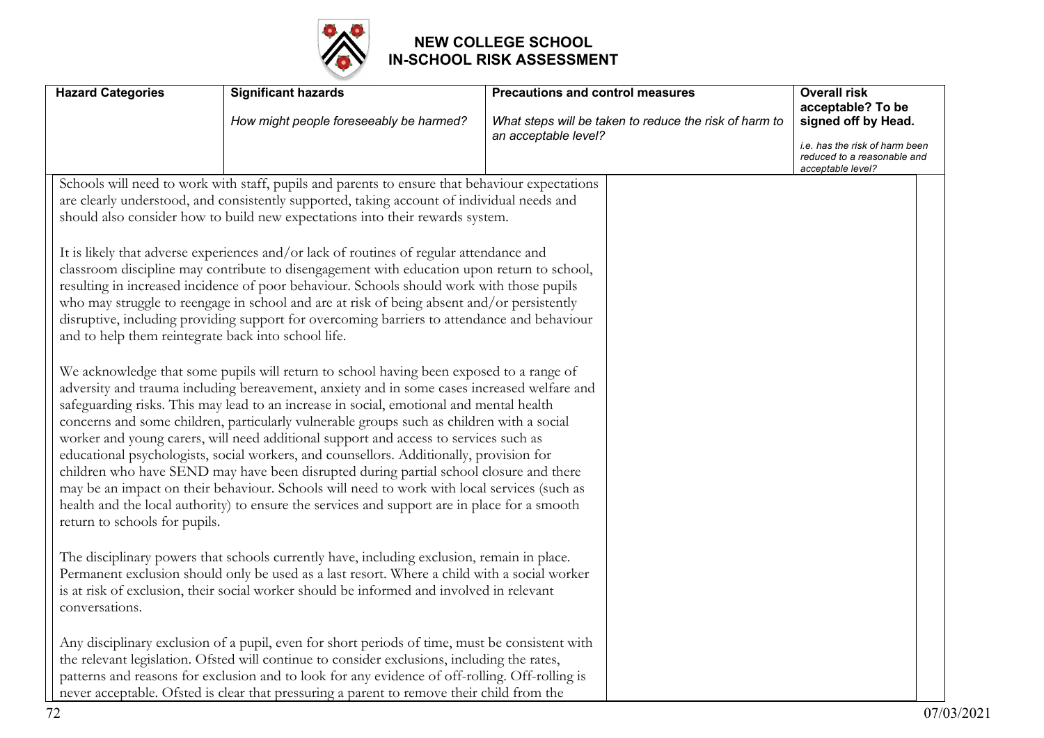# NEW COLLEGE SCHOOL
## IN-SCHOOL RISK ASSESSMENT

| Hazard Categories | Significant hazards<br><br>*How might people foreseeably be harmed?* | Precautions and control measures<br><br>*What steps will be taken to reduce the risk of harm to an acceptable level?* | Overall risk acceptable? To be signed off by Head.<br><br>*i.e. has the risk of harm been reduced to a reasonable and acceptable level?* |
|---|---|---|---|
| Schools will need to work with staff, pupils and parents to ensure that behaviour expectations are clearly understood, and consistently supported, taking account of individual needs and should also consider how to build new expectations into their rewards system.<br><br>It is likely that adverse experiences and/or lack of routines of regular attendance and classroom discipline may contribute to disengagement with education upon return to school, resulting in increased incidence of poor behaviour. Schools should work with those pupils who may struggle to reengage in school and are at risk of being absent and/or persistently disruptive, including providing support for overcoming barriers to attendance and behaviour and to help them reintegrate back into school life.<br><br>We acknowledge that some pupils will return to school having been exposed to a range of adversity and trauma including bereavement, anxiety and in some cases increased welfare and safeguarding risks. This may lead to an increase in social, emotional and mental health concerns and some children, particularly vulnerable groups such as children with a social worker and young carers, will need additional support and access to services such as educational psychologists, social workers, and counsellors. Additionally, provision for children who have SEND may have been disrupted during partial school closure and there may be an impact on their behaviour. Schools will need to work with local services (such as health and the local authority) to ensure the services and support are in place for a smooth return to schools for pupils.<br><br>The disciplinary powers that schools currently have, including exclusion, remain in place. Permanent exclusion should only be used as a last resort. Where a child with a social worker is at risk of exclusion, their social worker should be informed and involved in relevant conversations.<br><br>Any disciplinary exclusion of a pupil, even for short periods of time, must be consistent with the relevant legislation. Ofsted will continue to consider exclusions, including the rates, patterns and reasons for exclusion and to look for any evidence of off-rolling. Off-rolling is never acceptable. Ofsted is clear that pressuring a parent to remove their child from the | | | |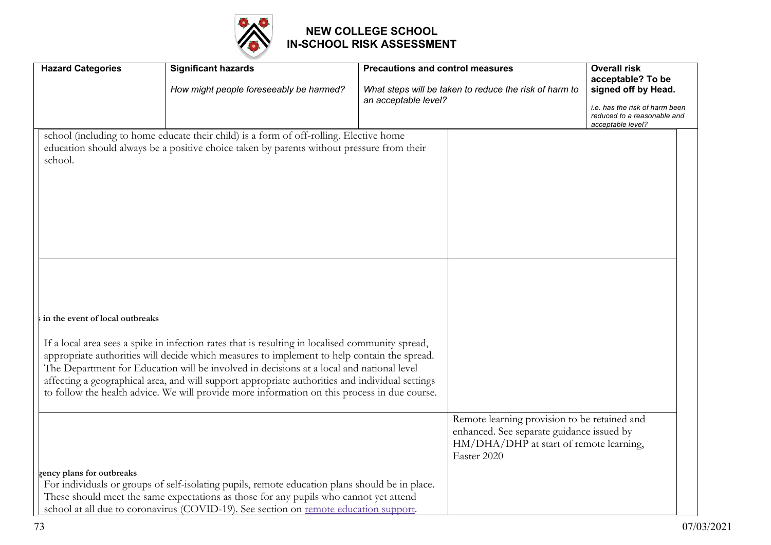# NEW COLLEGE SCHOOL
# IN-SCHOOL RISK ASSESSMENT

| Hazard Categories | Significant hazards<br><br>*How might people foreseeably be harmed?* | Precautions and control measures<br><br>*What steps will be taken to reduce the risk of harm to an acceptable level?* | Overall risk acceptable? To be signed off by Head.<br><br>*i.e. has the risk of harm been reduced to a reasonable and acceptable level?* |
|---|---|---|---|
| school (including to home educate their child) is a form of off-rolling. Elective home education should always be a positive choice taken by parents without pressure from their school. | | | |
| **s in the event of local outbreaks**<br><br>If a local area sees a spike in infection rates that is resulting in localised community spread, appropriate authorities will decide which measures to implement to help contain the spread. The Department for Education will be involved in decisions at a local and national level affecting a geographical area, and will support appropriate authorities and individual settings to follow the health advice. We will provide more information on this process in due course. | | | |
| **gency plans for outbreaks**<br>For individuals or groups of self-isolating pupils, remote education plans should be in place. These should meet the same expectations as those for any pupils who cannot yet attend school at all due to coronavirus (COVID-19). See section on [remote education support](). | | Remote learning provision to be retained and enhanced. See separate guidance issued by HM/DHA/DHP at start of remote learning, Easter 2020 | |

07/03/2021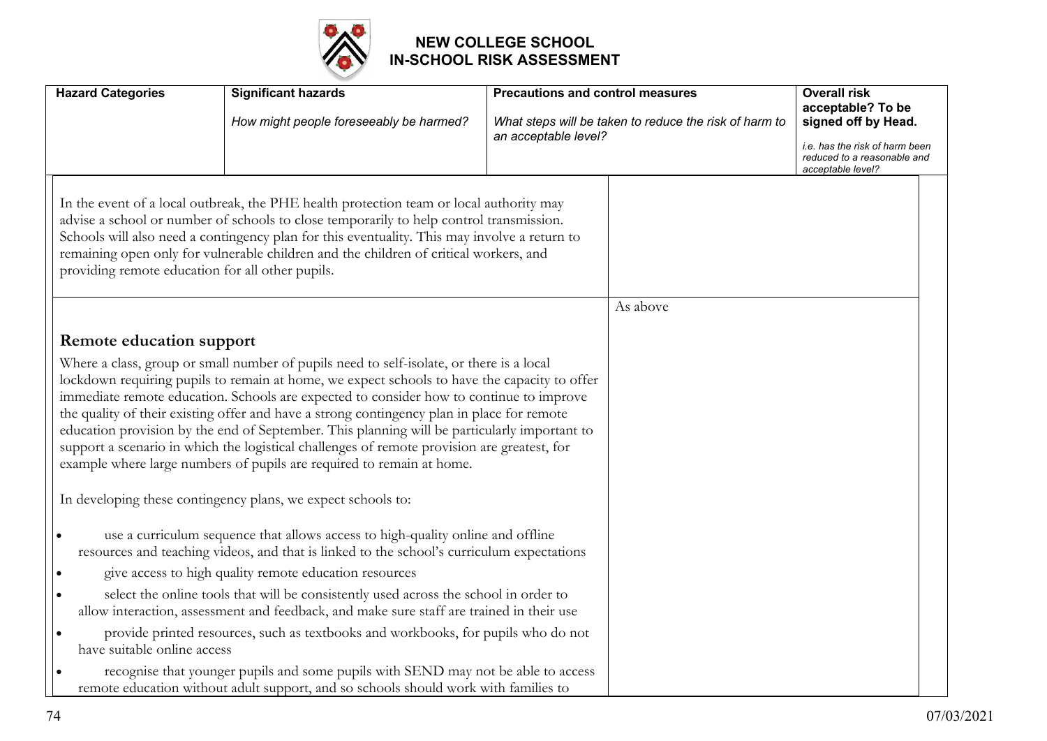# NEW COLLEGE SCHOOL
# IN-SCHOOL RISK ASSESSMENT

| Hazard Categories | Significant hazards<br><br>*How might people foreseeably be harmed?* | Precautions and control measures<br><br>*What steps will be taken to reduce the risk of harm to an acceptable level?* | Overall risk acceptable? To be signed off by Head.<br><br>*i.e. has the risk of harm been reduced to a reasonable and acceptable level?* |
|---|---|---|---|
| In the event of a local outbreak, the PHE health protection team or local authority may advise a school or number of schools to close temporarily to help control transmission. Schools will also need a contingency plan for this eventuality. This may involve a return to remaining open only for vulnerable children and the children of critical workers, and providing remote education for all other pupils. | | | |
| **Remote education support**<br><br>Where a class, group or small number of pupils need to self-isolate, or there is a local lockdown requiring pupils to remain at home, we expect schools to have the capacity to offer immediate remote education. Schools are expected to consider how to continue to improve the quality of their existing offer and have a strong contingency plan in place for remote education provision by the end of September. This planning will be particularly important to support a scenario in which the logistical challenges of remote provision are greatest, for example where large numbers of pupils are required to remain at home.<br><br>In developing these contingency plans, we expect schools to:<br><br>• use a curriculum sequence that allows access to high-quality online and offline resources and teaching videos, and that is linked to the school's curriculum expectations<br>• give access to high quality remote education resources<br>• select the online tools that will be consistently used across the school in order to allow interaction, assessment and feedback, and make sure staff are trained in their use<br>• provide printed resources, such as textbooks and workbooks, for pupils who do not have suitable online access<br>• recognise that younger pupils and some pupils with SEND may not be able to access remote education without adult support, and so schools should work with families to | | As above | |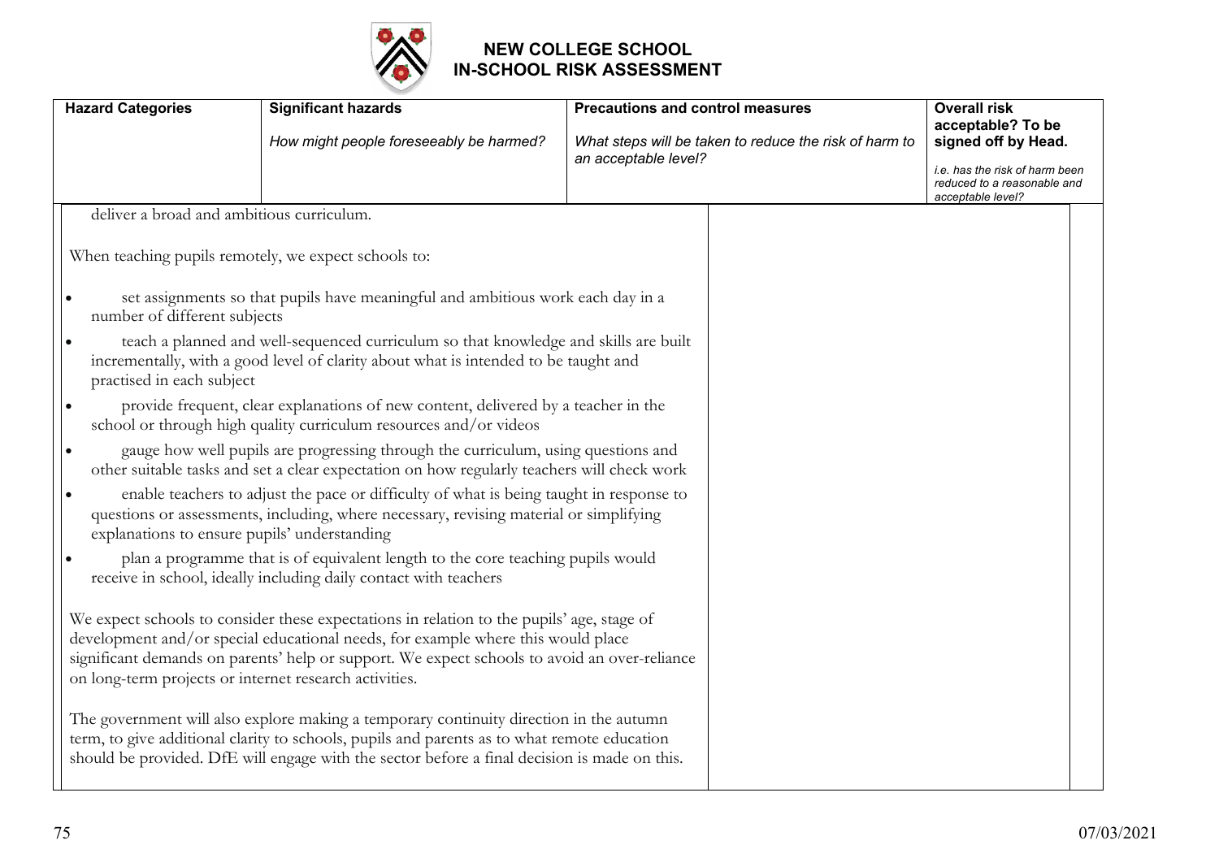# NEW COLLEGE SCHOOL
# IN-SCHOOL RISK ASSESSMENT

| Hazard Categories | Significant hazards<br><br>*How might people foreseeably be harmed?* | Precautions and control measures<br><br>*What steps will be taken to reduce the risk of harm to an acceptable level?* | Overall risk acceptable? To be signed off by Head.<br><br>*i.e. has the risk of harm been reduced to a reasonable and acceptable level?* |
| --- | --- | --- | --- |

deliver a broad and ambitious curriculum.

When teaching pupils remotely, we expect schools to:

- set assignments so that pupils have meaningful and ambitious work each day in a number of different subjects
- teach a planned and well-sequenced curriculum so that knowledge and skills are built incrementally, with a good level of clarity about what is intended to be taught and practised in each subject
- provide frequent, clear explanations of new content, delivered by a teacher in the school or through high quality curriculum resources and/or videos
- gauge how well pupils are progressing through the curriculum, using questions and other suitable tasks and set a clear expectation on how regularly teachers will check work
- enable teachers to adjust the pace or difficulty of what is being taught in response to questions or assessments, including, where necessary, revising material or simplifying explanations to ensure pupils' understanding
- plan a programme that is of equivalent length to the core teaching pupils would receive in school, ideally including daily contact with teachers

We expect schools to consider these expectations in relation to the pupils' age, stage of development and/or special educational needs, for example where this would place significant demands on parents' help or support. We expect schools to avoid an over-reliance on long-term projects or internet research activities.

The government will also explore making a temporary continuity direction in the autumn term, to give additional clarity to schools, pupils and parents as to what remote education should be provided. DfE will engage with the sector before a final decision is made on this.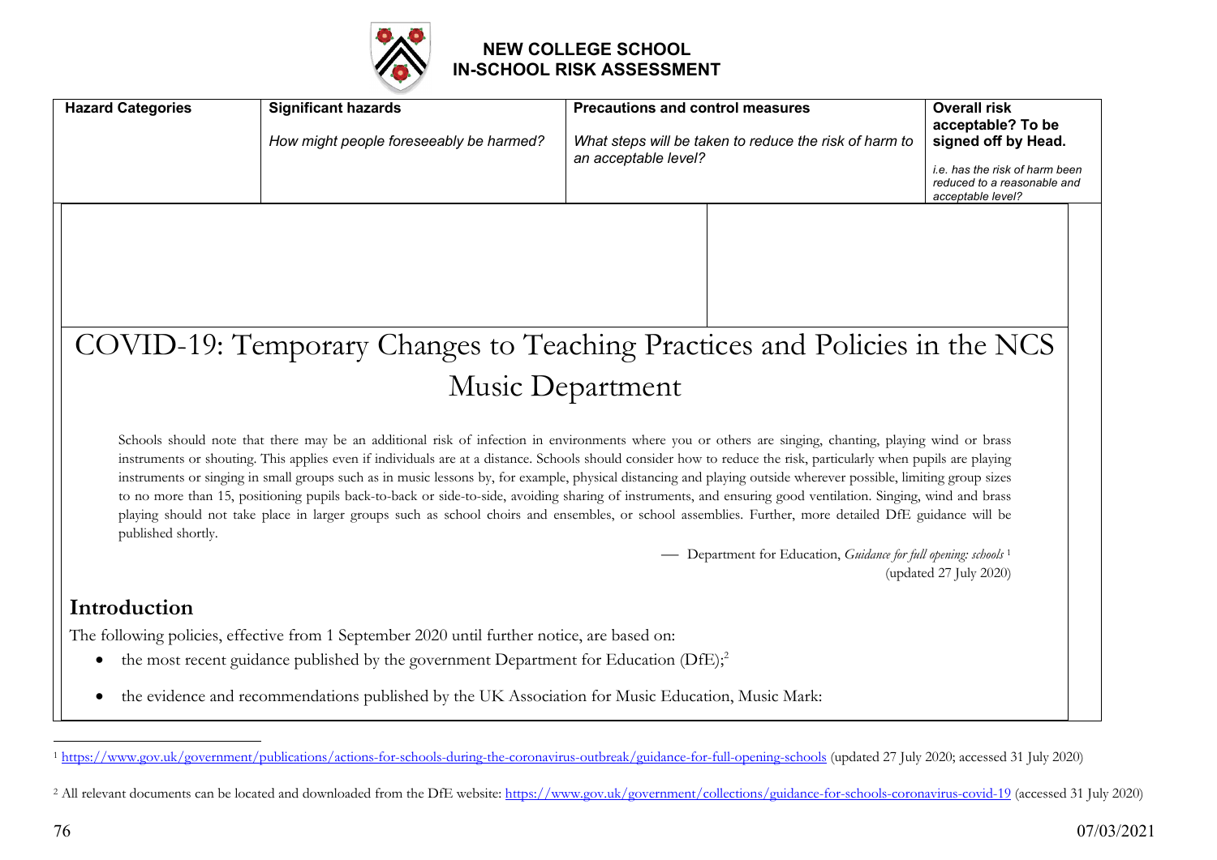# NEW COLLEGE SCHOOL
# IN-SCHOOL RISK ASSESSMENT

| Hazard Categories | Significant hazards<br><br>*How might people foreseeably be harmed?* | Precautions and control measures<br><br>*What steps will be taken to reduce the risk of harm to an acceptable level?* | Overall risk acceptable? To be signed off by Head.<br><br>*i.e. has the risk of harm been reduced to a reasonable and acceptable level?* |
|---|---|---|---|

# COVID-19: Temporary Changes to Teaching Practices and Policies in the NCS Music Department

> Schools should note that there may be an additional risk of infection in environments where you or others are singing, chanting, playing wind or brass instruments or shouting. This applies even if individuals are at a distance. Schools should consider how to reduce the risk, particularly when pupils are playing instruments or singing in small groups such as in music lessons by, for example, physical distancing and playing outside wherever possible, limiting group sizes to no more than 15, positioning pupils back-to-back or side-to-side, avoiding sharing of instruments, and ensuring good ventilation. Singing, wind and brass playing should not take place in larger groups such as school choirs and ensembles, or school assemblies. Further, more detailed DfE guidance will be published shortly.
>
> — Department for Education, *Guidance for full opening: schools* [1]
> (updated 27 July 2020)

## Introduction

The following policies, effective from 1 September 2020 until further notice, are based on:

- the most recent guidance published by the government Department for Education (DfE);[2]
- the evidence and recommendations published by the UK Association for Music Education, Music Mark:

---

[1] https://www.gov.uk/government/publications/actions-for-schools-during-the-coronavirus-outbreak/guidance-for-full-opening-schools (updated 27 July 2020; accessed 31 July 2020)

[2] All relevant documents can be located and downloaded from the DfE website: https://www.gov.uk/government/collections/guidance-for-schools-coronavirus-covid-19 (accessed 31 July 2020)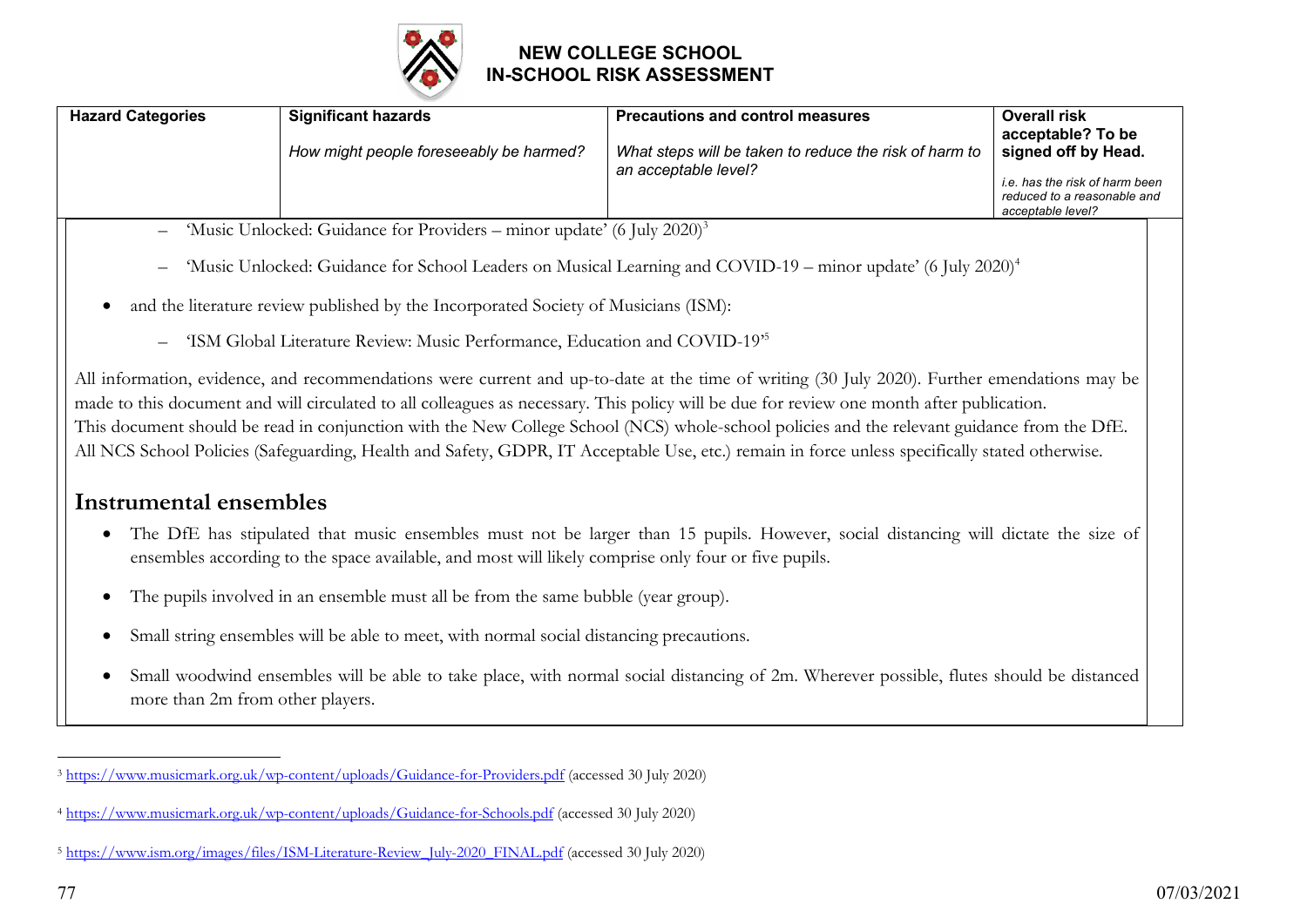# NEW COLLEGE SCHOOL
# IN-SCHOOL RISK ASSESSMENT

| Hazard Categories | Significant hazards<br><br>*How might people foreseeably be harmed?* | Precautions and control measures<br><br>*What steps will be taken to reduce the risk of harm to an acceptable level?* | Overall risk acceptable? To be signed off by Head.<br><br>*i.e. has the risk of harm been reduced to a reasonable and acceptable level?* |
|---|---|---|---|

- 'Music Unlocked: Guidance for Providers – minor update' (6 July 2020)[3]
- 'Music Unlocked: Guidance for School Leaders on Musical Learning and COVID-19 – minor update' (6 July 2020)[4]

- and the literature review published by the Incorporated Society of Musicians (ISM):
  - 'ISM Global Literature Review: Music Performance, Education and COVID-19'[5]

All information, evidence, and recommendations were current and up-to-date at the time of writing (30 July 2020). Further emendations may be made to this document and will circulated to all colleagues as necessary. This policy will be due for review one month after publication.
This document should be read in conjunction with the New College School (NCS) whole-school policies and the relevant guidance from the DfE.
All NCS School Policies (Safeguarding, Health and Safety, GDPR, IT Acceptable Use, etc.) remain in force unless specifically stated otherwise.

## Instrumental ensembles

- The DfE has stipulated that music ensembles must not be larger than 15 pupils. However, social distancing will dictate the size of ensembles according to the space available, and most will likely comprise only four or five pupils.
- The pupils involved in an ensemble must all be from the same bubble (year group).
- Small string ensembles will be able to meet, with normal social distancing precautions.
- Small woodwind ensembles will be able to take place, with normal social distancing of 2m. Wherever possible, flutes should be distanced more than 2m from other players.

---

[3] https://www.musicmark.org.uk/wp-content/uploads/Guidance-for-Providers.pdf (accessed 30 July 2020)

[4] https://www.musicmark.org.uk/wp-content/uploads/Guidance-for-Schools.pdf (accessed 30 July 2020)

[5] https://www.ism.org/images/files/ISM-Literature-Review_July-2020_FINAL.pdf (accessed 30 July 2020)

07/03/2021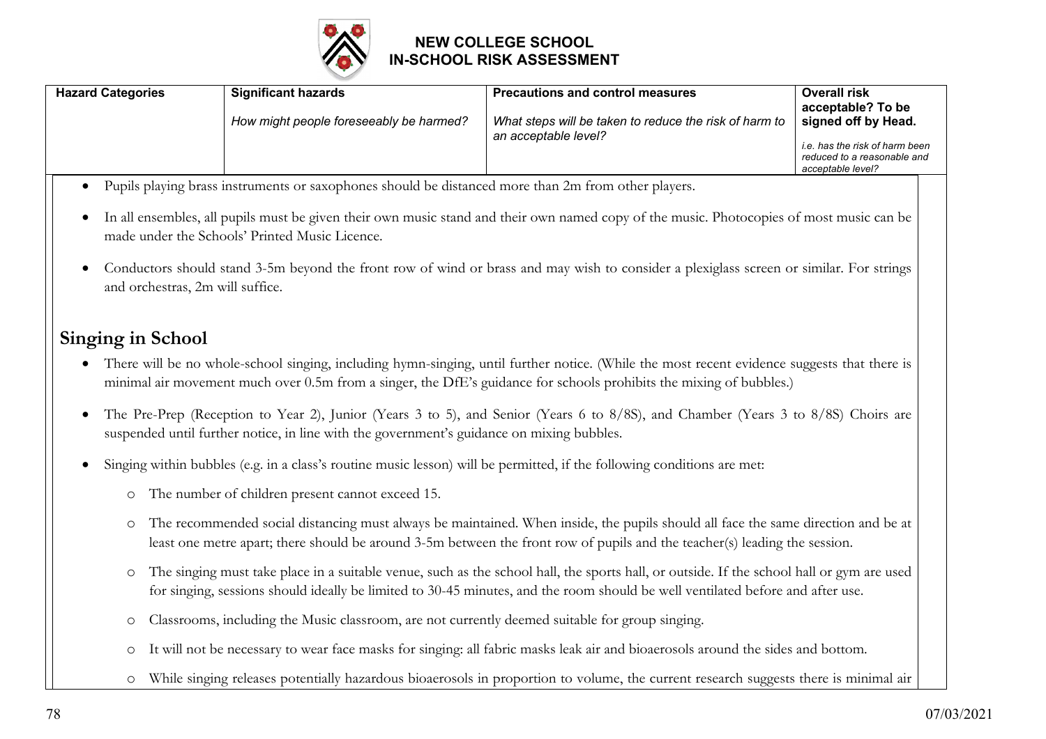# NEW COLLEGE SCHOOL IN-SCHOOL RISK ASSESSMENT

| Hazard Categories | Significant hazards<br><br>*How might people foreseeably be harmed?* | Precautions and control measures<br><br>*What steps will be taken to reduce the risk of harm to an acceptable level?* | Overall risk acceptable? To be signed off by Head.<br><br>*i.e. has the risk of harm been reduced to a reasonable and acceptable level?* |
|---|---|---|---|

- Pupils playing brass instruments or saxophones should be distanced more than 2m from other players.
- In all ensembles, all pupils must be given their own music stand and their own named copy of the music. Photocopies of most music can be made under the Schools' Printed Music Licence.
- Conductors should stand 3-5m beyond the front row of wind or brass and may wish to consider a plexiglass screen or similar. For strings and orchestras, 2m will suffice.

## Singing in School

- There will be no whole-school singing, including hymn-singing, until further notice. (While the most recent evidence suggests that there is minimal air movement much over 0.5m from a singer, the DfE's guidance for schools prohibits the mixing of bubbles.)
- The Pre-Prep (Reception to Year 2), Junior (Years 3 to 5), and Senior (Years 6 to 8/8S), and Chamber (Years 3 to 8/8S) Choirs are suspended until further notice, in line with the government's guidance on mixing bubbles.
- Singing within bubbles (e.g. in a class's routine music lesson) will be permitted, if the following conditions are met:
  - The number of children present cannot exceed 15.
  - The recommended social distancing must always be maintained. When inside, the pupils should all face the same direction and be at least one metre apart; there should be around 3-5m between the front row of pupils and the teacher(s) leading the session.
  - The singing must take place in a suitable venue, such as the school hall, the sports hall, or outside. If the school hall or gym are used for singing, sessions should ideally be limited to 30-45 minutes, and the room should be well ventilated before and after use.
  - Classrooms, including the Music classroom, are not currently deemed suitable for group singing.
  - It will not be necessary to wear face masks for singing: all fabric masks leak air and bioaerosols around the sides and bottom.
  - While singing releases potentially hazardous bioaerosols in proportion to volume, the current research suggests there is minimal air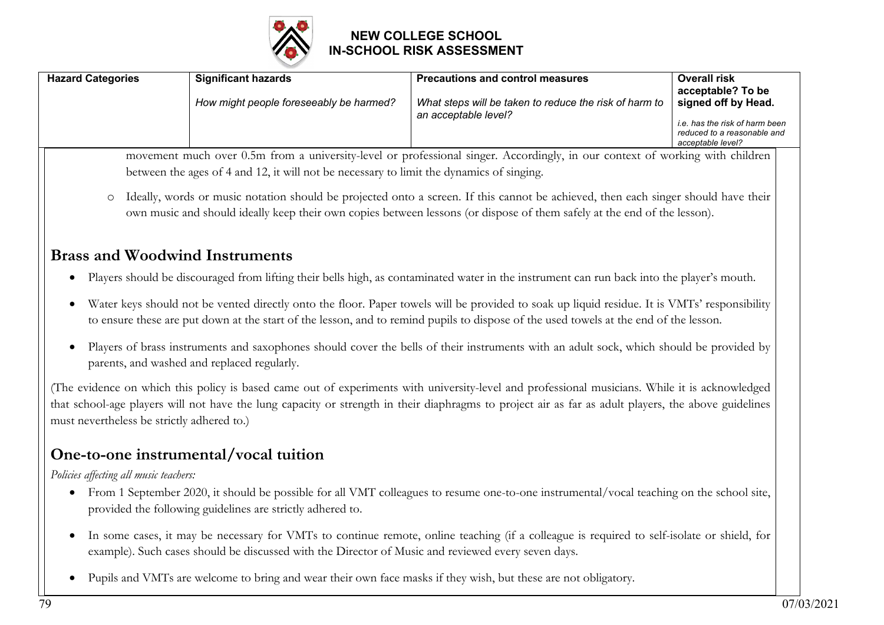| Hazard Categories | Significant hazards<br><br>*How might people foreseeably be harmed?* | Precautions and control measures<br><br>*What steps will be taken to reduce the risk of harm to an acceptable level?* | Overall risk acceptable? To be signed off by Head.<br><br>*i.e. has the risk of harm been reduced to a reasonable and acceptable level?* |
|---|---|---|---|

movement much over 0.5m from a university-level or professional singer. Accordingly, in our context of working with children between the ages of 4 and 12, it will not be necessary to limit the dynamics of singing.

- Ideally, words or music notation should be projected onto a screen. If this cannot be achieved, then each singer should have their own music and should ideally keep their own copies between lessons (or dispose of them safely at the end of the lesson).

## Brass and Woodwind Instruments

- Players should be discouraged from lifting their bells high, as contaminated water in the instrument can run back into the player's mouth.
- Water keys should not be vented directly onto the floor. Paper towels will be provided to soak up liquid residue. It is VMTs' responsibility to ensure these are put down at the start of the lesson, and to remind pupils to dispose of the used towels at the end of the lesson.
- Players of brass instruments and saxophones should cover the bells of their instruments with an adult sock, which should be provided by parents, and washed and replaced regularly.

(The evidence on which this policy is based came out of experiments with university-level and professional musicians. While it is acknowledged that school-age players will not have the lung capacity or strength in their diaphragms to project air as far as adult players, the above guidelines must nevertheless be strictly adhered to.)

## One-to-one instrumental/vocal tuition

*Policies affecting all music teachers:*

- From 1 September 2020, it should be possible for all VMT colleagues to resume one-to-one instrumental/vocal teaching on the school site, provided the following guidelines are strictly adhered to.
- In some cases, it may be necessary for VMTs to continue remote, online teaching (if a colleague is required to self-isolate or shield, for example). Such cases should be discussed with the Director of Music and reviewed every seven days.
- Pupils and VMTs are welcome to bring and wear their own face masks if they wish, but these are not obligatory.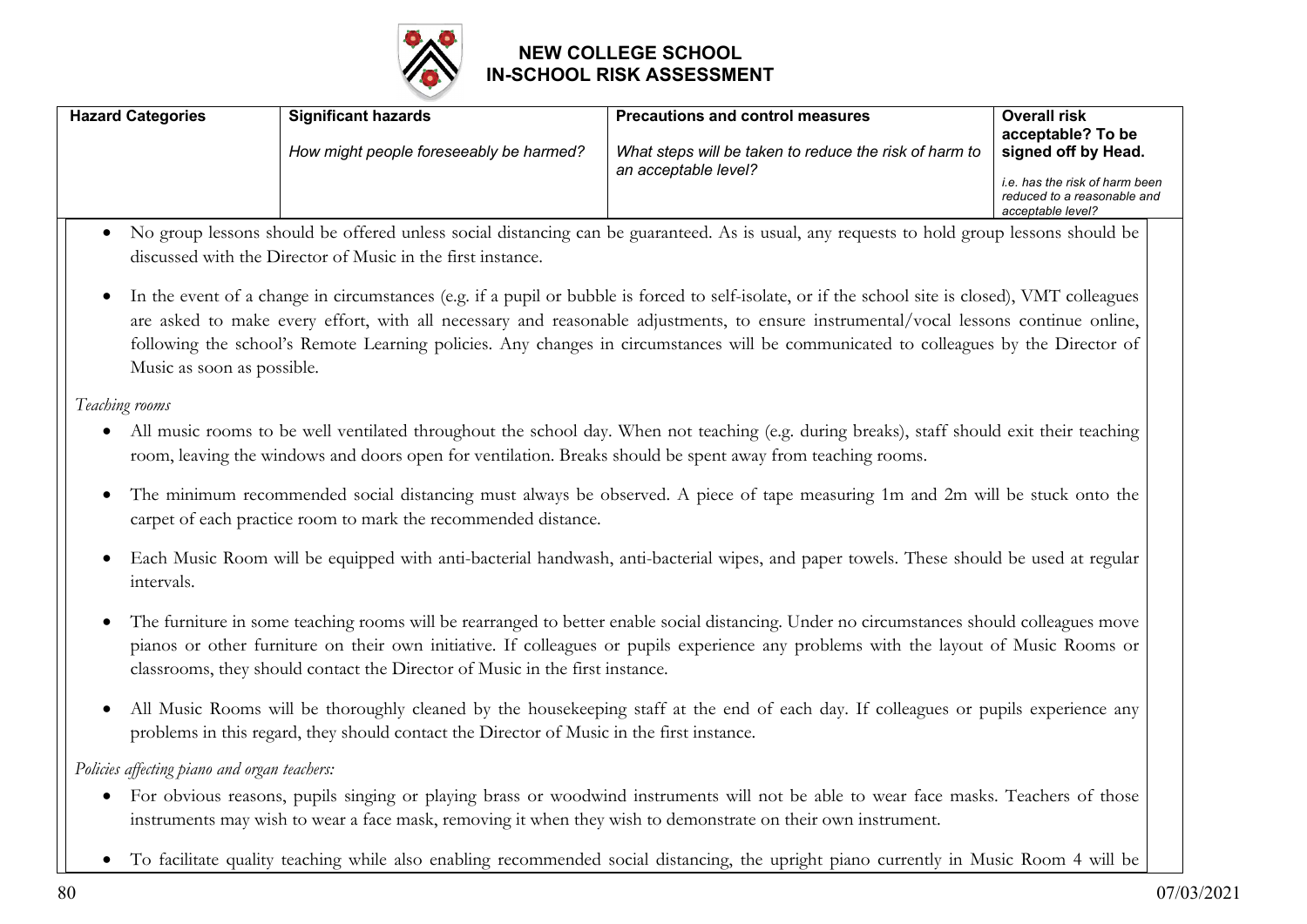# NEW COLLEGE SCHOOL
## IN-SCHOOL RISK ASSESSMENT

| Hazard Categories | Significant hazards<br><br>*How might people foreseeably be harmed?* | Precautions and control measures<br><br>*What steps will be taken to reduce the risk of harm to an acceptable level?* | Overall risk acceptable? To be signed off by Head.<br><br>*i.e. has the risk of harm been reduced to a reasonable and acceptable level?* |
|---|---|---|---|

- No group lessons should be offered unless social distancing can be guaranteed. As is usual, any requests to hold group lessons should be discussed with the Director of Music in the first instance.

- In the event of a change in circumstances (e.g. if a pupil or bubble is forced to self-isolate, or if the school site is closed), VMT colleagues are asked to make every effort, with all necessary and reasonable adjustments, to ensure instrumental/vocal lessons continue online, following the school's Remote Learning policies. Any changes in circumstances will be communicated to colleagues by the Director of Music as soon as possible.

*Teaching rooms*

- All music rooms to be well ventilated throughout the school day. When not teaching (e.g. during breaks), staff should exit their teaching room, leaving the windows and doors open for ventilation. Breaks should be spent away from teaching rooms.

- The minimum recommended social distancing must always be observed. A piece of tape measuring 1m and 2m will be stuck onto the carpet of each practice room to mark the recommended distance.

- Each Music Room will be equipped with anti-bacterial handwash, anti-bacterial wipes, and paper towels. These should be used at regular intervals.

- The furniture in some teaching rooms will be rearranged to better enable social distancing. Under no circumstances should colleagues move pianos or other furniture on their own initiative. If colleagues or pupils experience any problems with the layout of Music Rooms or classrooms, they should contact the Director of Music in the first instance.

- All Music Rooms will be thoroughly cleaned by the housekeeping staff at the end of each day. If colleagues or pupils experience any problems in this regard, they should contact the Director of Music in the first instance.

*Policies affecting piano and organ teachers:*

- For obvious reasons, pupils singing or playing brass or woodwind instruments will not be able to wear face masks. Teachers of those instruments may wish to wear a face mask, removing it when they wish to demonstrate on their own instrument.

- To facilitate quality teaching while also enabling recommended social distancing, the upright piano currently in Music Room 4 will be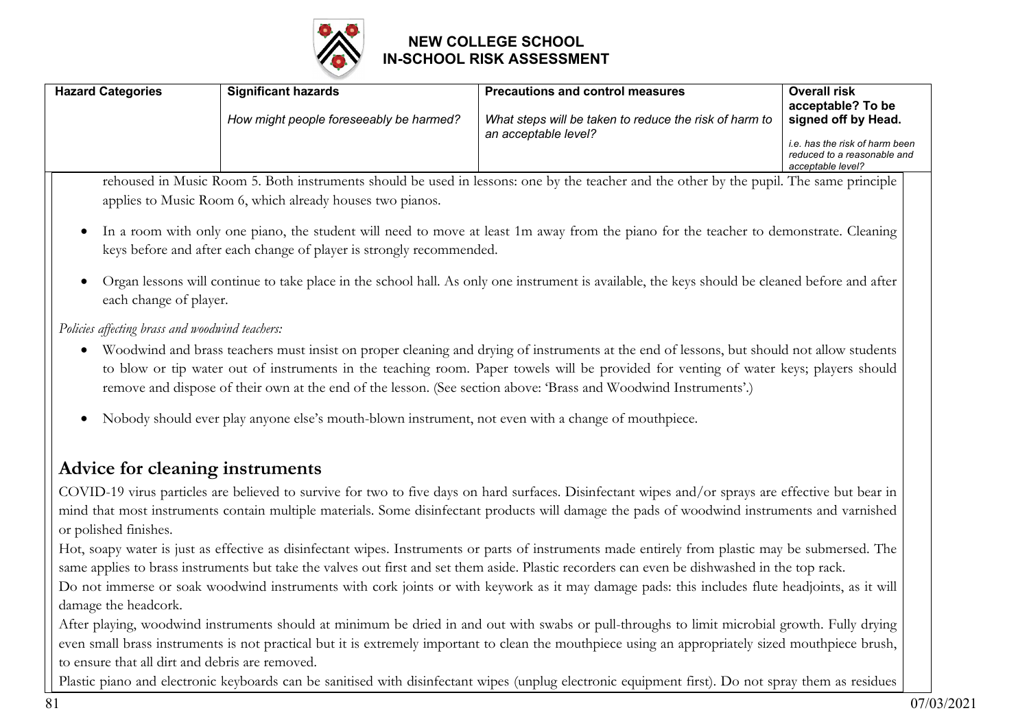| Hazard Categories | Significant hazards<br><br>*How might people foreseeably be harmed?* | Precautions and control measures<br><br>*What steps will be taken to reduce the risk of harm to an acceptable level?* | Overall risk acceptable? To be signed off by Head.<br><br>*i.e. has the risk of harm been reduced to a reasonable and acceptable level?* |
|---|---|---|---|

rehoused in Music Room 5. Both instruments should be used in lessons: one by the teacher and the other by the pupil. The same principle applies to Music Room 6, which already houses two pianos.

- In a room with only one piano, the student will need to move at least 1m away from the piano for the teacher to demonstrate. Cleaning keys before and after each change of player is strongly recommended.
- Organ lessons will continue to take place in the school hall. As only one instrument is available, the keys should be cleaned before and after each change of player.

*Policies affecting brass and woodwind teachers:*

- Woodwind and brass teachers must insist on proper cleaning and drying of instruments at the end of lessons, but should not allow students to blow or tip water out of instruments in the teaching room. Paper towels will be provided for venting of water keys; players should remove and dispose of their own at the end of the lesson. (See section above: 'Brass and Woodwind Instruments'.)
- Nobody should ever play anyone else's mouth-blown instrument, not even with a change of mouthpiece.

## Advice for cleaning instruments

COVID-19 virus particles are believed to survive for two to five days on hard surfaces. Disinfectant wipes and/or sprays are effective but bear in mind that most instruments contain multiple materials. Some disinfectant products will damage the pads of woodwind instruments and varnished or polished finishes.

Hot, soapy water is just as effective as disinfectant wipes. Instruments or parts of instruments made entirely from plastic may be submersed. The same applies to brass instruments but take the valves out first and set them aside. Plastic recorders can even be dishwashed in the top rack.

Do not immerse or soak woodwind instruments with cork joints or with keywork as it may damage pads: this includes flute headjoints, as it will damage the headcork.

After playing, woodwind instruments should at minimum be dried in and out with swabs or pull-throughs to limit microbial growth. Fully drying even small brass instruments is not practical but it is extremely important to clean the mouthpiece using an appropriately sized mouthpiece brush, to ensure that all dirt and debris are removed.

Plastic piano and electronic keyboards can be sanitised with disinfectant wipes (unplug electronic equipment first). Do not spray them as residues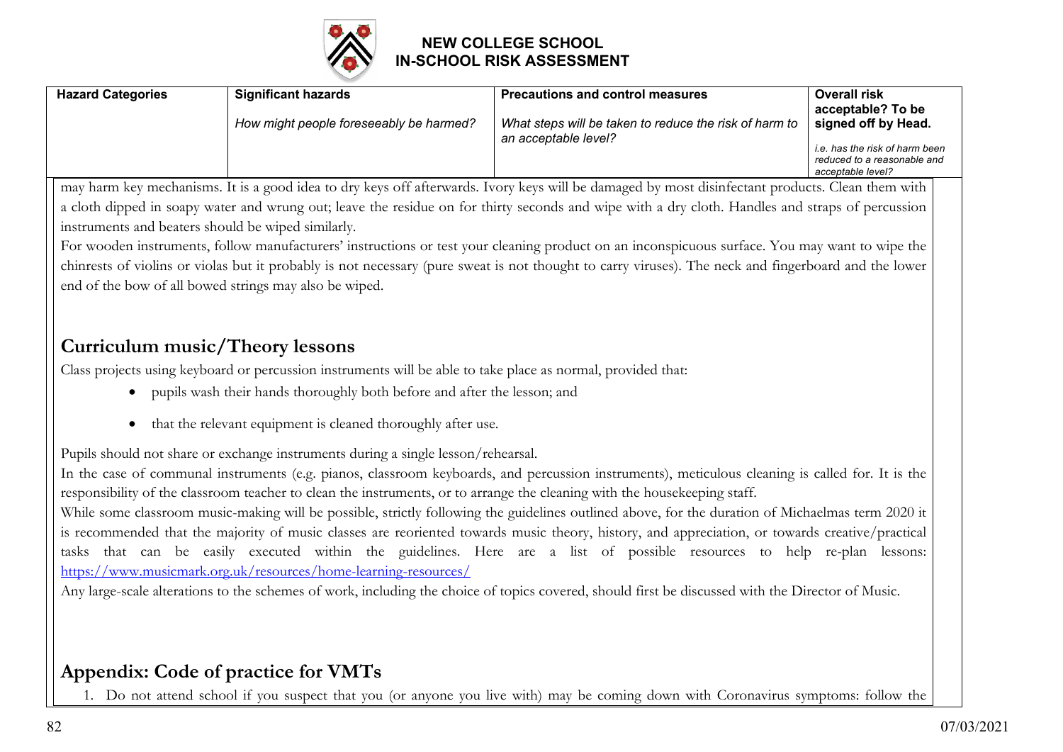| Hazard Categories | Significant hazards<br><br>*How might people foreseeably be harmed?* | Precautions and control measures<br><br>*What steps will be taken to reduce the risk of harm to an acceptable level?* | Overall risk acceptable? To be signed off by Head.<br><br>*i.e. has the risk of harm been reduced to a reasonable and acceptable level?* |
|---|---|---|---|

may harm key mechanisms. It is a good idea to dry keys off afterwards. Ivory keys will be damaged by most disinfectant products. Clean them with a cloth dipped in soapy water and wrung out; leave the residue on for thirty seconds and wipe with a dry cloth. Handles and straps of percussion instruments and beaters should be wiped similarly.

For wooden instruments, follow manufacturers' instructions or test your cleaning product on an inconspicuous surface. You may want to wipe the chinrests of violins or violas but it probably is not necessary (pure sweat is not thought to carry viruses). The neck and fingerboard and the lower end of the bow of all bowed strings may also be wiped.

## Curriculum music/Theory lessons

Class projects using keyboard or percussion instruments will be able to take place as normal, provided that:

- pupils wash their hands thoroughly both before and after the lesson; and
- that the relevant equipment is cleaned thoroughly after use.

Pupils should not share or exchange instruments during a single lesson/rehearsal.

In the case of communal instruments (e.g. pianos, classroom keyboards, and percussion instruments), meticulous cleaning is called for. It is the responsibility of the classroom teacher to clean the instruments, or to arrange the cleaning with the housekeeping staff.

While some classroom music-making will be possible, strictly following the guidelines outlined above, for the duration of Michaelmas term 2020 it is recommended that the majority of music classes are reoriented towards music theory, history, and appreciation, or towards creative/practical tasks that can be easily executed within the guidelines. Here are a list of possible resources to help re-plan lessons: https://www.musicmark.org.uk/resources/home-learning-resources/

Any large-scale alterations to the schemes of work, including the choice of topics covered, should first be discussed with the Director of Music.

## Appendix: Code of practice for VMTs

1. Do not attend school if you suspect that you (or anyone you live with) may be coming down with Coronavirus symptoms: follow the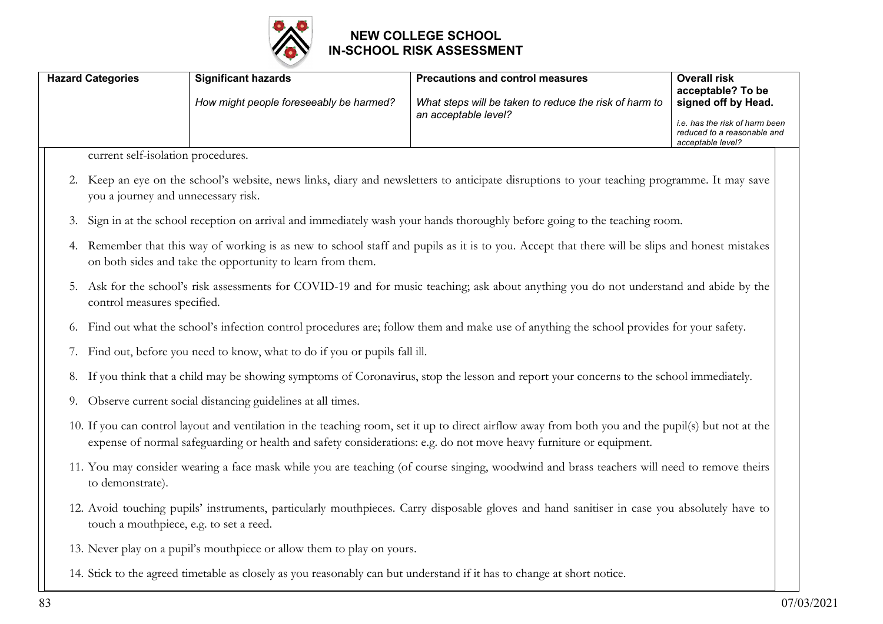# NEW COLLEGE SCHOOL
## IN-SCHOOL RISK ASSESSMENT

| Hazard Categories | Significant hazards<br><br>*How might people foreseeably be harmed?* | Precautions and control measures<br><br>*What steps will be taken to reduce the risk of harm to an acceptable level?* | Overall risk acceptable? To be signed off by Head.<br><br>*i.e. has the risk of harm been reduced to a reasonable and acceptable level?* |
|---|---|---|---|

current self-isolation procedures.

2. Keep an eye on the school's website, news links, diary and newsletters to anticipate disruptions to your teaching programme. It may save you a journey and unnecessary risk.
3. Sign in at the school reception on arrival and immediately wash your hands thoroughly before going to the teaching room.
4. Remember that this way of working is as new to school staff and pupils as it is to you. Accept that there will be slips and honest mistakes on both sides and take the opportunity to learn from them.
5. Ask for the school's risk assessments for COVID-19 and for music teaching; ask about anything you do not understand and abide by the control measures specified.
6. Find out what the school's infection control procedures are; follow them and make use of anything the school provides for your safety.
7. Find out, before you need to know, what to do if you or pupils fall ill.
8. If you think that a child may be showing symptoms of Coronavirus, stop the lesson and report your concerns to the school immediately.
9. Observe current social distancing guidelines at all times.
10. If you can control layout and ventilation in the teaching room, set it up to direct airflow away from both you and the pupil(s) but not at the expense of normal safeguarding or health and safety considerations: e.g. do not move heavy furniture or equipment.
11. You may consider wearing a face mask while you are teaching (of course singing, woodwind and brass teachers will need to remove theirs to demonstrate).
12. Avoid touching pupils' instruments, particularly mouthpieces. Carry disposable gloves and hand sanitiser in case you absolutely have to touch a mouthpiece, e.g. to set a reed.
13. Never play on a pupil's mouthpiece or allow them to play on yours.
14. Stick to the agreed timetable as closely as you reasonably can but understand if it has to change at short notice.

07/03/2021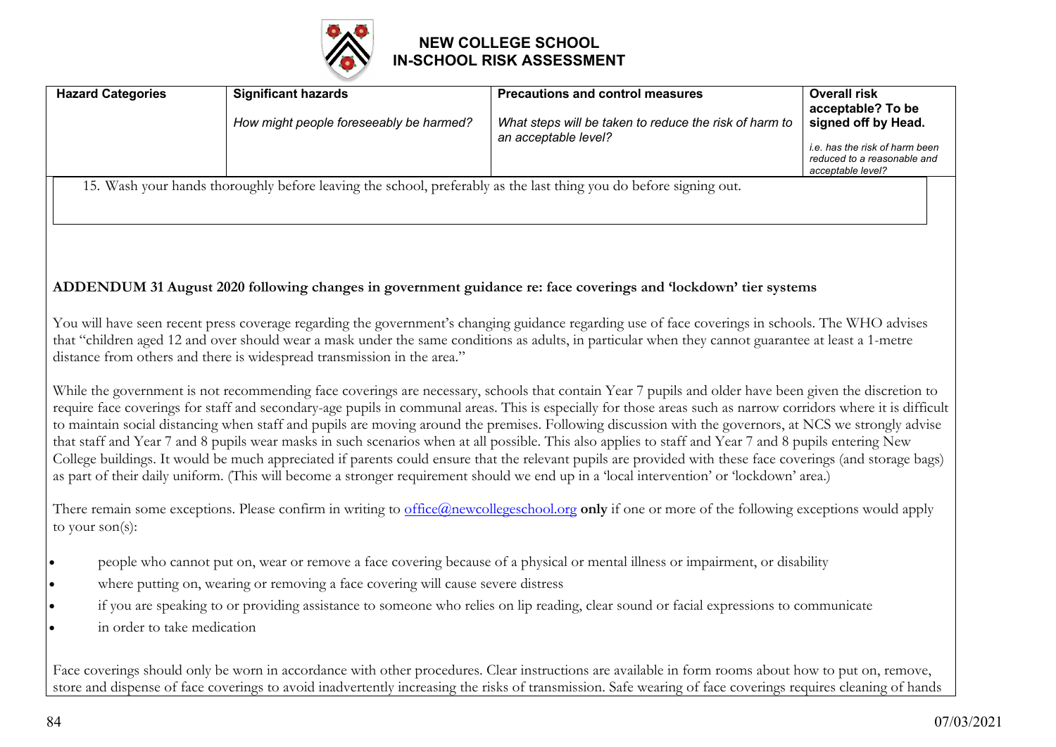# NEW COLLEGE SCHOOL
## IN-SCHOOL RISK ASSESSMENT

| Hazard Categories | Significant hazards<br><br>*How might people foreseeably be harmed?* | Precautions and control measures<br><br>*What steps will be taken to reduce the risk of harm to an acceptable level?* | Overall risk acceptable? To be signed off by Head.<br><br>*i.e. has the risk of harm been reduced to a reasonable and acceptable level?* |
|---|---|---|---|
| 15. Wash your hands thoroughly before leaving the school, preferably as the last thing you do before signing out. | | | |

**ADDENDUM 31 August 2020 following changes in government guidance re: face coverings and 'lockdown' tier systems**

You will have seen recent press coverage regarding the government's changing guidance regarding use of face coverings in schools. The WHO advises that "children aged 12 and over should wear a mask under the same conditions as adults, in particular when they cannot guarantee at least a 1-metre distance from others and there is widespread transmission in the area."

While the government is not recommending face coverings are necessary, schools that contain Year 7 pupils and older have been given the discretion to require face coverings for staff and secondary-age pupils in communal areas. This is especially for those areas such as narrow corridors where it is difficult to maintain social distancing when staff and pupils are moving around the premises. Following discussion with the governors, at NCS we strongly advise that staff and Year 7 and 8 pupils wear masks in such scenarios when at all possible. This also applies to staff and Year 7 and 8 pupils entering New College buildings. It would be much appreciated if parents could ensure that the relevant pupils are provided with these face coverings (and storage bags) as part of their daily uniform. (This will become a stronger requirement should we end up in a 'local intervention' or 'lockdown' area.)

There remain some exceptions. Please confirm in writing to office@newcollegeschool.org **only** if one or more of the following exceptions would apply to your son(s):

- people who cannot put on, wear or remove a face covering because of a physical or mental illness or impairment, or disability
- where putting on, wearing or removing a face covering will cause severe distress
- if you are speaking to or providing assistance to someone who relies on lip reading, clear sound or facial expressions to communicate
- in order to take medication

Face coverings should only be worn in accordance with other procedures. Clear instructions are available in form rooms about how to put on, remove, store and dispense of face coverings to avoid inadvertently increasing the risks of transmission. Safe wearing of face coverings requires cleaning of hands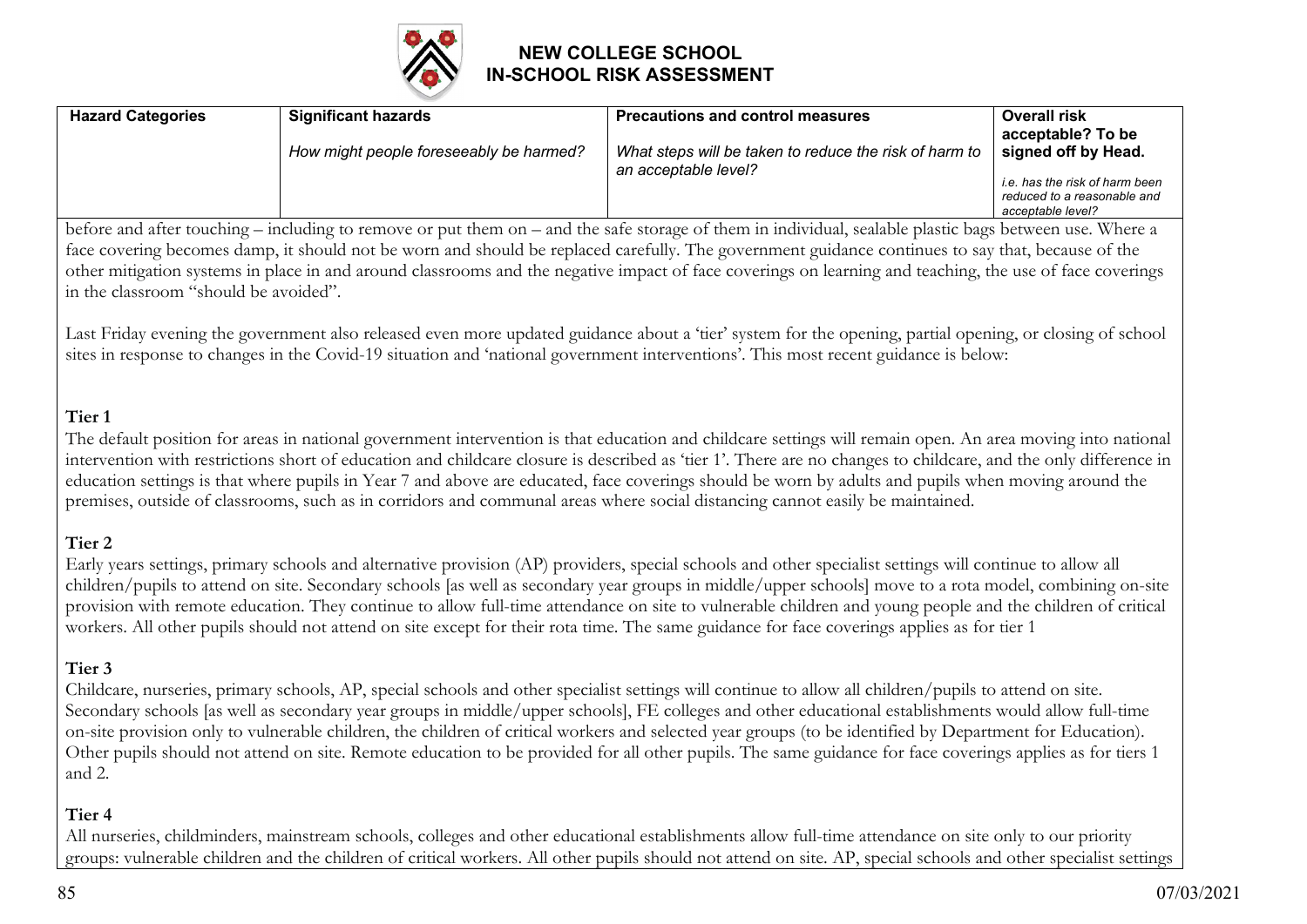| Hazard Categories | Significant hazards<br><br>*How might people foreseeably be harmed?* | Precautions and control measures<br><br>*What steps will be taken to reduce the risk of harm to an acceptable level?* | Overall risk acceptable? To be signed off by Head.<br><br>*i.e. has the risk of harm been reduced to a reasonable and acceptable level?* |
|---|---|---|---|

before and after touching – including to remove or put them on – and the safe storage of them in individual, sealable plastic bags between use. Where a face covering becomes damp, it should not be worn and should be replaced carefully. The government guidance continues to say that, because of the other mitigation systems in place in and around classrooms and the negative impact of face coverings on learning and teaching, the use of face coverings in the classroom "should be avoided".

Last Friday evening the government also released even more updated guidance about a 'tier' system for the opening, partial opening, or closing of school sites in response to changes in the Covid-19 situation and 'national government interventions'. This most recent guidance is below:

**Tier 1**

The default position for areas in national government intervention is that education and childcare settings will remain open. An area moving into national intervention with restrictions short of education and childcare closure is described as 'tier 1'. There are no changes to childcare, and the only difference in education settings is that where pupils in Year 7 and above are educated, face coverings should be worn by adults and pupils when moving around the premises, outside of classrooms, such as in corridors and communal areas where social distancing cannot easily be maintained.

**Tier 2**

Early years settings, primary schools and alternative provision (AP) providers, special schools and other specialist settings will continue to allow all children/pupils to attend on site. Secondary schools [as well as secondary year groups in middle/upper schools] move to a rota model, combining on-site provision with remote education. They continue to allow full-time attendance on site to vulnerable children and young people and the children of critical workers. All other pupils should not attend on site except for their rota time. The same guidance for face coverings applies as for tier 1

**Tier 3**

Childcare, nurseries, primary schools, AP, special schools and other specialist settings will continue to allow all children/pupils to attend on site. Secondary schools [as well as secondary year groups in middle/upper schools], FE colleges and other educational establishments would allow full-time on-site provision only to vulnerable children, the children of critical workers and selected year groups (to be identified by Department for Education). Other pupils should not attend on site. Remote education to be provided for all other pupils. The same guidance for face coverings applies as for tiers 1 and 2.

**Tier 4**

All nurseries, childminders, mainstream schools, colleges and other educational establishments allow full-time attendance on site only to our priority groups: vulnerable children and the children of critical workers. All other pupils should not attend on site. AP, special schools and other specialist settings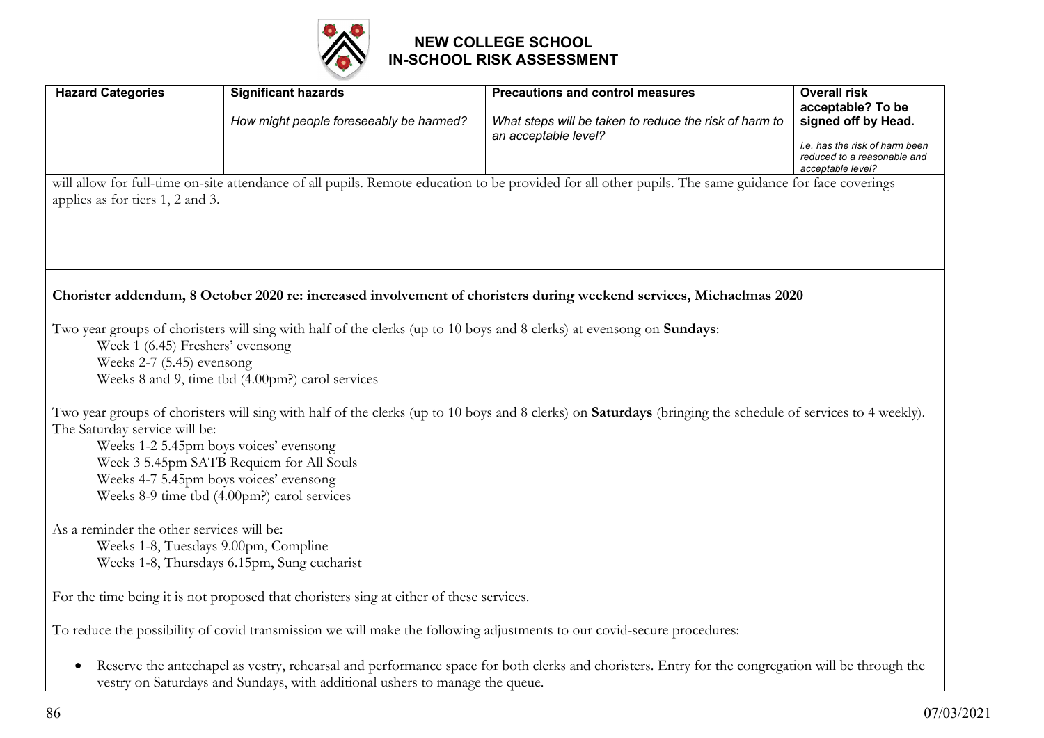# NEW COLLEGE SCHOOL
# IN-SCHOOL RISK ASSESSMENT

| Hazard Categories | Significant hazards<br><br>*How might people foreseeably be harmed?* | Precautions and control measures<br><br>*What steps will be taken to reduce the risk of harm to an acceptable level?* | Overall risk acceptable? To be signed off by Head.<br><br>*i.e. has the risk of harm been reduced to a reasonable and acceptable level?* |
|---|---|---|---|

will allow for full-time on-site attendance of all pupils. Remote education to be provided for all other pupils. The same guidance for face coverings applies as for tiers 1, 2 and 3.

**Chorister addendum, 8 October 2020 re: increased involvement of choristers during weekend services, Michaelmas 2020**

Two year groups of choristers will sing with half of the clerks (up to 10 boys and 8 clerks) at evensong on **Sundays**:

- Week 1 (6.45) Freshers' evensong
- Weeks 2-7 (5.45) evensong
- Weeks 8 and 9, time tbd (4.00pm?) carol services

Two year groups of choristers will sing with half of the clerks (up to 10 boys and 8 clerks) on **Saturdays** (bringing the schedule of services to 4 weekly). The Saturday service will be:

- Weeks 1-2 5.45pm boys voices' evensong
- Week 3 5.45pm SATB Requiem for All Souls
- Weeks 4-7 5.45pm boys voices' evensong
- Weeks 8-9 time tbd (4.00pm?) carol services

As a reminder the other services will be:

- Weeks 1-8, Tuesdays 9.00pm, Compline
- Weeks 1-8, Thursdays 6.15pm, Sung eucharist

For the time being it is not proposed that choristers sing at either of these services.

To reduce the possibility of covid transmission we will make the following adjustments to our covid-secure procedures:

- Reserve the antechapel as vestry, rehearsal and performance space for both clerks and choristers. Entry for the congregation will be through the vestry on Saturdays and Sundays, with additional ushers to manage the queue.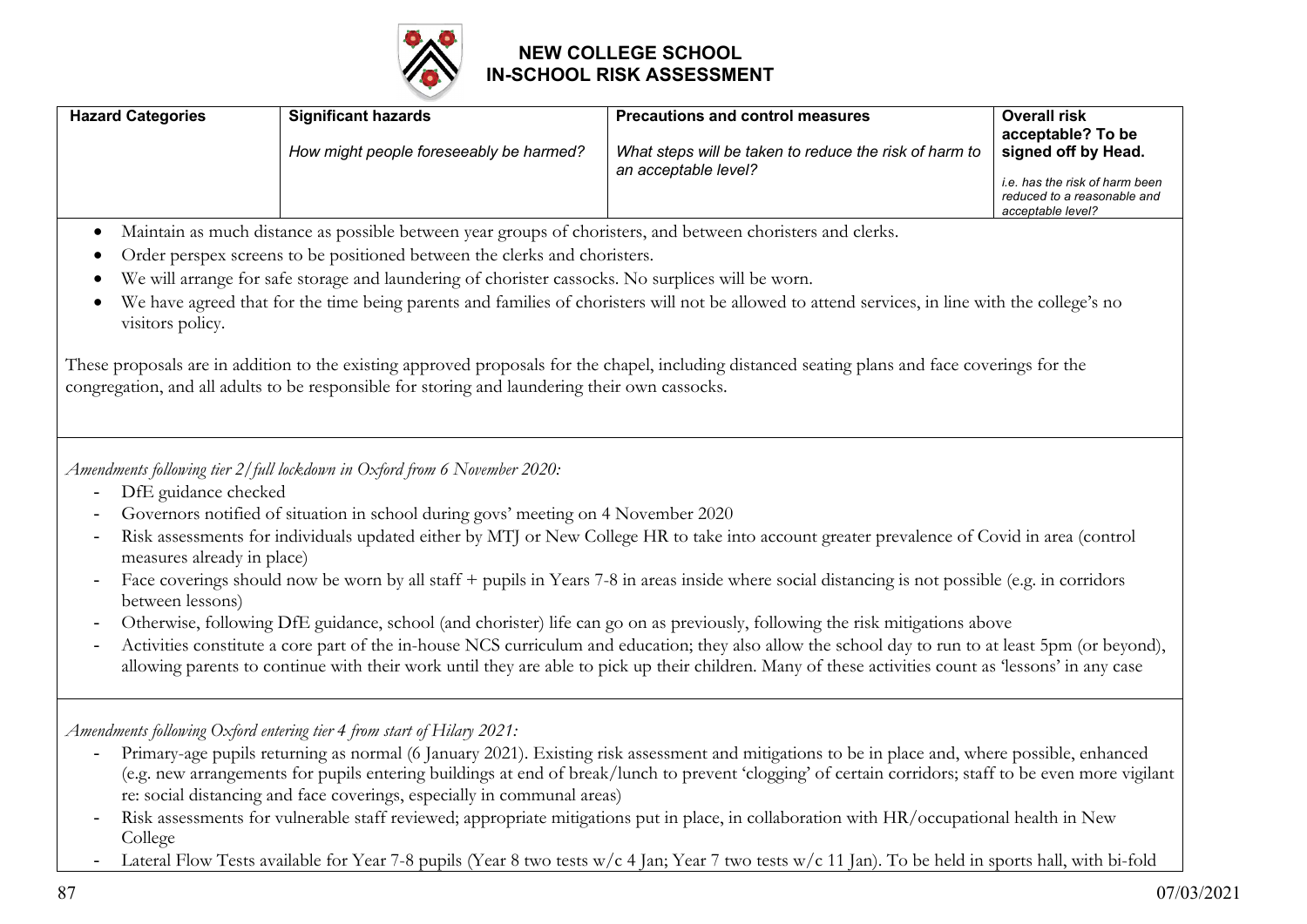# NEW COLLEGE SCHOOL
## IN-SCHOOL RISK ASSESSMENT

| Hazard Categories | Significant hazards<br><br>*How might people foreseeably be harmed?* | Precautions and control measures<br><br>*What steps will be taken to reduce the risk of harm to an acceptable level?* | Overall risk acceptable? To be signed off by Head.<br><br>*i.e. has the risk of harm been reduced to a reasonable and acceptable level?* |
|---|---|---|---|

- Maintain as much distance as possible between year groups of choristers, and between choristers and clerks.
- Order perspex screens to be positioned between the clerks and choristers.
- We will arrange for safe storage and laundering of chorister cassocks. No surplices will be worn.
- We have agreed that for the time being parents and families of choristers will not be allowed to attend services, in line with the college's no visitors policy.

These proposals are in addition to the existing approved proposals for the chapel, including distanced seating plans and face coverings for the congregation, and all adults to be responsible for storing and laundering their own cassocks.

*Amendments following tier 2/full lockdown in Oxford from 6 November 2020:*

- DfE guidance checked
- Governors notified of situation in school during govs' meeting on 4 November 2020
- Risk assessments for individuals updated either by MTJ or New College HR to take into account greater prevalence of Covid in area (control measures already in place)
- Face coverings should now be worn by all staff + pupils in Years 7-8 in areas inside where social distancing is not possible (e.g. in corridors between lessons)
- Otherwise, following DfE guidance, school (and chorister) life can go on as previously, following the risk mitigations above
- Activities constitute a core part of the in-house NCS curriculum and education; they also allow the school day to run to at least 5pm (or beyond), allowing parents to continue with their work until they are able to pick up their children. Many of these activities count as 'lessons' in any case

*Amendments following Oxford entering tier 4 from start of Hilary 2021:*

- Primary-age pupils returning as normal (6 January 2021). Existing risk assessment and mitigations to be in place and, where possible, enhanced (e.g. new arrangements for pupils entering buildings at end of break/lunch to prevent 'clogging' of certain corridors; staff to be even more vigilant re: social distancing and face coverings, especially in communal areas)
- Risk assessments for vulnerable staff reviewed; appropriate mitigations put in place, in collaboration with HR/occupational health in New College
- Lateral Flow Tests available for Year 7-8 pupils (Year 8 two tests w/c 4 Jan; Year 7 two tests w/c 11 Jan). To be held in sports hall, with bi-fold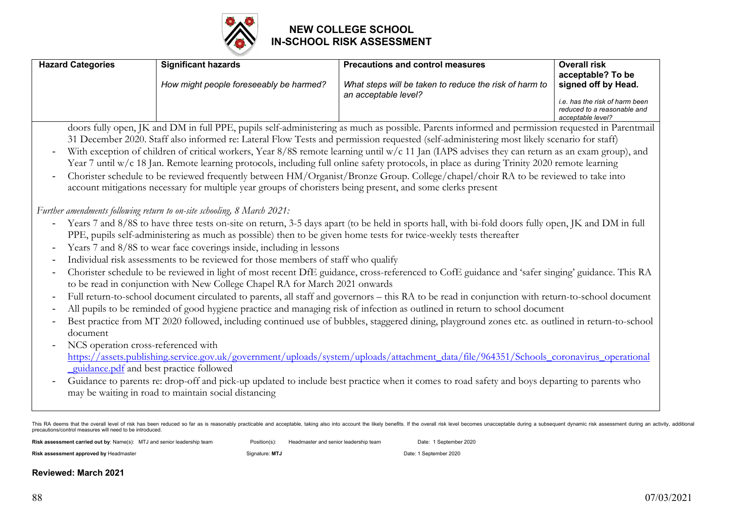# NEW COLLEGE SCHOOL
# IN-SCHOOL RISK ASSESSMENT

| Hazard Categories | Significant hazards<br><br>*How might people foreseeably be harmed?* | Precautions and control measures<br><br>*What steps will be taken to reduce the risk of harm to an acceptable level?* | Overall risk acceptable? To be signed off by Head.<br><br>*i.e. has the risk of harm been reduced to a reasonable and acceptable level?* |
|---|---|---|---|

doors fully open, JK and DM in full PPE, pupils self-administering as much as possible. Parents informed and permission requested in Parentmail 31 December 2020. Staff also informed re: Lateral Flow Tests and permission requested (self-administering most likely scenario for staff)

- With exception of children of critical workers, Year 8/8S remote learning until w/c 11 Jan (IAPS advises they can return as an exam group), and Year 7 until w/c 18 Jan. Remote learning protocols, including full online safety protocols, in place as during Trinity 2020 remote learning
- Chorister schedule to be reviewed frequently between HM/Organist/Bronze Group. College/chapel/choir RA to be reviewed to take into account mitigations necessary for multiple year groups of choristers being present, and some clerks present

*Further amendments following return to on-site schooling, 8 March 2021:*

- Years 7 and 8/8S to have three tests on-site on return, 3-5 days apart (to be held in sports hall, with bi-fold doors fully open, JK and DM in full PPE, pupils self-administering as much as possible) then to be given home tests for twice-weekly tests thereafter
- Years 7 and 8/8S to wear face coverings inside, including in lessons
- Individual risk assessments to be reviewed for those members of staff who qualify
- Chorister schedule to be reviewed in light of most recent DfE guidance, cross-referenced to CofE guidance and 'safer singing' guidance. This RA to be read in conjunction with New College Chapel RA for March 2021 onwards
- Full return-to-school document circulated to parents, all staff and governors – this RA to be read in conjunction with return-to-school document
- All pupils to be reminded of good hygiene practice and managing risk of infection as outlined in return to school document
- Best practice from MT 2020 followed, including continued use of bubbles, staggered dining, playground zones etc. as outlined in return-to-school document
- NCS operation cross-referenced with https://assets.publishing.service.gov.uk/government/uploads/system/uploads/attachment_data/file/964351/Schools_coronavirus_operational_guidance.pdf and best practice followed
- Guidance to parents re: drop-off and pick-up updated to include best practice when it comes to road safety and boys departing to parents who may be waiting in road to maintain social distancing

This RA deems that the overall level of risk has been reduced so far as is reasonably practicable and acceptable, taking also into account the likely benefits. If the overall risk level becomes unacceptable during a subsequent dynamic risk assessment during an activity, additional precautions/control measures will need to be introduced.

**Risk assessment carried out by**: Name(s): MTJ and senior leadership team    Position(s): Headmaster and senior leadership team    Date: 1 September 2020

**Risk assessment approved by** Headmaster    Signature: **MTJ**    Date: 1 September 2020

**Reviewed: March 2021**